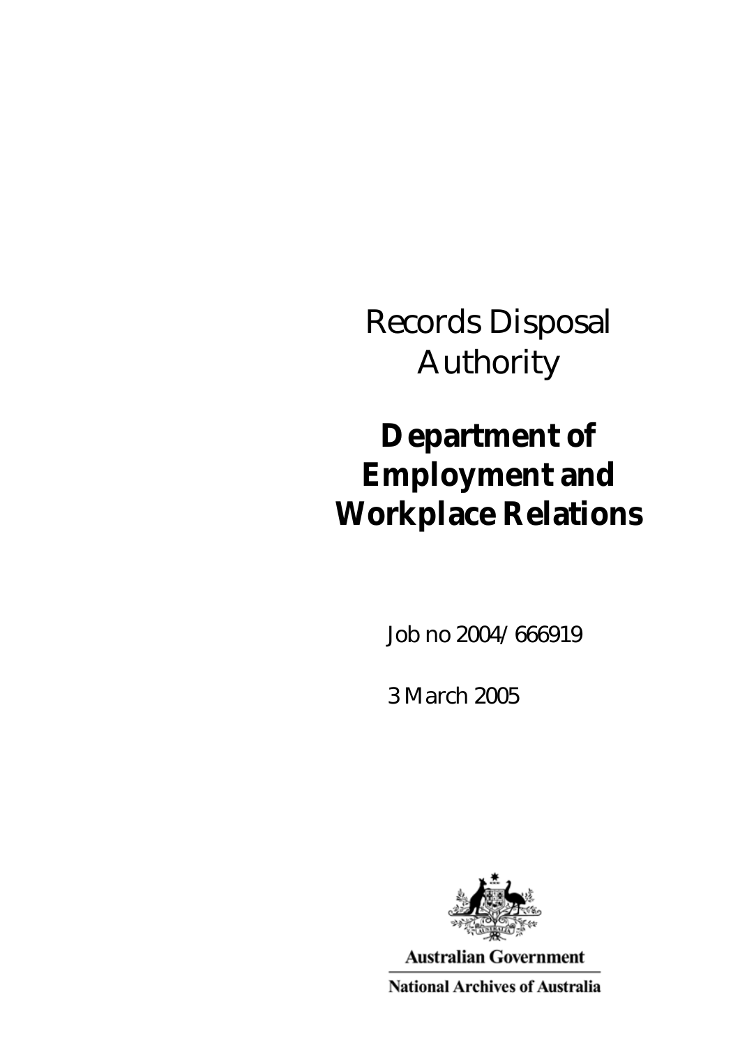# Records Disposal Authority

## Department of Employment and Workplace Relations

Job no 2004/666919

3 March 2005

Australian Government

National Archives of Australia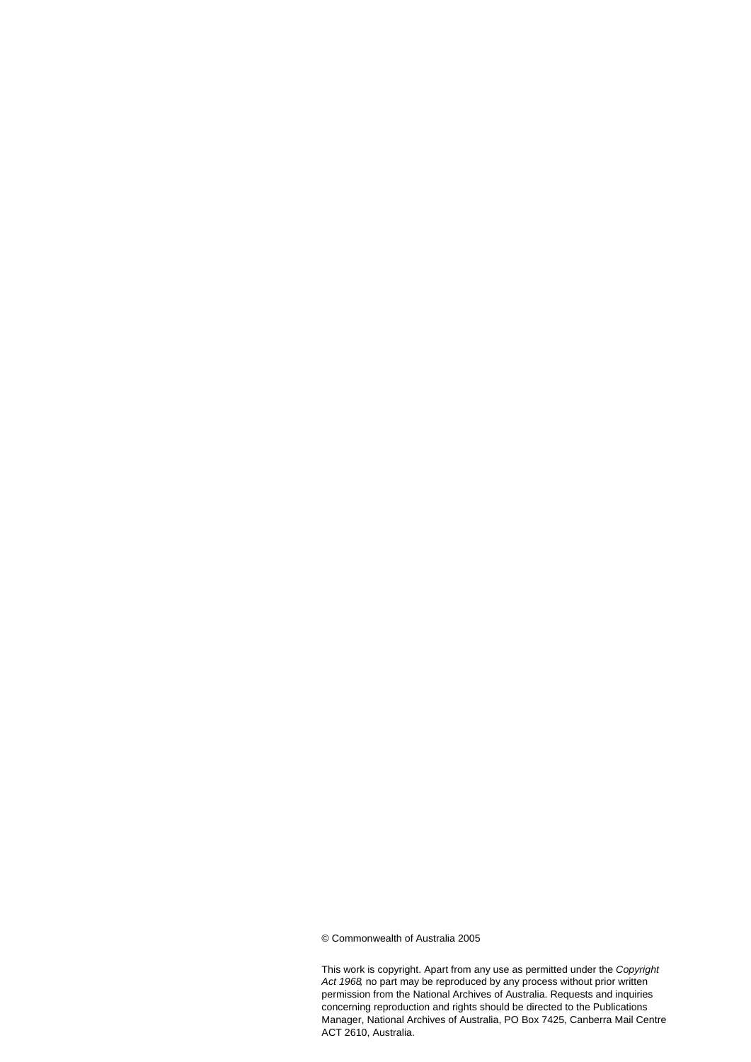© Commonwealth of Australia 2005

This work is copyright. Apart from any use as permitted under the *Copyright Act 1968*, no part may be reproduced by any process without prior written permission from the National Archives of Australia. Requests and inquiries concerning reproduction and rights should be directed to the Publications Manager, National Archives of Australia, PO Box 7425, Canberra Mail Centre ACT 2610, Australia.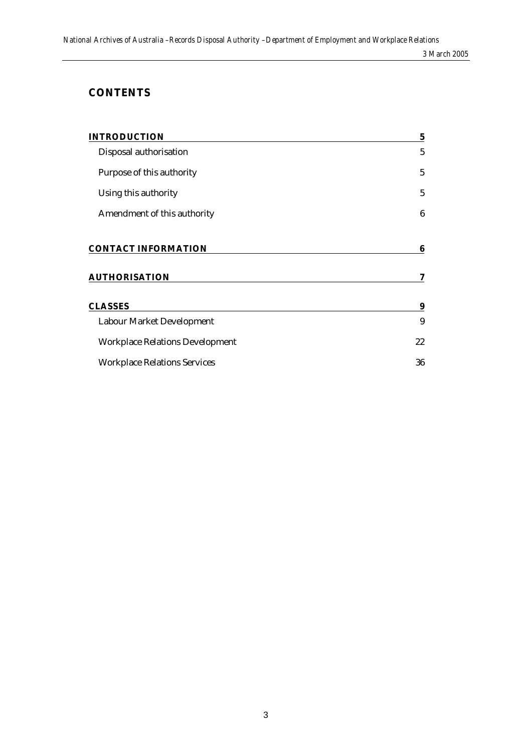# CONTENTS

| | |
|---|---|
| **INTRODUCTION** | **5** |
| Disposal authorisation | 5 |
| Purpose of this authority | 5 |
| Using this authority | 5 |
| Amendment of this authority | 6 |
| **CONTACT INFORMATION** | **6** |
| **AUTHORISATION** | **7** |
| **CLASSES** | **9** |
| Labour Market Development | 9 |
| Workplace Relations Development | 22 |
| Workplace Relations Services | 36 |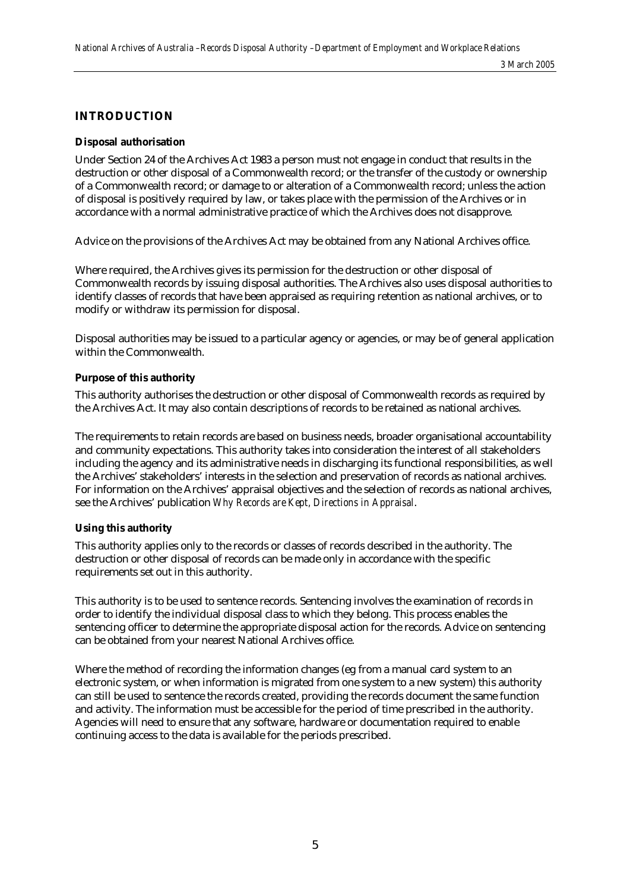## INTRODUCTION

### Disposal authorisation

Under Section 24 of the Archives Act 1983 a person must not engage in conduct that results in the destruction or other disposal of a Commonwealth record; or the transfer of the custody or ownership of a Commonwealth record; or damage to or alteration of a Commonwealth record; unless the action of disposal is positively required by law, or takes place with the permission of the Archives or in accordance with a normal administrative practice of which the Archives does not disapprove.

Advice on the provisions of the Archives Act may be obtained from any National Archives office.

Where required, the Archives gives its permission for the destruction or other disposal of Commonwealth records by issuing disposal authorities. The Archives also uses disposal authorities to identify classes of records that have been appraised as requiring retention as national archives, or to modify or withdraw its permission for disposal.

Disposal authorities may be issued to a particular agency or agencies, or may be of general application within the Commonwealth.

### Purpose of this authority

This authority authorises the destruction or other disposal of Commonwealth records as required by the Archives Act. It may also contain descriptions of records to be retained as national archives.

The requirements to retain records are based on business needs, broader organisational accountability and community expectations. This authority takes into consideration the interest of all stakeholders including the agency and its administrative needs in discharging its functional responsibilities, as well the Archives' stakeholders' interests in the selection and preservation of records as national archives. For information on the Archives' appraisal objectives and the selection of records as national archives, see the Archives' publication *Why Records are Kept, Directions in Appraisal*.

### Using this authority

This authority applies only to the records or classes of records described in the authority. The destruction or other disposal of records can be made only in accordance with the specific requirements set out in this authority.

This authority is to be used to sentence records. Sentencing involves the examination of records in order to identify the individual disposal class to which they belong. This process enables the sentencing officer to determine the appropriate disposal action for the records. Advice on sentencing can be obtained from your nearest National Archives office.

Where the method of recording the information changes (eg from a manual card system to an electronic system, or when information is migrated from one system to a new system) this authority can still be used to sentence the records created, providing the records document the same function and activity. The information must be accessible for the period of time prescribed in the authority. Agencies will need to ensure that any software, hardware or documentation required to enable continuing access to the data is available for the periods prescribed.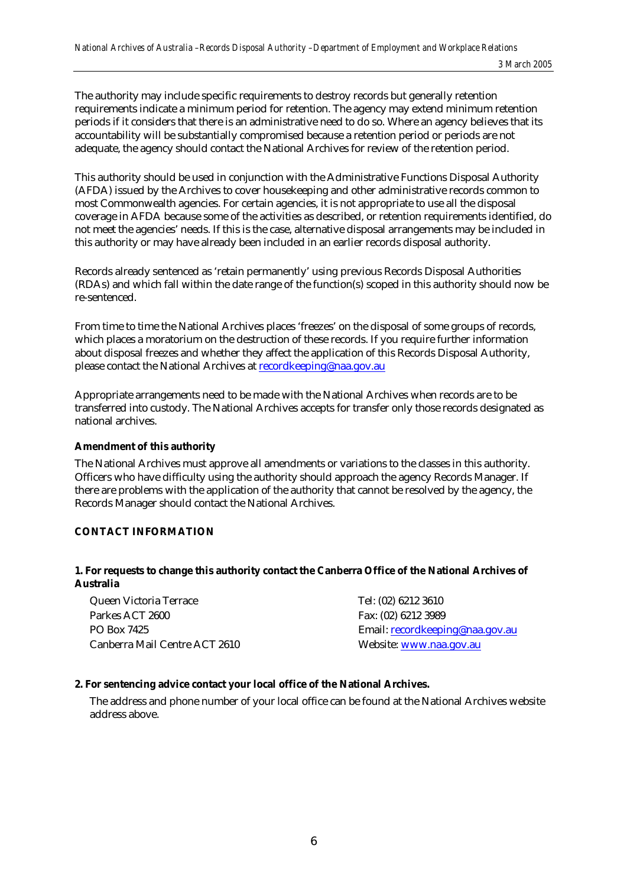The authority may include specific requirements to destroy records but generally retention requirements indicate a minimum period for retention. The agency may extend minimum retention periods if it considers that there is an administrative need to do so. Where an agency believes that its accountability will be substantially compromised because a retention period or periods are not adequate, the agency should contact the National Archives for review of the retention period.

This authority should be used in conjunction with the Administrative Functions Disposal Authority (AFDA) issued by the Archives to cover housekeeping and other administrative records common to most Commonwealth agencies. For certain agencies, it is not appropriate to use all the disposal coverage in AFDA because some of the activities as described, or retention requirements identified, do not meet the agencies' needs. If this is the case, alternative disposal arrangements may be included in this authority or may have already been included in an earlier records disposal authority.

Records already sentenced as 'retain permanently' using previous Records Disposal Authorities (RDAs) and which fall within the date range of the function(s) scoped in this authority should now be re-sentenced.

From time to time the National Archives places 'freezes' on the disposal of some groups of records, which places a moratorium on the destruction of these records. If you require further information about disposal freezes and whether they affect the application of this Records Disposal Authority, please contact the National Archives at recordkeeping@naa.gov.au

Appropriate arrangements need to be made with the National Archives when records are to be transferred into custody. The National Archives accepts for transfer only those records designated as national archives.

**Amendment of this authority**

The National Archives must approve all amendments or variations to the classes in this authority. Officers who have difficulty using the authority should approach the agency Records Manager. If there are problems with the application of the authority that cannot be resolved by the agency, the Records Manager should contact the National Archives.

## CONTACT INFORMATION

**1. For requests to change this authority contact the Canberra Office of the National Archives of Australia**

Queen Victoria Terrace
Parkes ACT 2600
PO Box 7425
Canberra Mail Centre ACT 2610

Tel: (02) 6212 3610
Fax: (02) 6212 3989
Email: recordkeeping@naa.gov.au
Website: www.naa.gov.au

**2. For sentencing advice contact your local office of the National Archives.**

The address and phone number of your local office can be found at the National Archives website address above.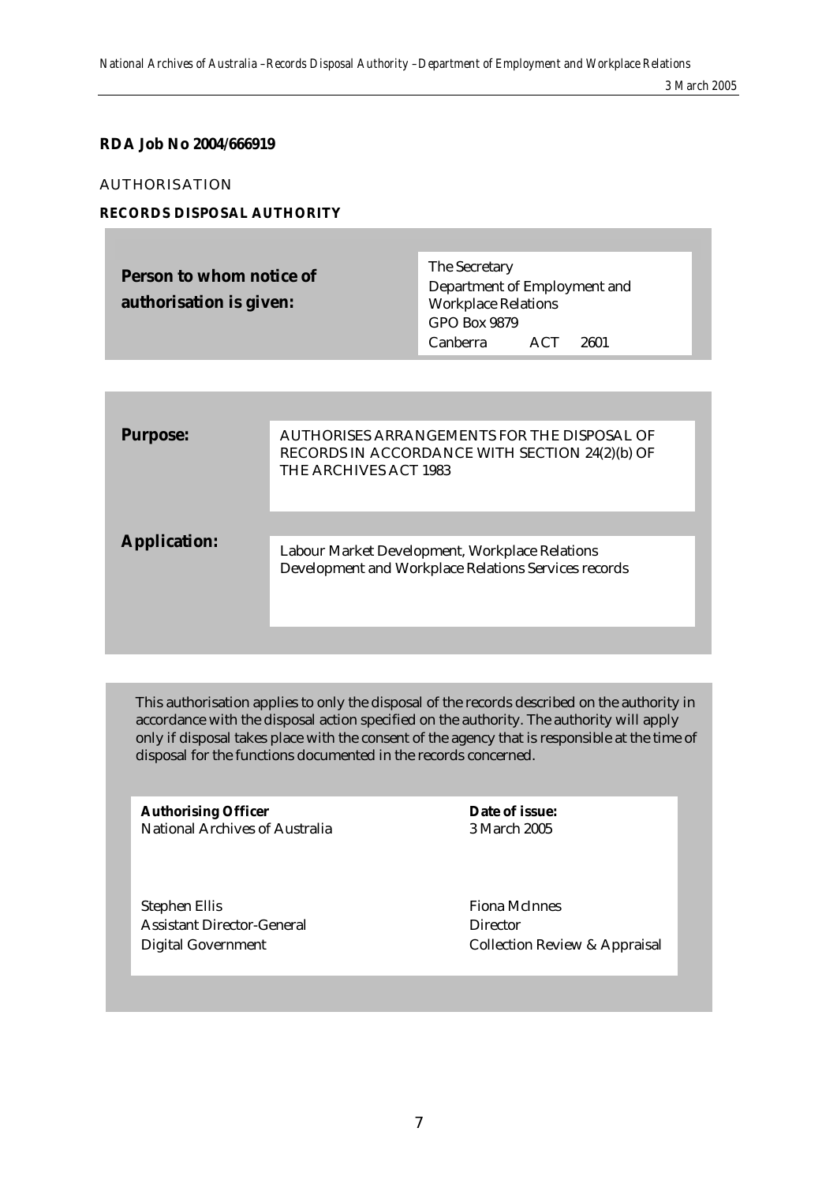**RDA Job No 2004/666919**

AUTHORISATION

**RECORDS DISPOSAL AUTHORITY**

| **Person to whom notice of authorisation is given:** | The Secretary<br>Department of Employment and Workplace Relations<br>GPO Box 9879<br>Canberra ACT 2601 |
|---|---|

| | |
|---|---|
| **Purpose:** | AUTHORISES ARRANGEMENTS FOR THE DISPOSAL OF RECORDS IN ACCORDANCE WITH SECTION 24(2)(b) OF THE ARCHIVES ACT 1983 |
| **Application:** | Labour Market Development, Workplace Relations Development and Workplace Relations Services records |

This authorisation applies to only the disposal of the records described on the authority in accordance with the disposal action specified on the authority. The authority will apply only if disposal takes place with the consent of the agency that is responsible at the time of disposal for the functions documented in the records concerned.

| **Authorising Officer**<br>National Archives of Australia | **Date of issue:**<br>3 March 2005 |
|---|---|
| Stephen Ellis<br>Assistant Director-General<br>Digital Government | Fiona McInnes<br>Director<br>Collection Review & Appraisal |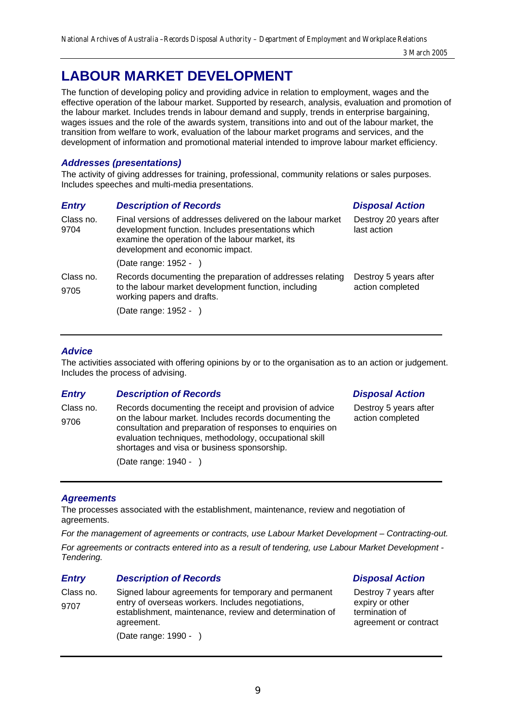# LABOUR MARKET DEVELOPMENT

The function of developing policy and providing advice in relation to employment, wages and the effective operation of the labour market. Supported by research, analysis, evaluation and promotion of the labour market. Includes trends in labour demand and supply, trends in enterprise bargaining, wages issues and the role of the awards system, transitions into and out of the labour market, the transition from welfare to work, evaluation of the labour market programs and services, and the development of information and promotional material intended to improve labour market efficiency.

## *Addresses (presentations)*

The activity of giving addresses for training, professional, community relations or sales purposes. Includes speeches and multi-media presentations.

| *Entry* | *Description of Records* | *Disposal Action* |
|---|---|---|
| Class no. 9704 | Final versions of addresses delivered on the labour market development function. Includes presentations which examine the operation of the labour market, its development and economic impact.<br><br>(Date range: 1952 - ) | Destroy 20 years after last action |
| Class no. 9705 | Records documenting the preparation of addresses relating to the labour market development function, including working papers and drafts.<br><br>(Date range: 1952 - ) | Destroy 5 years after action completed |

## *Advice*

The activities associated with offering opinions by or to the organisation as to an action or judgement. Includes the process of advising.

| *Entry* | *Description of Records* | *Disposal Action* |
|---|---|---|
| Class no. 9706 | Records documenting the receipt and provision of advice on the labour market. Includes records documenting the consultation and preparation of responses to enquiries on evaluation techniques, methodology, occupational skill shortages and visa or business sponsorship.<br><br>(Date range: 1940 - ) | Destroy 5 years after action completed |

## *Agreements*

The processes associated with the establishment, maintenance, review and negotiation of agreements.

*For the management of agreements or contracts, use Labour Market Development – Contracting-out.*

*For agreements or contracts entered into as a result of tendering, use Labour Market Development - Tendering.*

| *Entry* | *Description of Records* | *Disposal Action* |
|---|---|---|
| Class no. 9707 | Signed labour agreements for temporary and permanent entry of overseas workers. Includes negotiations, establishment, maintenance, review and determination of agreement.<br><br>(Date range: 1990 - ) | Destroy 7 years after expiry or other termination of agreement or contract |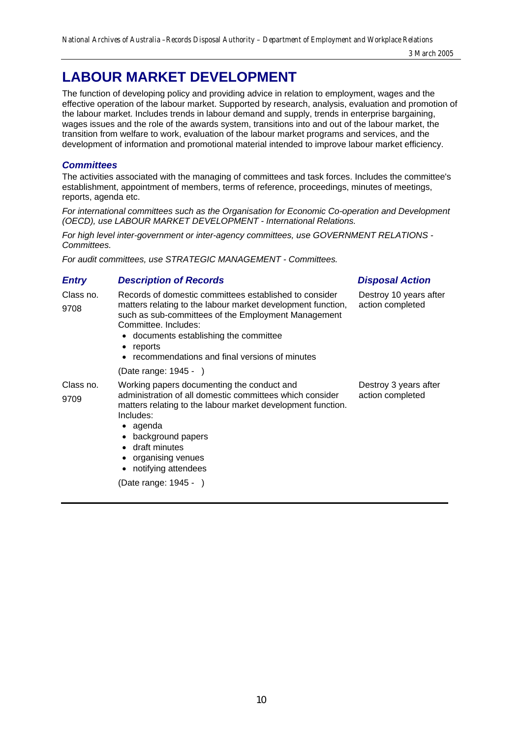# LABOUR MARKET DEVELOPMENT

The function of developing policy and providing advice in relation to employment, wages and the effective operation of the labour market. Supported by research, analysis, evaluation and promotion of the labour market. Includes trends in labour demand and supply, trends in enterprise bargaining, wages issues and the role of the awards system, transitions into and out of the labour market, the transition from welfare to work, evaluation of the labour market programs and services, and the development of information and promotional material intended to improve labour market efficiency.

## *Committees*

The activities associated with the managing of committees and task forces. Includes the committee's establishment, appointment of members, terms of reference, proceedings, minutes of meetings, reports, agenda etc.

*For international committees such as the Organisation for Economic Co-operation and Development (OECD), use LABOUR MARKET DEVELOPMENT - International Relations.*

*For high level inter-government or inter-agency committees, use GOVERNMENT RELATIONS - Committees.*

*For audit committees, use STRATEGIC MANAGEMENT - Committees.*

| *Entry* | *Description of Records* | *Disposal Action* |
|---|---|---|
| Class no. 9708 | Records of domestic committees established to consider matters relating to the labour market development function, such as sub-committees of the Employment Management Committee. Includes:<br>• documents establishing the committee<br>• reports<br>• recommendations and final versions of minutes<br><br>(Date range: 1945 - ) | Destroy 10 years after action completed |
| Class no. 9709 | Working papers documenting the conduct and administration of all domestic committees which consider matters relating to the labour market development function. Includes:<br>• agenda<br>• background papers<br>• draft minutes<br>• organising venues<br>• notifying attendees<br><br>(Date range: 1945 - ) | Destroy 3 years after action completed |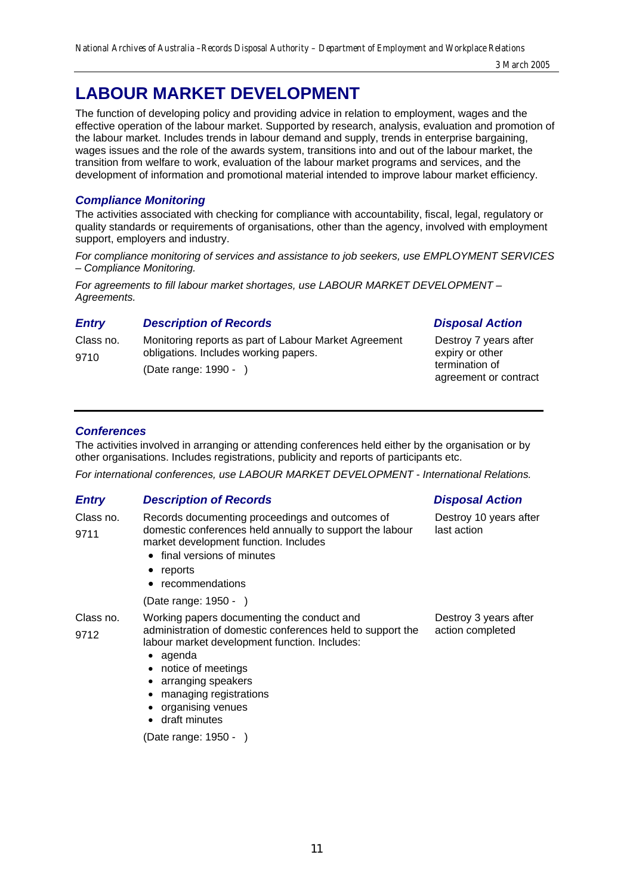# LABOUR MARKET DEVELOPMENT

The function of developing policy and providing advice in relation to employment, wages and the effective operation of the labour market. Supported by research, analysis, evaluation and promotion of the labour market. Includes trends in labour demand and supply, trends in enterprise bargaining, wages issues and the role of the awards system, transitions into and out of the labour market, the transition from welfare to work, evaluation of the labour market programs and services, and the development of information and promotional material intended to improve labour market efficiency.

## *Compliance Monitoring*

The activities associated with checking for compliance with accountability, fiscal, legal, regulatory or quality standards or requirements of organisations, other than the agency, involved with employment support, employers and industry.

*For compliance monitoring of services and assistance to job seekers, use EMPLOYMENT SERVICES – Compliance Monitoring.*

*For agreements to fill labour market shortages, use LABOUR MARKET DEVELOPMENT – Agreements.*

| *Entry* | *Description of Records* | *Disposal Action* |
|---|---|---|
| Class no. 9710 | Monitoring reports as part of Labour Market Agreement obligations. Includes working papers.<br><br>(Date range: 1990 - ) | Destroy 7 years after expiry or other termination of agreement or contract |

## *Conferences*

The activities involved in arranging or attending conferences held either by the organisation or by other organisations. Includes registrations, publicity and reports of participants etc.

*For international conferences, use LABOUR MARKET DEVELOPMENT - International Relations.*

| *Entry* | *Description of Records* | *Disposal Action* |
|---|---|---|
| Class no. 9711 | Records documenting proceedings and outcomes of domestic conferences held annually to support the labour market development function. Includes<br>• final versions of minutes<br>• reports<br>• recommendations<br><br>(Date range: 1950 - ) | Destroy 10 years after last action |
| Class no. 9712 | Working papers documenting the conduct and administration of domestic conferences held to support the labour market development function. Includes:<br>• agenda<br>• notice of meetings<br>• arranging speakers<br>• managing registrations<br>• organising venues<br>• draft minutes<br><br>(Date range: 1950 - ) | Destroy 3 years after action completed |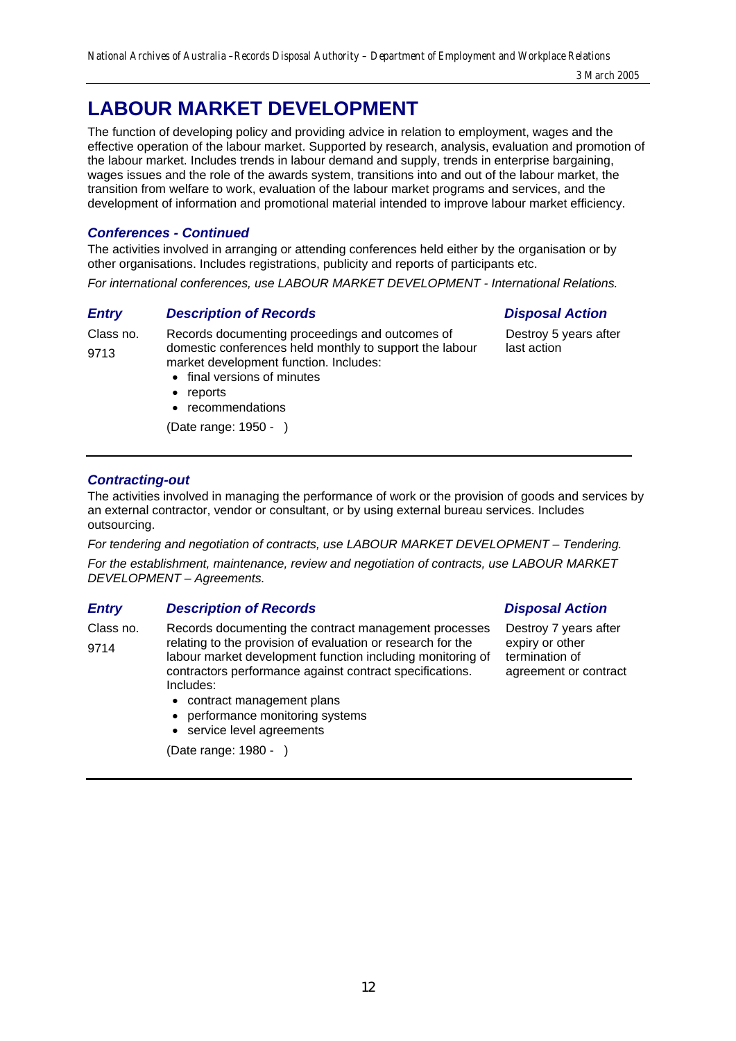# LABOUR MARKET DEVELOPMENT

The function of developing policy and providing advice in relation to employment, wages and the effective operation of the labour market. Supported by research, analysis, evaluation and promotion of the labour market. Includes trends in labour demand and supply, trends in enterprise bargaining, wages issues and the role of the awards system, transitions into and out of the labour market, the transition from welfare to work, evaluation of the labour market programs and services, and the development of information and promotional material intended to improve labour market efficiency.

### *Conferences - Continued*

The activities involved in arranging or attending conferences held either by the organisation or by other organisations. Includes registrations, publicity and reports of participants etc.

*For international conferences, use LABOUR MARKET DEVELOPMENT - International Relations.*

| *Entry* | *Description of Records* | *Disposal Action* |
|---|---|---|
| Class no. 9713 | Records documenting proceedings and outcomes of domestic conferences held monthly to support the labour market development function. Includes:<br>• final versions of minutes<br>• reports<br>• recommendations<br><br>(Date range: 1950 - ) | Destroy 5 years after last action |

### *Contracting-out*

The activities involved in managing the performance of work or the provision of goods and services by an external contractor, vendor or consultant, or by using external bureau services. Includes outsourcing.

*For tendering and negotiation of contracts, use LABOUR MARKET DEVELOPMENT – Tendering.*

*For the establishment, maintenance, review and negotiation of contracts, use LABOUR MARKET DEVELOPMENT – Agreements.*

| *Entry* | *Description of Records* | *Disposal Action* |
|---|---|---|
| Class no. 9714 | Records documenting the contract management processes relating to the provision of evaluation or research for the labour market development function including monitoring of contractors performance against contract specifications. Includes:<br>• contract management plans<br>• performance monitoring systems<br>• service level agreements<br><br>(Date range: 1980 - ) | Destroy 7 years after expiry or other termination of agreement or contract |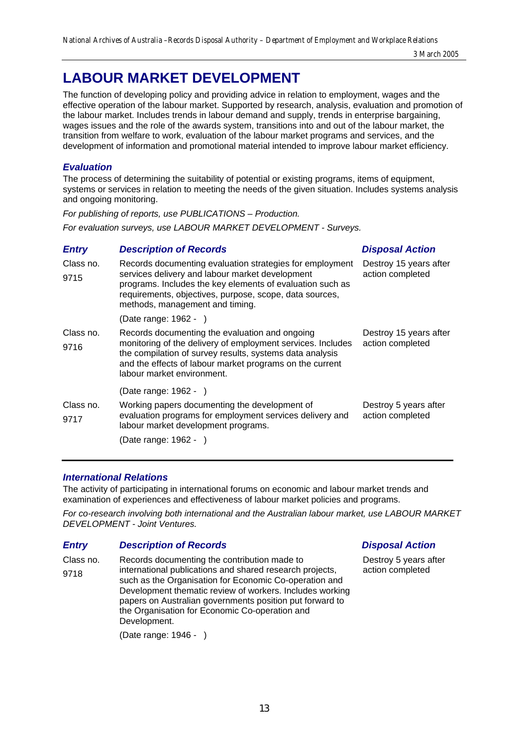# LABOUR MARKET DEVELOPMENT

The function of developing policy and providing advice in relation to employment, wages and the effective operation of the labour market. Supported by research, analysis, evaluation and promotion of the labour market. Includes trends in labour demand and supply, trends in enterprise bargaining, wages issues and the role of the awards system, transitions into and out of the labour market, the transition from welfare to work, evaluation of the labour market programs and services, and the development of information and promotional material intended to improve labour market efficiency.

## *Evaluation*

The process of determining the suitability of potential or existing programs, items of equipment, systems or services in relation to meeting the needs of the given situation. Includes systems analysis and ongoing monitoring.

*For publishing of reports, use PUBLICATIONS – Production.*

*For evaluation surveys, use LABOUR MARKET DEVELOPMENT - Surveys.*

| *Entry* | *Description of Records* | *Disposal Action* |
|---|---|---|
| Class no. 9715 | Records documenting evaluation strategies for employment services delivery and labour market development programs. Includes the key elements of evaluation such as requirements, objectives, purpose, scope, data sources, methods, management and timing.<br>(Date range: 1962 - ) | Destroy 15 years after action completed |
| Class no. 9716 | Records documenting the evaluation and ongoing monitoring of the delivery of employment services. Includes the compilation of survey results, systems data analysis and the effects of labour market programs on the current labour market environment.<br>(Date range: 1962 - ) | Destroy 15 years after action completed |
| Class no. 9717 | Working papers documenting the development of evaluation programs for employment services delivery and labour market development programs.<br>(Date range: 1962 - ) | Destroy 5 years after action completed |

## *International Relations*

The activity of participating in international forums on economic and labour market trends and examination of experiences and effectiveness of labour market policies and programs.

*For co-research involving both international and the Australian labour market, use LABOUR MARKET DEVELOPMENT - Joint Ventures.*

| *Entry* | *Description of Records* | *Disposal Action* |
|---|---|---|
| Class no. 9718 | Records documenting the contribution made to international publications and shared research projects, such as the Organisation for Economic Co-operation and Development thematic review of workers. Includes working papers on Australian governments position put forward to the Organisation for Economic Co-operation and Development.<br>(Date range: 1946 - ) | Destroy 5 years after action completed |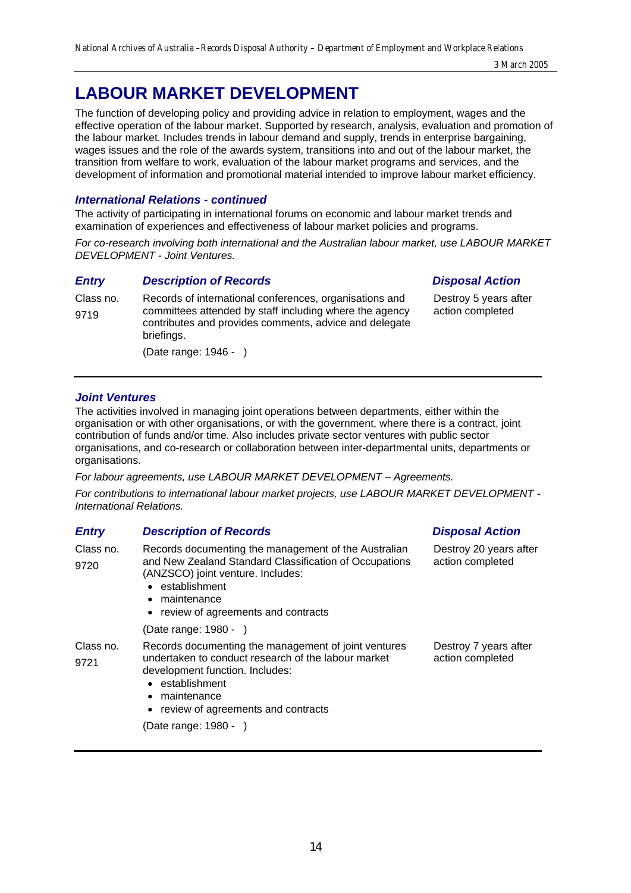# LABOUR MARKET DEVELOPMENT

The function of developing policy and providing advice in relation to employment, wages and the effective operation of the labour market. Supported by research, analysis, evaluation and promotion of the labour market. Includes trends in labour demand and supply, trends in enterprise bargaining, wages issues and the role of the awards system, transitions into and out of the labour market, the transition from welfare to work, evaluation of the labour market programs and services, and the development of information and promotional material intended to improve labour market efficiency.

### *International Relations - continued*

The activity of participating in international forums on economic and labour market trends and examination of experiences and effectiveness of labour market policies and programs.

*For co-research involving both international and the Australian labour market, use LABOUR MARKET DEVELOPMENT - Joint Ventures.*

| *Entry* | *Description of Records* | *Disposal Action* |
|---|---|---|
| Class no. 9719 | Records of international conferences, organisations and committees attended by staff including where the agency contributes and provides comments, advice and delegate briefings. (Date range: 1946 - ) | Destroy 5 years after action completed |

### *Joint Ventures*

The activities involved in managing joint operations between departments, either within the organisation or with other organisations, or with the government, where there is a contract, joint contribution of funds and/or time. Also includes private sector ventures with public sector organisations, and co-research or collaboration between inter-departmental units, departments or organisations.

*For labour agreements, use LABOUR MARKET DEVELOPMENT – Agreements.*

*For contributions to international labour market projects, use LABOUR MARKET DEVELOPMENT - International Relations.*

| *Entry* | *Description of Records* | *Disposal Action* |
|---|---|---|
| Class no. 9720 | Records documenting the management of the Australian and New Zealand Standard Classification of Occupations (ANZSCO) joint venture. Includes: <br>• establishment <br>• maintenance <br>• review of agreements and contracts <br>(Date range: 1980 - ) | Destroy 20 years after action completed |
| Class no. 9721 | Records documenting the management of joint ventures undertaken to conduct research of the labour market development function. Includes: <br>• establishment <br>• maintenance <br>• review of agreements and contracts <br>(Date range: 1980 - ) | Destroy 7 years after action completed |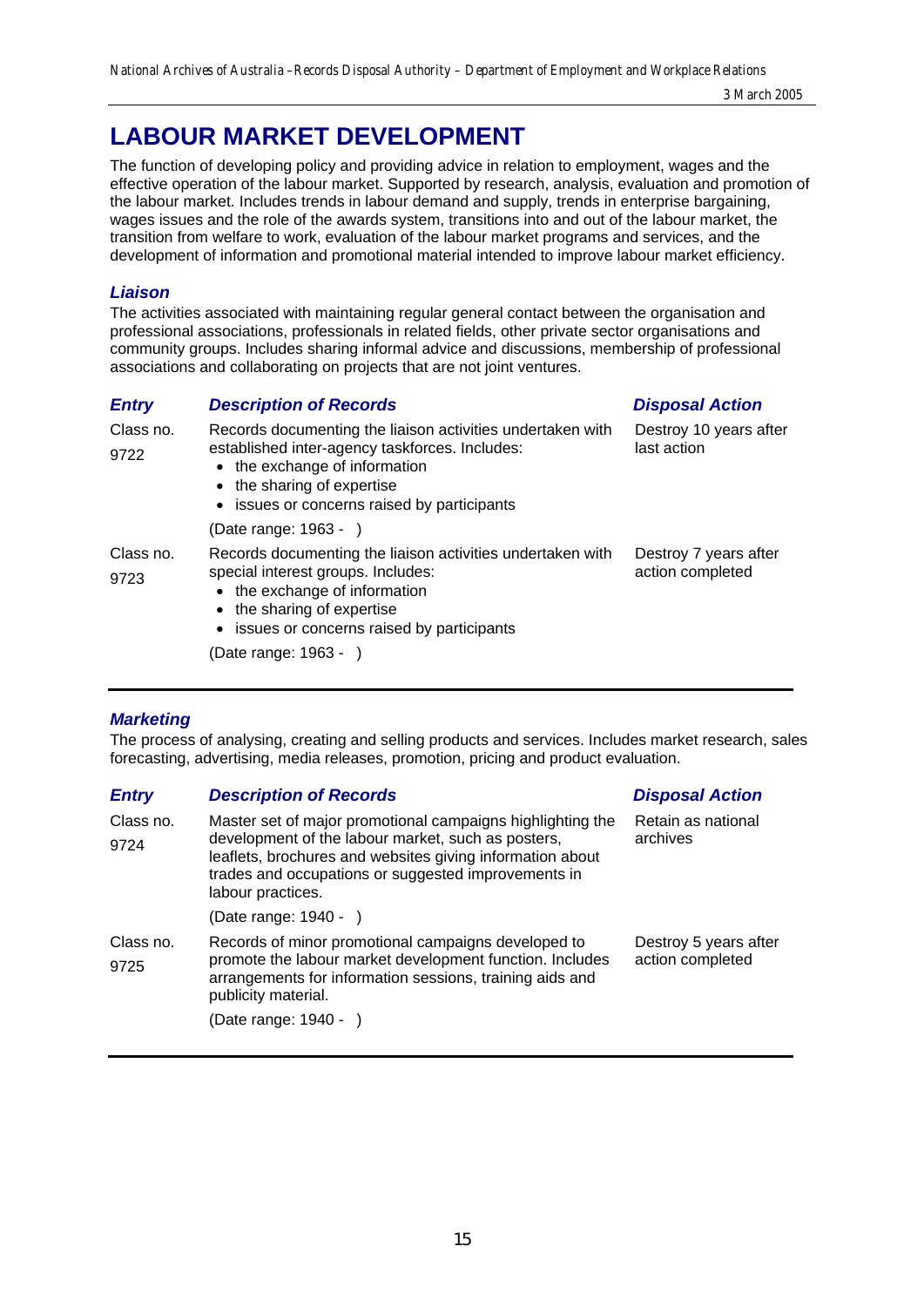# LABOUR MARKET DEVELOPMENT

The function of developing policy and providing advice in relation to employment, wages and the effective operation of the labour market. Supported by research, analysis, evaluation and promotion of the labour market. Includes trends in labour demand and supply, trends in enterprise bargaining, wages issues and the role of the awards system, transitions into and out of the labour market, the transition from welfare to work, evaluation of the labour market programs and services, and the development of information and promotional material intended to improve labour market efficiency.

### *Liaison*

The activities associated with maintaining regular general contact between the organisation and professional associations, professionals in related fields, other private sector organisations and community groups. Includes sharing informal advice and discussions, membership of professional associations and collaborating on projects that are not joint ventures.

| *Entry* | *Description of Records* | *Disposal Action* |
|---|---|---|
| Class no. 9722 | Records documenting the liaison activities undertaken with established inter-agency taskforces. Includes: <br>• the exchange of information <br>• the sharing of expertise <br>• issues or concerns raised by participants <br><br>(Date range: 1963 - ) | Destroy 10 years after last action |
| Class no. 9723 | Records documenting the liaison activities undertaken with special interest groups. Includes: <br>• the exchange of information <br>• the sharing of expertise <br>• issues or concerns raised by participants <br><br>(Date range: 1963 - ) | Destroy 7 years after action completed |

### *Marketing*

The process of analysing, creating and selling products and services. Includes market research, sales forecasting, advertising, media releases, promotion, pricing and product evaluation.

| *Entry* | *Description of Records* | *Disposal Action* |
|---|---|---|
| Class no. 9724 | Master set of major promotional campaigns highlighting the development of the labour market, such as posters, leaflets, brochures and websites giving information about trades and occupations or suggested improvements in labour practices. <br><br>(Date range: 1940 - ) | Retain as national archives |
| Class no. 9725 | Records of minor promotional campaigns developed to promote the labour market development function. Includes arrangements for information sessions, training aids and publicity material. <br><br>(Date range: 1940 - ) | Destroy 5 years after action completed |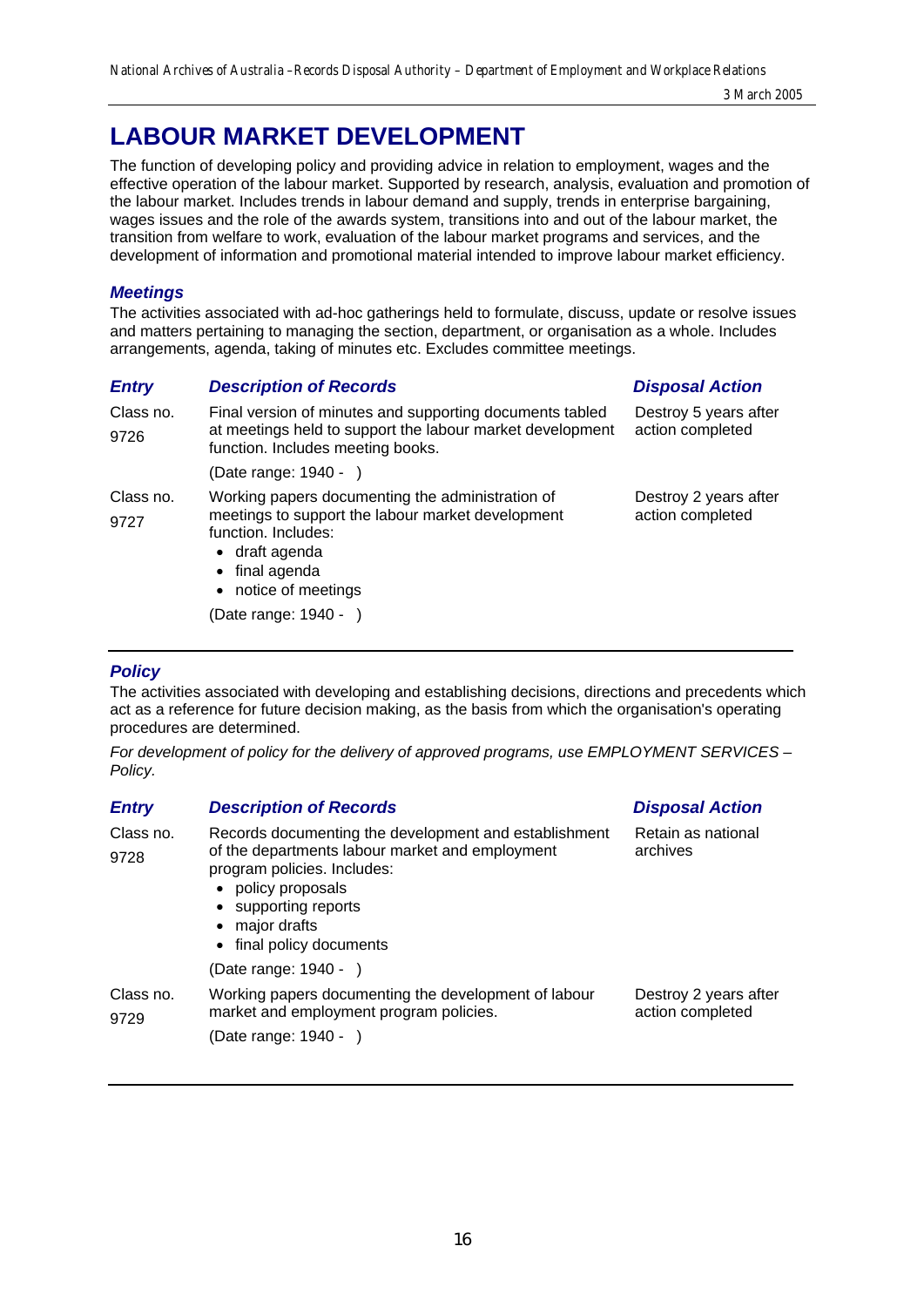# LABOUR MARKET DEVELOPMENT

The function of developing policy and providing advice in relation to employment, wages and the effective operation of the labour market. Supported by research, analysis, evaluation and promotion of the labour market. Includes trends in labour demand and supply, trends in enterprise bargaining, wages issues and the role of the awards system, transitions into and out of the labour market, the transition from welfare to work, evaluation of the labour market programs and services, and the development of information and promotional material intended to improve labour market efficiency.

### *Meetings*

The activities associated with ad-hoc gatherings held to formulate, discuss, update or resolve issues and matters pertaining to managing the section, department, or organisation as a whole. Includes arrangements, agenda, taking of minutes etc. Excludes committee meetings.

| *Entry* | *Description of Records* | *Disposal Action* |
|---|---|---|
| Class no. 9726 | Final version of minutes and supporting documents tabled at meetings held to support the labour market development function. Includes meeting books.<br><br>(Date range: 1940 - ) | Destroy 5 years after action completed |
| Class no. 9727 | Working papers documenting the administration of meetings to support the labour market development function. Includes:<br>• draft agenda<br>• final agenda<br>• notice of meetings<br><br>(Date range: 1940 - ) | Destroy 2 years after action completed |

### *Policy*

The activities associated with developing and establishing decisions, directions and precedents which act as a reference for future decision making, as the basis from which the organisation's operating procedures are determined.

*For development of policy for the delivery of approved programs, use EMPLOYMENT SERVICES – Policy.*

| *Entry* | *Description of Records* | *Disposal Action* |
|---|---|---|
| Class no. 9728 | Records documenting the development and establishment of the departments labour market and employment program policies. Includes:<br>• policy proposals<br>• supporting reports<br>• major drafts<br>• final policy documents<br><br>(Date range: 1940 - ) | Retain as national archives |
| Class no. 9729 | Working papers documenting the development of labour market and employment program policies.<br><br>(Date range: 1940 - ) | Destroy 2 years after action completed |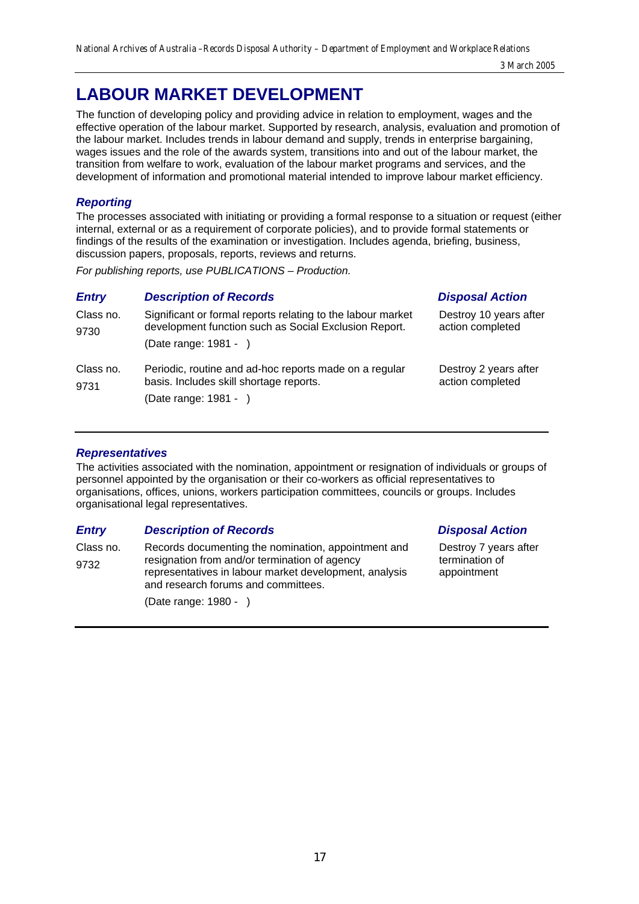# LABOUR MARKET DEVELOPMENT

The function of developing policy and providing advice in relation to employment, wages and the effective operation of the labour market. Supported by research, analysis, evaluation and promotion of the labour market. Includes trends in labour demand and supply, trends in enterprise bargaining, wages issues and the role of the awards system, transitions into and out of the labour market, the transition from welfare to work, evaluation of the labour market programs and services, and the development of information and promotional material intended to improve labour market efficiency.

### *Reporting*

The processes associated with initiating or providing a formal response to a situation or request (either internal, external or as a requirement of corporate policies), and to provide formal statements or findings of the results of the examination or investigation. Includes agenda, briefing, business, discussion papers, proposals, reports, reviews and returns.

*For publishing reports, use PUBLICATIONS – Production.*

| *Entry* | *Description of Records* | *Disposal Action* |
|---|---|---|
| Class no. 9730 | Significant or formal reports relating to the labour market development function such as Social Exclusion Report.<br>(Date range: 1981 - ) | Destroy 10 years after action completed |
| Class no. 9731 | Periodic, routine and ad-hoc reports made on a regular basis. Includes skill shortage reports.<br>(Date range: 1981 - ) | Destroy 2 years after action completed |

### *Representatives*

The activities associated with the nomination, appointment or resignation of individuals or groups of personnel appointed by the organisation or their co-workers as official representatives to organisations, offices, unions, workers participation committees, councils or groups. Includes organisational legal representatives.

| *Entry* | *Description of Records* | *Disposal Action* |
|---|---|---|
| Class no. 9732 | Records documenting the nomination, appointment and resignation from and/or termination of agency representatives in labour market development, analysis and research forums and committees.<br>(Date range: 1980 - ) | Destroy 7 years after termination of appointment |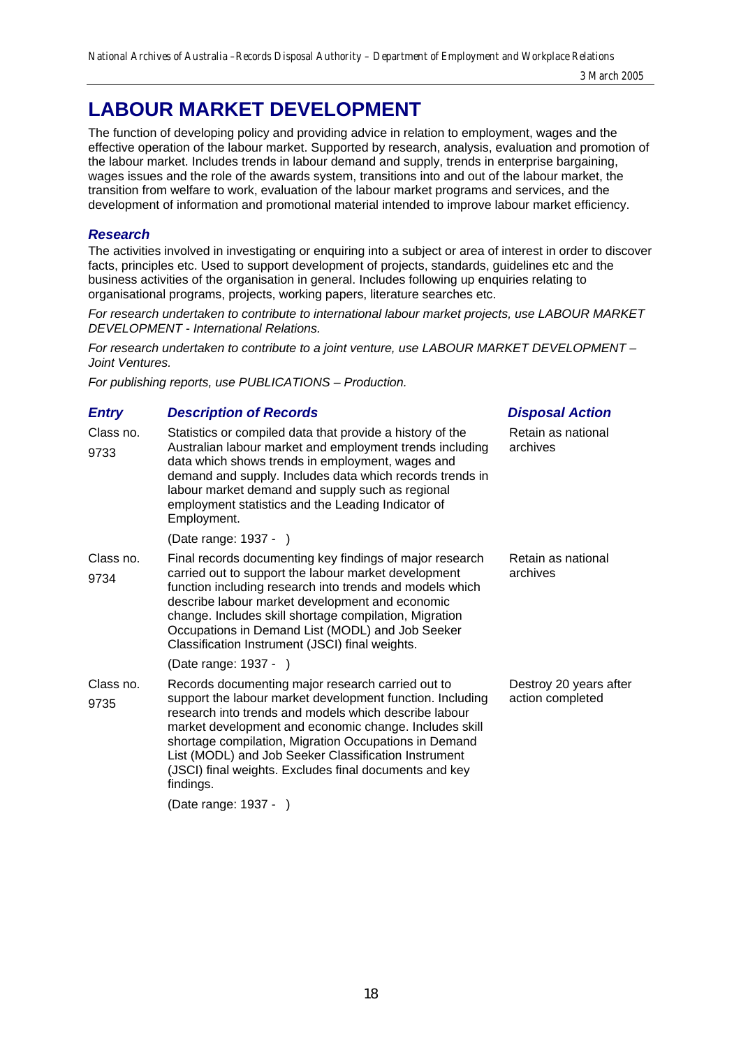# LABOUR MARKET DEVELOPMENT

The function of developing policy and providing advice in relation to employment, wages and the effective operation of the labour market. Supported by research, analysis, evaluation and promotion of the labour market. Includes trends in labour demand and supply, trends in enterprise bargaining, wages issues and the role of the awards system, transitions into and out of the labour market, the transition from welfare to work, evaluation of the labour market programs and services, and the development of information and promotional material intended to improve labour market efficiency.

### *Research*

The activities involved in investigating or enquiring into a subject or area of interest in order to discover facts, principles etc. Used to support development of projects, standards, guidelines etc and the business activities of the organisation in general. Includes following up enquiries relating to organisational programs, projects, working papers, literature searches etc.

*For research undertaken to contribute to international labour market projects, use LABOUR MARKET DEVELOPMENT - International Relations.*

*For research undertaken to contribute to a joint venture, use LABOUR MARKET DEVELOPMENT – Joint Ventures.*

*For publishing reports, use PUBLICATIONS – Production.*

| *Entry* | *Description of Records* | *Disposal Action* |
|---|---|---|
| Class no. 9733 | Statistics or compiled data that provide a history of the Australian labour market and employment trends including data which shows trends in employment, wages and demand and supply. Includes data which records trends in labour market demand and supply such as regional employment statistics and the Leading Indicator of Employment.<br><br>(Date range: 1937 - ) | Retain as national archives |
| Class no. 9734 | Final records documenting key findings of major research carried out to support the labour market development function including research into trends and models which describe labour market development and economic change. Includes skill shortage compilation, Migration Occupations in Demand List (MODL) and Job Seeker Classification Instrument (JSCI) final weights.<br><br>(Date range: 1937 - ) | Retain as national archives |
| Class no. 9735 | Records documenting major research carried out to support the labour market development function. Including research into trends and models which describe labour market development and economic change. Includes skill shortage compilation, Migration Occupations in Demand List (MODL) and Job Seeker Classification Instrument (JSCI) final weights. Excludes final documents and key findings.<br><br>(Date range: 1937 - ) | Destroy 20 years after action completed |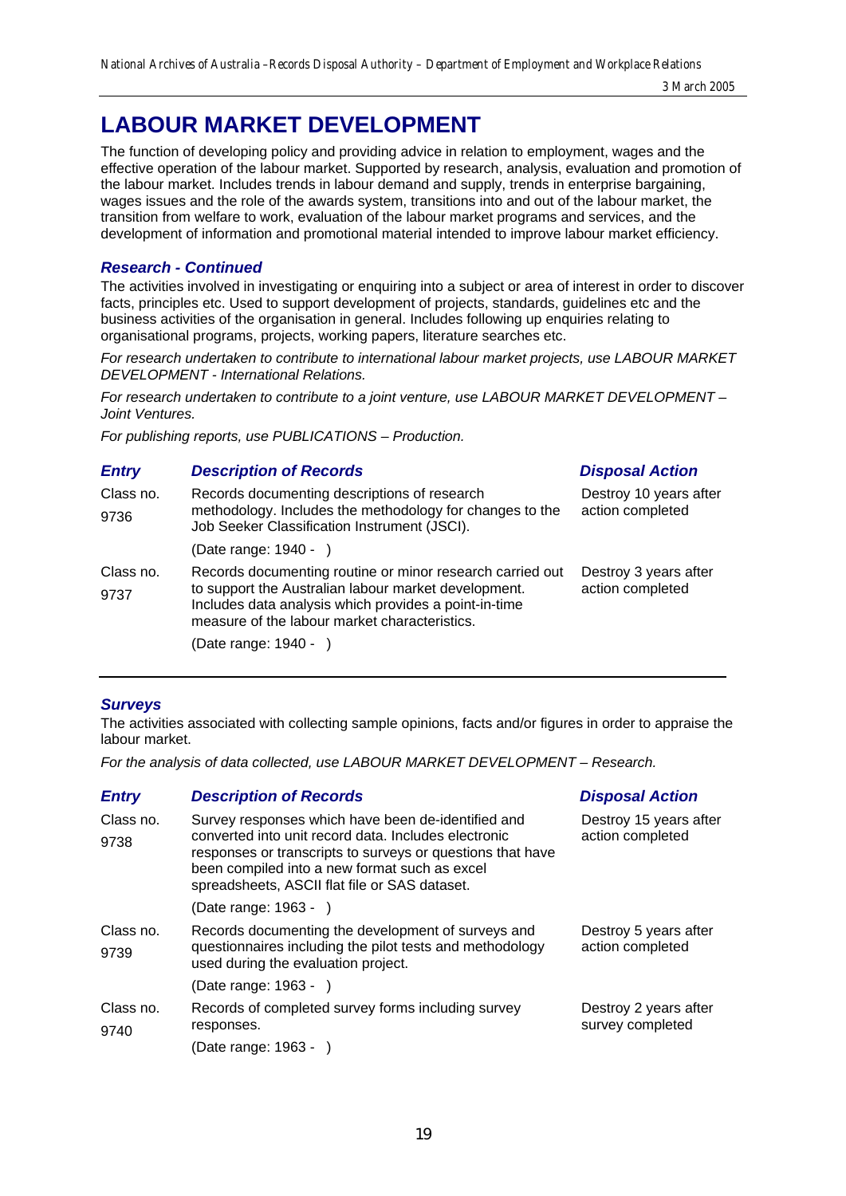# LABOUR MARKET DEVELOPMENT

The function of developing policy and providing advice in relation to employment, wages and the effective operation of the labour market. Supported by research, analysis, evaluation and promotion of the labour market. Includes trends in labour demand and supply, trends in enterprise bargaining, wages issues and the role of the awards system, transitions into and out of the labour market, the transition from welfare to work, evaluation of the labour market programs and services, and the development of information and promotional material intended to improve labour market efficiency.

### *Research - Continued*

The activities involved in investigating or enquiring into a subject or area of interest in order to discover facts, principles etc. Used to support development of projects, standards, guidelines etc and the business activities of the organisation in general. Includes following up enquiries relating to organisational programs, projects, working papers, literature searches etc.

*For research undertaken to contribute to international labour market projects, use LABOUR MARKET DEVELOPMENT - International Relations.*

*For research undertaken to contribute to a joint venture, use LABOUR MARKET DEVELOPMENT – Joint Ventures.*

*For publishing reports, use PUBLICATIONS – Production.*

| *Entry* | *Description of Records* | *Disposal Action* |
|---|---|---|
| Class no. 9736 | Records documenting descriptions of research methodology. Includes the methodology for changes to the Job Seeker Classification Instrument (JSCI).<br>(Date range: 1940 - ) | Destroy 10 years after action completed |
| Class no. 9737 | Records documenting routine or minor research carried out to support the Australian labour market development. Includes data analysis which provides a point-in-time measure of the labour market characteristics.<br>(Date range: 1940 - ) | Destroy 3 years after action completed |

### *Surveys*

The activities associated with collecting sample opinions, facts and/or figures in order to appraise the labour market.

*For the analysis of data collected, use LABOUR MARKET DEVELOPMENT – Research.*

| *Entry* | *Description of Records* | *Disposal Action* |
|---|---|---|
| Class no. 9738 | Survey responses which have been de-identified and converted into unit record data. Includes electronic responses or transcripts to surveys or questions that have been compiled into a new format such as excel spreadsheets, ASCII flat file or SAS dataset.<br>(Date range: 1963 - ) | Destroy 15 years after action completed |
| Class no. 9739 | Records documenting the development of surveys and questionnaires including the pilot tests and methodology used during the evaluation project.<br>(Date range: 1963 - ) | Destroy 5 years after action completed |
| Class no. 9740 | Records of completed survey forms including survey responses.<br>(Date range: 1963 - ) | Destroy 2 years after survey completed |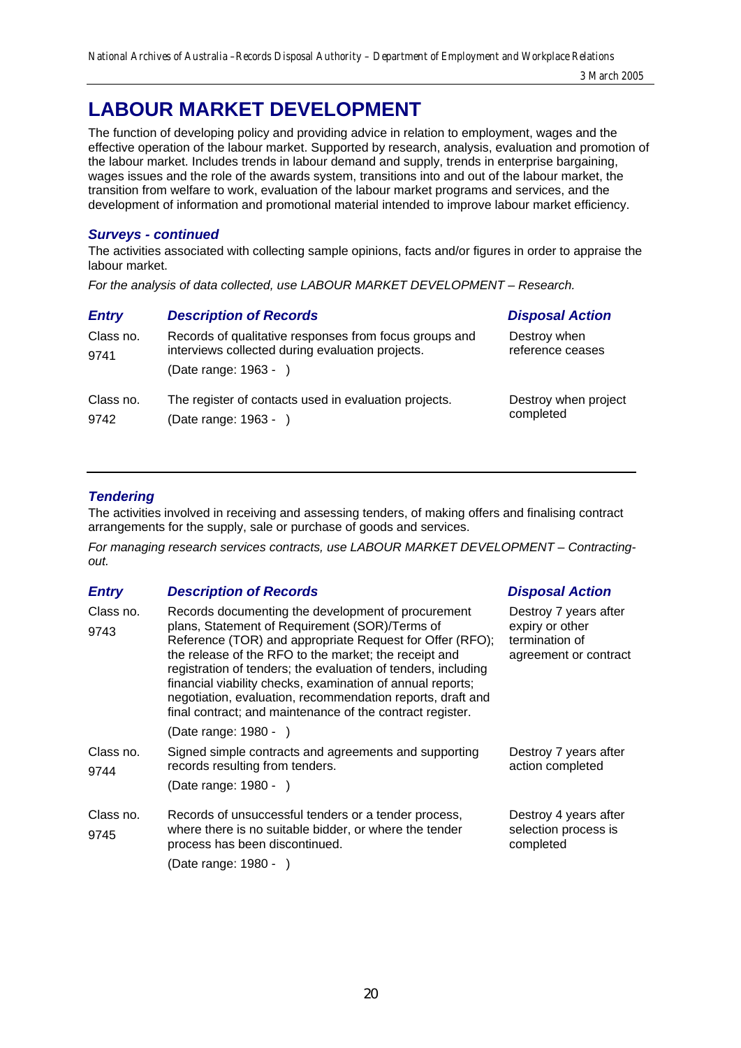# LABOUR MARKET DEVELOPMENT

The function of developing policy and providing advice in relation to employment, wages and the effective operation of the labour market. Supported by research, analysis, evaluation and promotion of the labour market. Includes trends in labour demand and supply, trends in enterprise bargaining, wages issues and the role of the awards system, transitions into and out of the labour market, the transition from welfare to work, evaluation of the labour market programs and services, and the development of information and promotional material intended to improve labour market efficiency.

### *Surveys - continued*

The activities associated with collecting sample opinions, facts and/or figures in order to appraise the labour market.

*For the analysis of data collected, use LABOUR MARKET DEVELOPMENT – Research.*

| *Entry* | *Description of Records* | *Disposal Action* |
|---|---|---|
| Class no. 9741 | Records of qualitative responses from focus groups and interviews collected during evaluation projects. (Date range: 1963 - ) | Destroy when reference ceases |
| Class no. 9742 | The register of contacts used in evaluation projects. (Date range: 1963 - ) | Destroy when project completed |

### *Tendering*

The activities involved in receiving and assessing tenders, of making offers and finalising contract arrangements for the supply, sale or purchase of goods and services.

*For managing research services contracts, use LABOUR MARKET DEVELOPMENT – Contracting-out.*

| *Entry* | *Description of Records* | *Disposal Action* |
|---|---|---|
| Class no. 9743 | Records documenting the development of procurement plans, Statement of Requirement (SOR)/Terms of Reference (TOR) and appropriate Request for Offer (RFO); the release of the RFO to the market; the receipt and registration of tenders; the evaluation of tenders, including financial viability checks, examination of annual reports; negotiation, evaluation, recommendation reports, draft and final contract; and maintenance of the contract register. (Date range: 1980 - ) | Destroy 7 years after expiry or other termination of agreement or contract |
| Class no. 9744 | Signed simple contracts and agreements and supporting records resulting from tenders. (Date range: 1980 - ) | Destroy 7 years after action completed |
| Class no. 9745 | Records of unsuccessful tenders or a tender process, where there is no suitable bidder, or where the tender process has been discontinued. (Date range: 1980 - ) | Destroy 4 years after selection process is completed |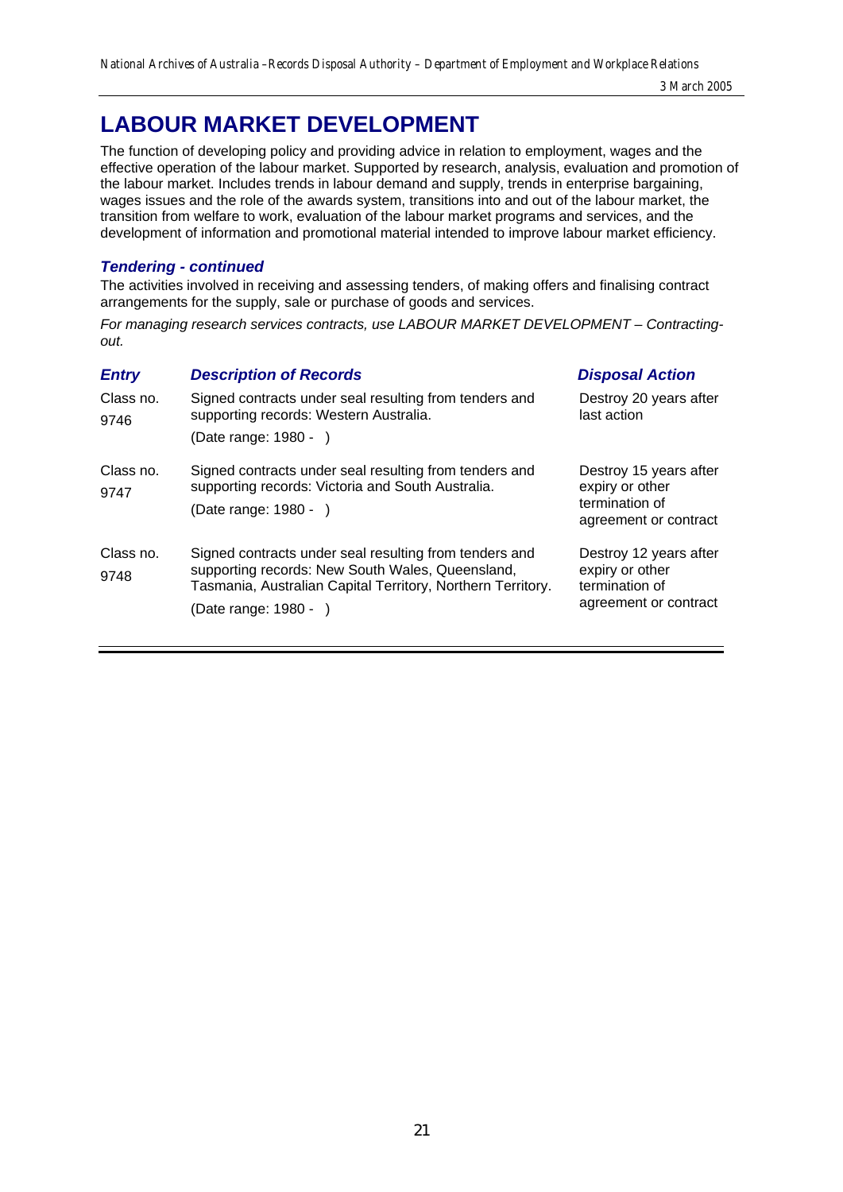# LABOUR MARKET DEVELOPMENT

The function of developing policy and providing advice in relation to employment, wages and the effective operation of the labour market. Supported by research, analysis, evaluation and promotion of the labour market. Includes trends in labour demand and supply, trends in enterprise bargaining, wages issues and the role of the awards system, transitions into and out of the labour market, the transition from welfare to work, evaluation of the labour market programs and services, and the development of information and promotional material intended to improve labour market efficiency.

### *Tendering - continued*

The activities involved in receiving and assessing tenders, of making offers and finalising contract arrangements for the supply, sale or purchase of goods and services.

*For managing research services contracts, use LABOUR MARKET DEVELOPMENT – Contracting-out.*

| *Entry* | *Description of Records* | *Disposal Action* |
|---|---|---|
| Class no. 9746 | Signed contracts under seal resulting from tenders and supporting records: Western Australia. (Date range: 1980 - ) | Destroy 20 years after last action |
| Class no. 9747 | Signed contracts under seal resulting from tenders and supporting records: Victoria and South Australia. (Date range: 1980 - ) | Destroy 15 years after expiry or other termination of agreement or contract |
| Class no. 9748 | Signed contracts under seal resulting from tenders and supporting records: New South Wales, Queensland, Tasmania, Australian Capital Territory, Northern Territory. (Date range: 1980 - ) | Destroy 12 years after expiry or other termination of agreement or contract |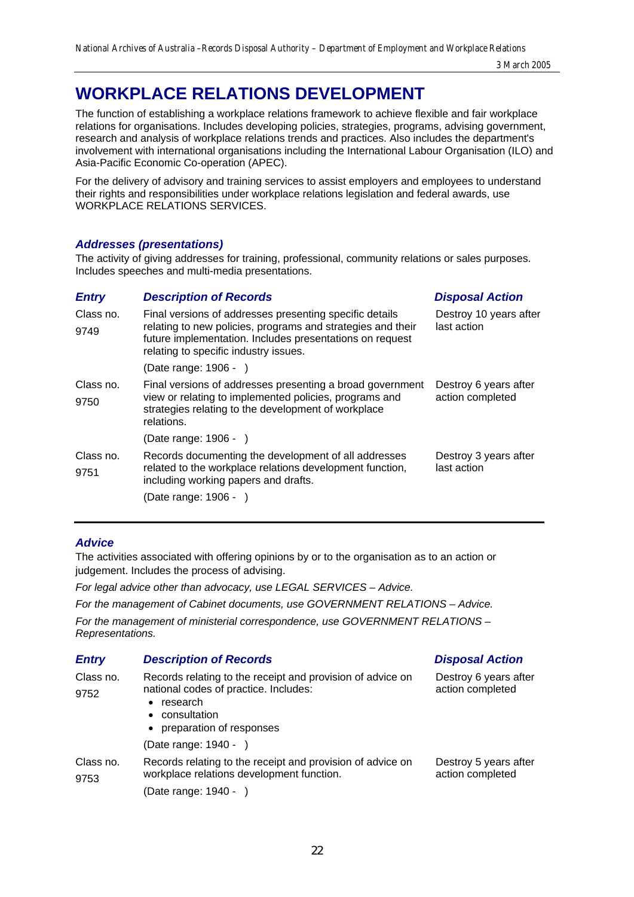# WORKPLACE RELATIONS DEVELOPMENT

The function of establishing a workplace relations framework to achieve flexible and fair workplace relations for organisations. Includes developing policies, strategies, programs, advising government, research and analysis of workplace relations trends and practices. Also includes the department's involvement with international organisations including the International Labour Organisation (ILO) and Asia-Pacific Economic Co-operation (APEC).

For the delivery of advisory and training services to assist employers and employees to understand their rights and responsibilities under workplace relations legislation and federal awards, use WORKPLACE RELATIONS SERVICES.

### *Addresses (presentations)*

The activity of giving addresses for training, professional, community relations or sales purposes. Includes speeches and multi-media presentations.

| *Entry* | *Description of Records* | *Disposal Action* |
|---|---|---|
| Class no. 9749 | Final versions of addresses presenting specific details relating to new policies, programs and strategies and their future implementation. Includes presentations on request relating to specific industry issues.<br><br>(Date range: 1906 - ) | Destroy 10 years after last action |
| Class no. 9750 | Final versions of addresses presenting a broad government view or relating to implemented policies, programs and strategies relating to the development of workplace relations.<br><br>(Date range: 1906 - ) | Destroy 6 years after action completed |
| Class no. 9751 | Records documenting the development of all addresses related to the workplace relations development function, including working papers and drafts.<br><br>(Date range: 1906 - ) | Destroy 3 years after last action |

### *Advice*

The activities associated with offering opinions by or to the organisation as to an action or judgement. Includes the process of advising.

*For legal advice other than advocacy, use LEGAL SERVICES – Advice.*

*For the management of Cabinet documents, use GOVERNMENT RELATIONS – Advice.*

*For the management of ministerial correspondence, use GOVERNMENT RELATIONS – Representations.*

| *Entry* | *Description of Records* | *Disposal Action* |
|---|---|---|
| Class no. 9752 | Records relating to the receipt and provision of advice on national codes of practice. Includes:<br>• research<br>• consultation<br>• preparation of responses<br><br>(Date range: 1940 - ) | Destroy 6 years after action completed |
| Class no. 9753 | Records relating to the receipt and provision of advice on workplace relations development function.<br><br>(Date range: 1940 - ) | Destroy 5 years after action completed |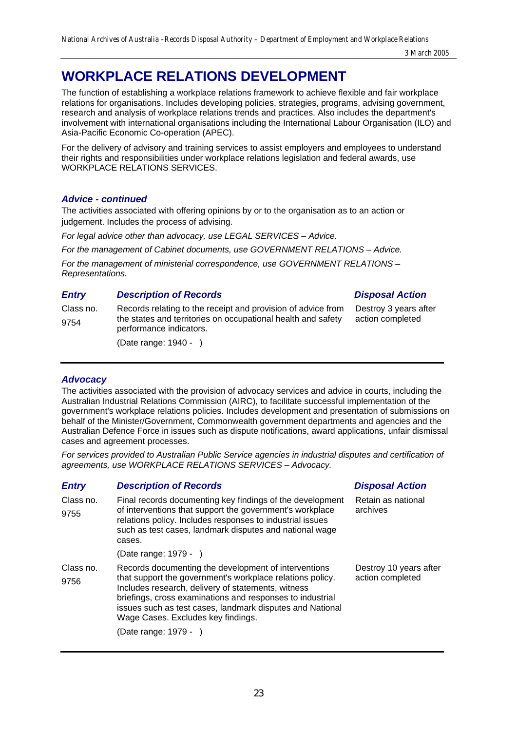# WORKPLACE RELATIONS DEVELOPMENT

The function of establishing a workplace relations framework to achieve flexible and fair workplace relations for organisations. Includes developing policies, strategies, programs, advising government, research and analysis of workplace relations trends and practices. Also includes the department's involvement with international organisations including the International Labour Organisation (ILO) and Asia-Pacific Economic Co-operation (APEC).

For the delivery of advisory and training services to assist employers and employees to understand their rights and responsibilities under workplace relations legislation and federal awards, use WORKPLACE RELATIONS SERVICES.

### *Advice - continued*

The activities associated with offering opinions by or to the organisation as to an action or judgement. Includes the process of advising.

*For legal advice other than advocacy, use LEGAL SERVICES – Advice.*

*For the management of Cabinet documents, use GOVERNMENT RELATIONS – Advice.*

*For the management of ministerial correspondence, use GOVERNMENT RELATIONS – Representations.*

| *Entry* | *Description of Records* | *Disposal Action* |
|---|---|---|
| Class no. 9754 | Records relating to the receipt and provision of advice from the states and territories on occupational health and safety performance indicators. (Date range: 1940 - ) | Destroy 3 years after action completed |

### *Advocacy*

The activities associated with the provision of advocacy services and advice in courts, including the Australian Industrial Relations Commission (AIRC), to facilitate successful implementation of the government's workplace relations policies. Includes development and presentation of submissions on behalf of the Minister/Government, Commonwealth government departments and agencies and the Australian Defence Force in issues such as dispute notifications, award applications, unfair dismissal cases and agreement processes.

*For services provided to Australian Public Service agencies in industrial disputes and certification of agreements, use WORKPLACE RELATIONS SERVICES – Advocacy.*

| *Entry* | *Description of Records* | *Disposal Action* |
|---|---|---|
| Class no. 9755 | Final records documenting key findings of the development of interventions that support the government's workplace relations policy. Includes responses to industrial issues such as test cases, landmark disputes and national wage cases. (Date range: 1979 - ) | Retain as national archives |
| Class no. 9756 | Records documenting the development of interventions that support the government's workplace relations policy. Includes research, delivery of statements, witness briefings, cross examinations and responses to industrial issues such as test cases, landmark disputes and National Wage Cases. Excludes key findings. (Date range: 1979 - ) | Destroy 10 years after action completed |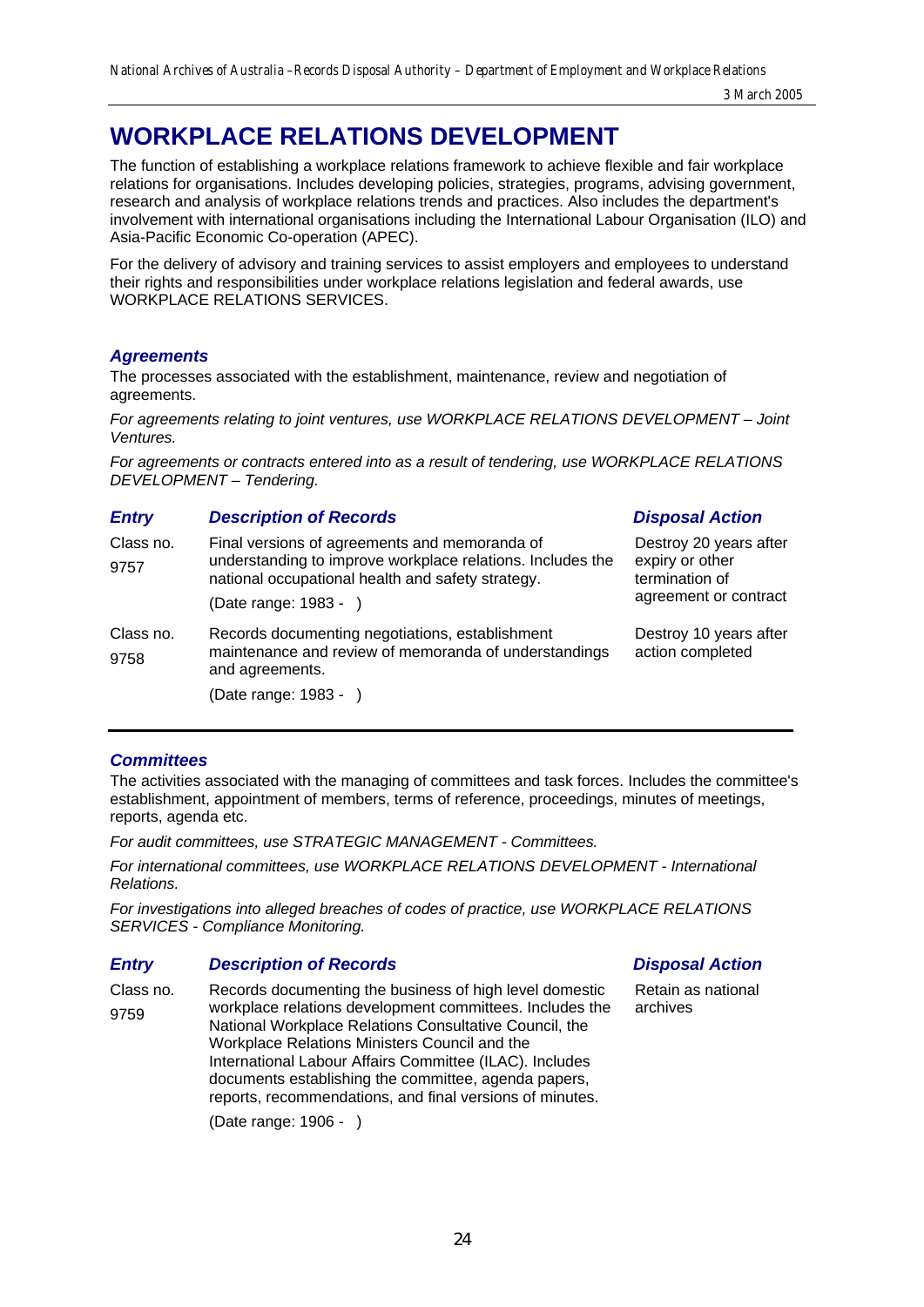# WORKPLACE RELATIONS DEVELOPMENT

The function of establishing a workplace relations framework to achieve flexible and fair workplace relations for organisations. Includes developing policies, strategies, programs, advising government, research and analysis of workplace relations trends and practices. Also includes the department's involvement with international organisations including the International Labour Organisation (ILO) and Asia-Pacific Economic Co-operation (APEC).

For the delivery of advisory and training services to assist employers and employees to understand their rights and responsibilities under workplace relations legislation and federal awards, use WORKPLACE RELATIONS SERVICES.

### *Agreements*

The processes associated with the establishment, maintenance, review and negotiation of agreements.

*For agreements relating to joint ventures, use WORKPLACE RELATIONS DEVELOPMENT – Joint Ventures.*

*For agreements or contracts entered into as a result of tendering, use WORKPLACE RELATIONS DEVELOPMENT – Tendering.*

| *Entry* | *Description of Records* | *Disposal Action* |
|---|---|---|
| Class no. 9757 | Final versions of agreements and memoranda of understanding to improve workplace relations. Includes the national occupational health and safety strategy.<br>(Date range: 1983 - ) | Destroy 20 years after expiry or other termination of agreement or contract |
| Class no. 9758 | Records documenting negotiations, establishment maintenance and review of memoranda of understandings and agreements.<br>(Date range: 1983 - ) | Destroy 10 years after action completed |

### *Committees*

The activities associated with the managing of committees and task forces. Includes the committee's establishment, appointment of members, terms of reference, proceedings, minutes of meetings, reports, agenda etc.

*For audit committees, use STRATEGIC MANAGEMENT - Committees.*

*For international committees, use WORKPLACE RELATIONS DEVELOPMENT - International Relations.*

*For investigations into alleged breaches of codes of practice, use WORKPLACE RELATIONS SERVICES - Compliance Monitoring.*

| *Entry* | *Description of Records* | *Disposal Action* |
|---|---|---|
| Class no. 9759 | Records documenting the business of high level domestic workplace relations development committees. Includes the National Workplace Relations Consultative Council, the Workplace Relations Ministers Council and the International Labour Affairs Committee (ILAC). Includes documents establishing the committee, agenda papers, reports, recommendations, and final versions of minutes.<br>(Date range: 1906 - ) | Retain as national archives |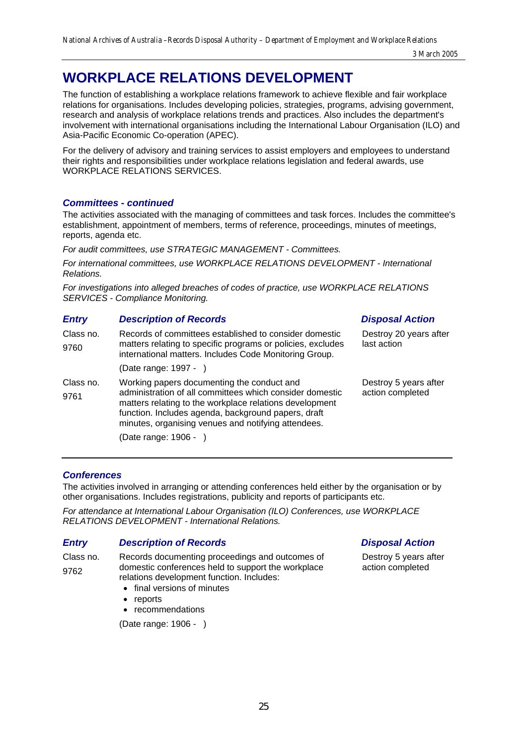# WORKPLACE RELATIONS DEVELOPMENT

The function of establishing a workplace relations framework to achieve flexible and fair workplace relations for organisations. Includes developing policies, strategies, programs, advising government, research and analysis of workplace relations trends and practices. Also includes the department's involvement with international organisations including the International Labour Organisation (ILO) and Asia-Pacific Economic Co-operation (APEC).

For the delivery of advisory and training services to assist employers and employees to understand their rights and responsibilities under workplace relations legislation and federal awards, use WORKPLACE RELATIONS SERVICES.

### *Committees - continued*

The activities associated with the managing of committees and task forces. Includes the committee's establishment, appointment of members, terms of reference, proceedings, minutes of meetings, reports, agenda etc.

*For audit committees, use STRATEGIC MANAGEMENT - Committees.*

*For international committees, use WORKPLACE RELATIONS DEVELOPMENT - International Relations.*

*For investigations into alleged breaches of codes of practice, use WORKPLACE RELATIONS SERVICES - Compliance Monitoring.*

| *Entry* | *Description of Records* | *Disposal Action* |
|---|---|---|
| Class no. 9760 | Records of committees established to consider domestic matters relating to specific programs or policies, excludes international matters. Includes Code Monitoring Group.<br><br>(Date range: 1997 - ) | Destroy 20 years after last action |
| Class no. 9761 | Working papers documenting the conduct and administration of all committees which consider domestic matters relating to the workplace relations development function. Includes agenda, background papers, draft minutes, organising venues and notifying attendees.<br><br>(Date range: 1906 - ) | Destroy 5 years after action completed |

### *Conferences*

The activities involved in arranging or attending conferences held either by the organisation or by other organisations. Includes registrations, publicity and reports of participants etc.

*For attendance at International Labour Organisation (ILO) Conferences, use WORKPLACE RELATIONS DEVELOPMENT - International Relations.*

| *Entry* | *Description of Records* | *Disposal Action* |
|---|---|---|
| Class no. 9762 | Records documenting proceedings and outcomes of domestic conferences held to support the workplace relations development function. Includes:<br>• final versions of minutes<br>• reports<br>• recommendations<br><br>(Date range: 1906 - ) | Destroy 5 years after action completed |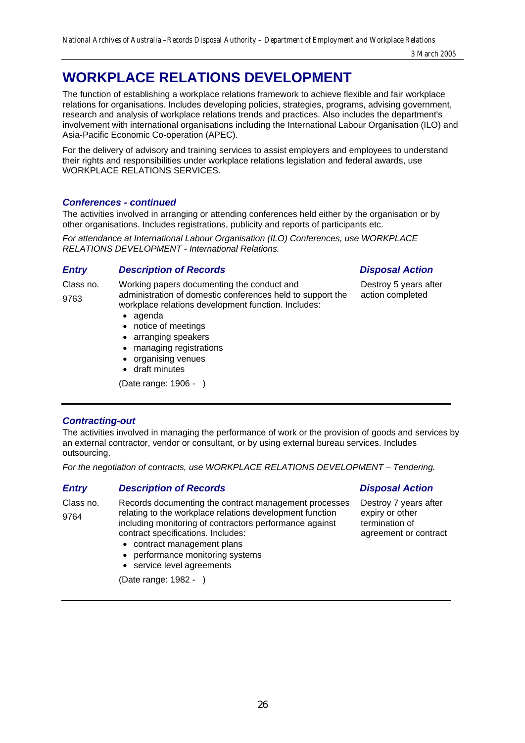# WORKPLACE RELATIONS DEVELOPMENT

The function of establishing a workplace relations framework to achieve flexible and fair workplace relations for organisations. Includes developing policies, strategies, programs, advising government, research and analysis of workplace relations trends and practices. Also includes the department's involvement with international organisations including the International Labour Organisation (ILO) and Asia-Pacific Economic Co-operation (APEC).

For the delivery of advisory and training services to assist employers and employees to understand their rights and responsibilities under workplace relations legislation and federal awards, use WORKPLACE RELATIONS SERVICES.

### *Conferences - continued*

The activities involved in arranging or attending conferences held either by the organisation or by other organisations. Includes registrations, publicity and reports of participants etc.

*For attendance at International Labour Organisation (ILO) Conferences, use WORKPLACE RELATIONS DEVELOPMENT - International Relations.*

| *Entry* | *Description of Records* | *Disposal Action* |
|---|---|---|
| Class no. 9763 | Working papers documenting the conduct and administration of domestic conferences held to support the workplace relations development function. Includes:<br>• agenda<br>• notice of meetings<br>• arranging speakers<br>• managing registrations<br>• organising venues<br>• draft minutes<br><br>(Date range: 1906 -   ) | Destroy 5 years after action completed |

### *Contracting-out*

The activities involved in managing the performance of work or the provision of goods and services by an external contractor, vendor or consultant, or by using external bureau services. Includes outsourcing.

*For the negotiation of contracts, use WORKPLACE RELATIONS DEVELOPMENT – Tendering.*

| *Entry* | *Description of Records* | *Disposal Action* |
|---|---|---|
| Class no. 9764 | Records documenting the contract management processes relating to the workplace relations development function including monitoring of contractors performance against contract specifications. Includes:<br>• contract management plans<br>• performance monitoring systems<br>• service level agreements<br><br>(Date range: 1982 -   ) | Destroy 7 years after expiry or other termination of agreement or contract |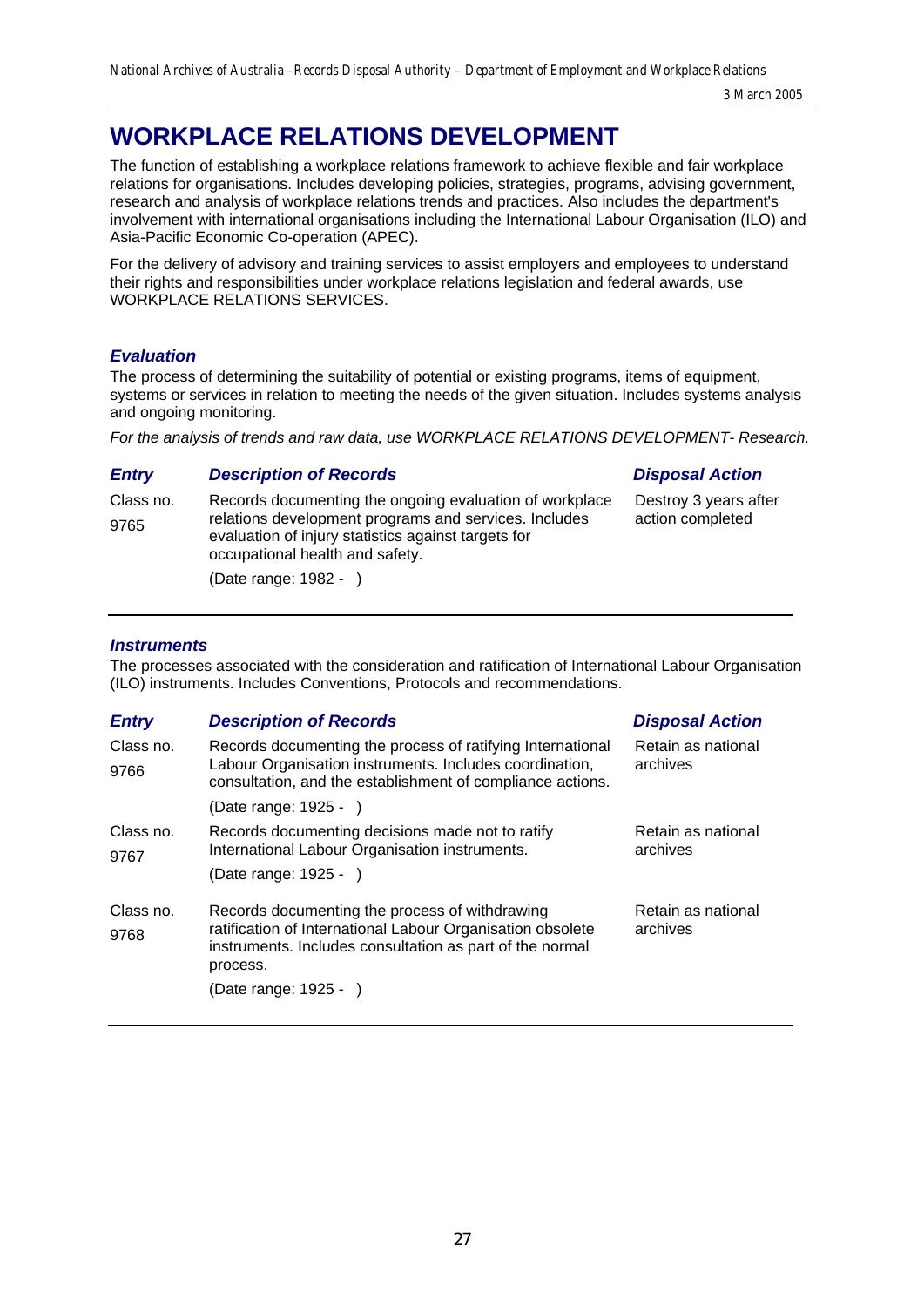# WORKPLACE RELATIONS DEVELOPMENT

The function of establishing a workplace relations framework to achieve flexible and fair workplace relations for organisations. Includes developing policies, strategies, programs, advising government, research and analysis of workplace relations trends and practices. Also includes the department's involvement with international organisations including the International Labour Organisation (ILO) and Asia-Pacific Economic Co-operation (APEC).

For the delivery of advisory and training services to assist employers and employees to understand their rights and responsibilities under workplace relations legislation and federal awards, use WORKPLACE RELATIONS SERVICES.

### *Evaluation*

The process of determining the suitability of potential or existing programs, items of equipment, systems or services in relation to meeting the needs of the given situation. Includes systems analysis and ongoing monitoring.

*For the analysis of trends and raw data, use WORKPLACE RELATIONS DEVELOPMENT- Research.*

| *Entry* | *Description of Records* | *Disposal Action* |
|---|---|---|
| Class no. 9765 | Records documenting the ongoing evaluation of workplace relations development programs and services. Includes evaluation of injury statistics against targets for occupational health and safety. (Date range: 1982 - ) | Destroy 3 years after action completed |

### *Instruments*

The processes associated with the consideration and ratification of International Labour Organisation (ILO) instruments. Includes Conventions, Protocols and recommendations.

| *Entry* | *Description of Records* | *Disposal Action* |
|---|---|---|
| Class no. 9766 | Records documenting the process of ratifying International Labour Organisation instruments. Includes coordination, consultation, and the establishment of compliance actions. (Date range: 1925 - ) | Retain as national archives |
| Class no. 9767 | Records documenting decisions made not to ratify International Labour Organisation instruments. (Date range: 1925 - ) | Retain as national archives |
| Class no. 9768 | Records documenting the process of withdrawing ratification of International Labour Organisation obsolete instruments. Includes consultation as part of the normal process. (Date range: 1925 - ) | Retain as national archives |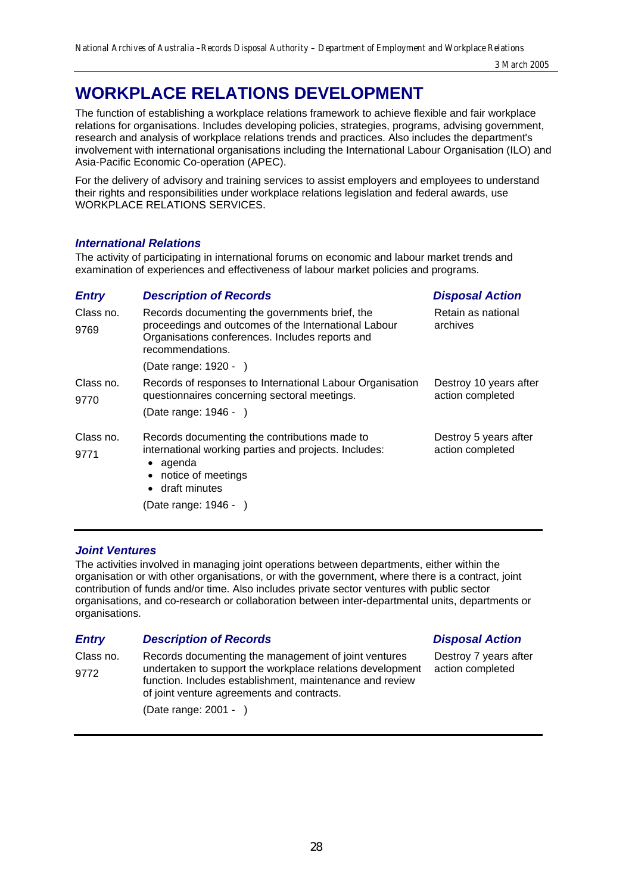# WORKPLACE RELATIONS DEVELOPMENT

The function of establishing a workplace relations framework to achieve flexible and fair workplace relations for organisations. Includes developing policies, strategies, programs, advising government, research and analysis of workplace relations trends and practices. Also includes the department's involvement with international organisations including the International Labour Organisation (ILO) and Asia-Pacific Economic Co-operation (APEC).

For the delivery of advisory and training services to assist employers and employees to understand their rights and responsibilities under workplace relations legislation and federal awards, use WORKPLACE RELATIONS SERVICES.

### *International Relations*

The activity of participating in international forums on economic and labour market trends and examination of experiences and effectiveness of labour market policies and programs.

| *Entry* | *Description of Records* | *Disposal Action* |
|---|---|---|
| Class no. 9769 | Records documenting the governments brief, the proceedings and outcomes of the International Labour Organisations conferences. Includes reports and recommendations.<br><br>(Date range: 1920 - ) | Retain as national archives |
| Class no. 9770 | Records of responses to International Labour Organisation questionnaires concerning sectoral meetings.<br><br>(Date range: 1946 - ) | Destroy 10 years after action completed |
| Class no. 9771 | Records documenting the contributions made to international working parties and projects. Includes:<br>• agenda<br>• notice of meetings<br>• draft minutes<br><br>(Date range: 1946 - ) | Destroy 5 years after action completed |

### *Joint Ventures*

The activities involved in managing joint operations between departments, either within the organisation or with other organisations, or with the government, where there is a contract, joint contribution of funds and/or time. Also includes private sector ventures with public sector organisations, and co-research or collaboration between inter-departmental units, departments or organisations.

| *Entry* | *Description of Records* | *Disposal Action* |
|---|---|---|
| Class no. 9772 | Records documenting the management of joint ventures undertaken to support the workplace relations development function. Includes establishment, maintenance and review of joint venture agreements and contracts.<br><br>(Date range: 2001 - ) | Destroy 7 years after action completed |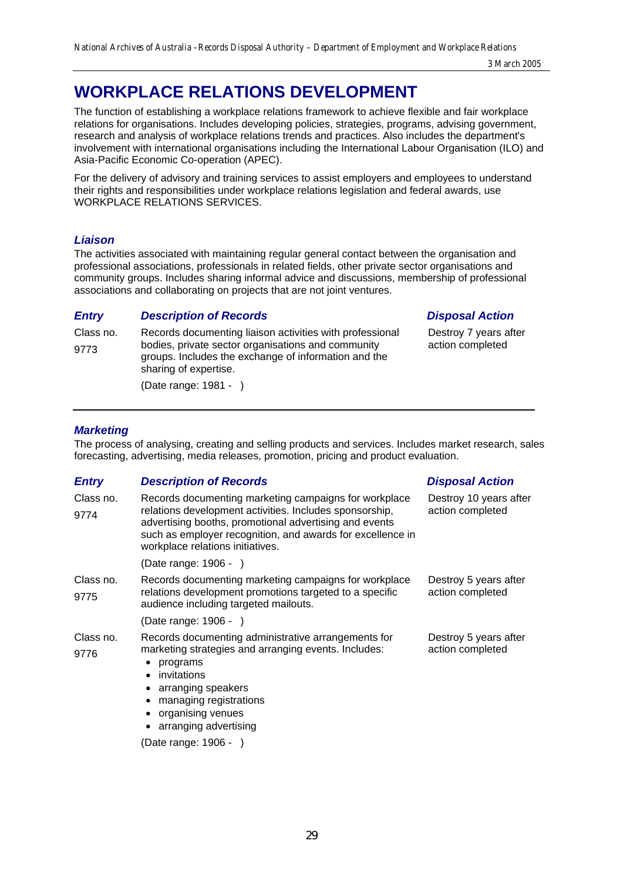# WORKPLACE RELATIONS DEVELOPMENT

The function of establishing a workplace relations framework to achieve flexible and fair workplace relations for organisations. Includes developing policies, strategies, programs, advising government, research and analysis of workplace relations trends and practices. Also includes the department's involvement with international organisations including the International Labour Organisation (ILO) and Asia-Pacific Economic Co-operation (APEC).

For the delivery of advisory and training services to assist employers and employees to understand their rights and responsibilities under workplace relations legislation and federal awards, use WORKPLACE RELATIONS SERVICES.

### *Liaison*

The activities associated with maintaining regular general contact between the organisation and professional associations, professionals in related fields, other private sector organisations and community groups. Includes sharing informal advice and discussions, membership of professional associations and collaborating on projects that are not joint ventures.

| *Entry* | *Description of Records* | *Disposal Action* |
|---|---|---|
| Class no. 9773 | Records documenting liaison activities with professional bodies, private sector organisations and community groups. Includes the exchange of information and the sharing of expertise.<br><br>(Date range: 1981 - ) | Destroy 7 years after action completed |

### *Marketing*

The process of analysing, creating and selling products and services. Includes market research, sales forecasting, advertising, media releases, promotion, pricing and product evaluation.

| *Entry* | *Description of Records* | *Disposal Action* |
|---|---|---|
| Class no. 9774 | Records documenting marketing campaigns for workplace relations development activities. Includes sponsorship, advertising booths, promotional advertising and events such as employer recognition, and awards for excellence in workplace relations initiatives.<br><br>(Date range: 1906 - ) | Destroy 10 years after action completed |
| Class no. 9775 | Records documenting marketing campaigns for workplace relations development promotions targeted to a specific audience including targeted mailouts.<br><br>(Date range: 1906 - ) | Destroy 5 years after action completed |
| Class no. 9776 | Records documenting administrative arrangements for marketing strategies and arranging events. Includes:<br>• programs<br>• invitations<br>• arranging speakers<br>• managing registrations<br>• organising venues<br>• arranging advertising<br><br>(Date range: 1906 - ) | Destroy 5 years after action completed |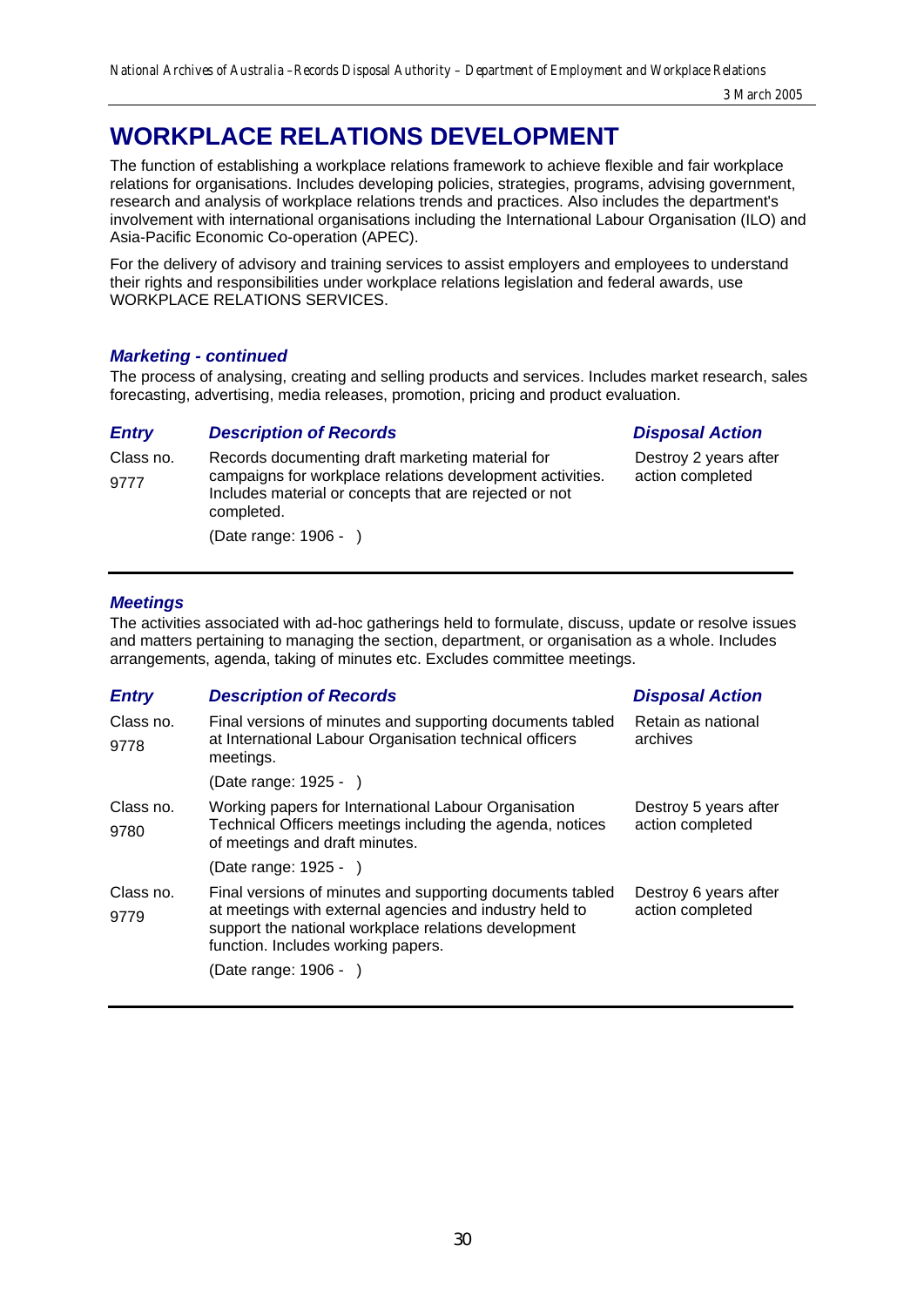# WORKPLACE RELATIONS DEVELOPMENT

The function of establishing a workplace relations framework to achieve flexible and fair workplace relations for organisations. Includes developing policies, strategies, programs, advising government, research and analysis of workplace relations trends and practices. Also includes the department's involvement with international organisations including the International Labour Organisation (ILO) and Asia-Pacific Economic Co-operation (APEC).

For the delivery of advisory and training services to assist employers and employees to understand their rights and responsibilities under workplace relations legislation and federal awards, use WORKPLACE RELATIONS SERVICES.

### *Marketing - continued*

The process of analysing, creating and selling products and services. Includes market research, sales forecasting, advertising, media releases, promotion, pricing and product evaluation.

| *Entry* | *Description of Records* | *Disposal Action* |
|---|---|---|
| Class no. 9777 | Records documenting draft marketing material for campaigns for workplace relations development activities. Includes material or concepts that are rejected or not completed.<br>(Date range: 1906 - ) | Destroy 2 years after action completed |

### *Meetings*

The activities associated with ad-hoc gatherings held to formulate, discuss, update or resolve issues and matters pertaining to managing the section, department, or organisation as a whole. Includes arrangements, agenda, taking of minutes etc. Excludes committee meetings.

| *Entry* | *Description of Records* | *Disposal Action* |
|---|---|---|
| Class no. 9778 | Final versions of minutes and supporting documents tabled at International Labour Organisation technical officers meetings.<br>(Date range: 1925 - ) | Retain as national archives |
| Class no. 9780 | Working papers for International Labour Organisation Technical Officers meetings including the agenda, notices of meetings and draft minutes.<br>(Date range: 1925 - ) | Destroy 5 years after action completed |
| Class no. 9779 | Final versions of minutes and supporting documents tabled at meetings with external agencies and industry held to support the national workplace relations development function. Includes working papers.<br>(Date range: 1906 - ) | Destroy 6 years after action completed |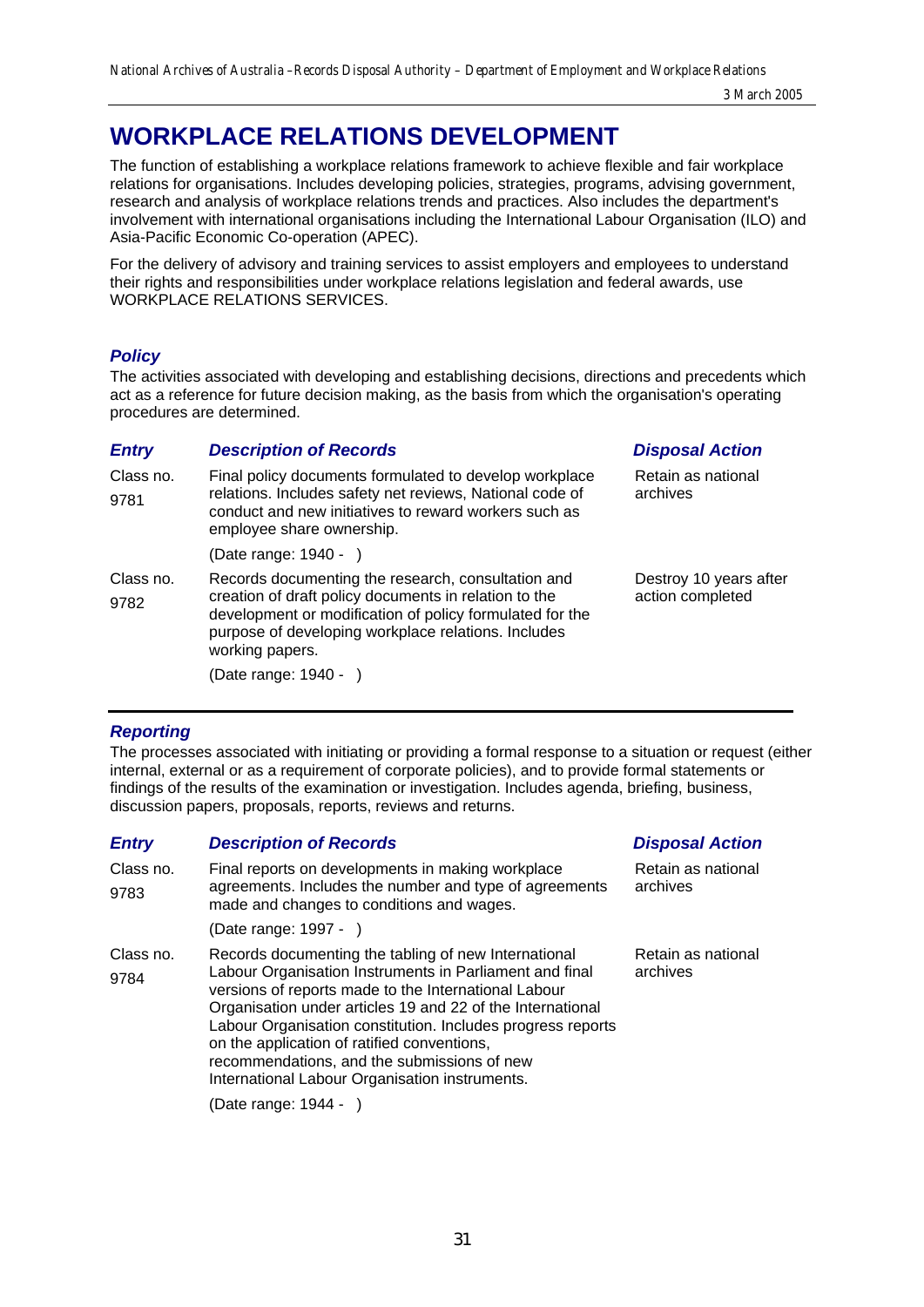# WORKPLACE RELATIONS DEVELOPMENT

The function of establishing a workplace relations framework to achieve flexible and fair workplace relations for organisations. Includes developing policies, strategies, programs, advising government, research and analysis of workplace relations trends and practices. Also includes the department's involvement with international organisations including the International Labour Organisation (ILO) and Asia-Pacific Economic Co-operation (APEC).

For the delivery of advisory and training services to assist employers and employees to understand their rights and responsibilities under workplace relations legislation and federal awards, use WORKPLACE RELATIONS SERVICES.

## *Policy*

The activities associated with developing and establishing decisions, directions and precedents which act as a reference for future decision making, as the basis from which the organisation's operating procedures are determined.

| *Entry* | *Description of Records* | *Disposal Action* |
| --- | --- | --- |
| Class no. 9781 | Final policy documents formulated to develop workplace relations. Includes safety net reviews, National code of conduct and new initiatives to reward workers such as employee share ownership.<br><br>(Date range: 1940 - ) | Retain as national archives |
| Class no. 9782 | Records documenting the research, consultation and creation of draft policy documents in relation to the development or modification of policy formulated for the purpose of developing workplace relations. Includes working papers.<br><br>(Date range: 1940 - ) | Destroy 10 years after action completed |

## *Reporting*

The processes associated with initiating or providing a formal response to a situation or request (either internal, external or as a requirement of corporate policies), and to provide formal statements or findings of the results of the examination or investigation. Includes agenda, briefing, business, discussion papers, proposals, reports, reviews and returns.

| *Entry* | *Description of Records* | *Disposal Action* |
| --- | --- | --- |
| Class no. 9783 | Final reports on developments in making workplace agreements. Includes the number and type of agreements made and changes to conditions and wages.<br><br>(Date range: 1997 - ) | Retain as national archives |
| Class no. 9784 | Records documenting the tabling of new International Labour Organisation Instruments in Parliament and final versions of reports made to the International Labour Organisation under articles 19 and 22 of the International Labour Organisation constitution. Includes progress reports on the application of ratified conventions, recommendations, and the submissions of new International Labour Organisation instruments.<br><br>(Date range: 1944 - ) | Retain as national archives |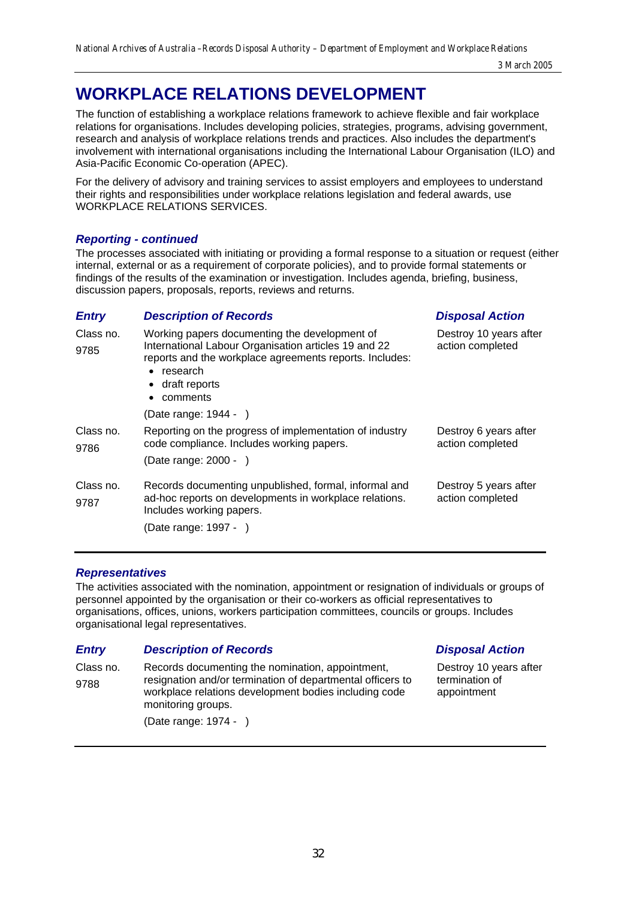# WORKPLACE RELATIONS DEVELOPMENT

The function of establishing a workplace relations framework to achieve flexible and fair workplace relations for organisations. Includes developing policies, strategies, programs, advising government, research and analysis of workplace relations trends and practices. Also includes the department's involvement with international organisations including the International Labour Organisation (ILO) and Asia-Pacific Economic Co-operation (APEC).

For the delivery of advisory and training services to assist employers and employees to understand their rights and responsibilities under workplace relations legislation and federal awards, use WORKPLACE RELATIONS SERVICES.

### *Reporting - continued*

The processes associated with initiating or providing a formal response to a situation or request (either internal, external or as a requirement of corporate policies), and to provide formal statements or findings of the results of the examination or investigation. Includes agenda, briefing, business, discussion papers, proposals, reports, reviews and returns.

| *Entry* | *Description of Records* | *Disposal Action* |
|---|---|---|
| Class no. 9785 | Working papers documenting the development of International Labour Organisation articles 19 and 22 reports and the workplace agreements reports. Includes: <br>• research <br>• draft reports <br>• comments <br><br>(Date range: 1944 - ) | Destroy 10 years after action completed |
| Class no. 9786 | Reporting on the progress of implementation of industry code compliance. Includes working papers.<br><br>(Date range: 2000 - ) | Destroy 6 years after action completed |
| Class no. 9787 | Records documenting unpublished, formal, informal and ad-hoc reports on developments in workplace relations. Includes working papers.<br><br>(Date range: 1997 - ) | Destroy 5 years after action completed |

### *Representatives*

The activities associated with the nomination, appointment or resignation of individuals or groups of personnel appointed by the organisation or their co-workers as official representatives to organisations, offices, unions, workers participation committees, councils or groups. Includes organisational legal representatives.

| *Entry* | *Description of Records* | *Disposal Action* |
|---|---|---|
| Class no. 9788 | Records documenting the nomination, appointment, resignation and/or termination of departmental officers to workplace relations development bodies including code monitoring groups.<br><br>(Date range: 1974 - ) | Destroy 10 years after termination of appointment |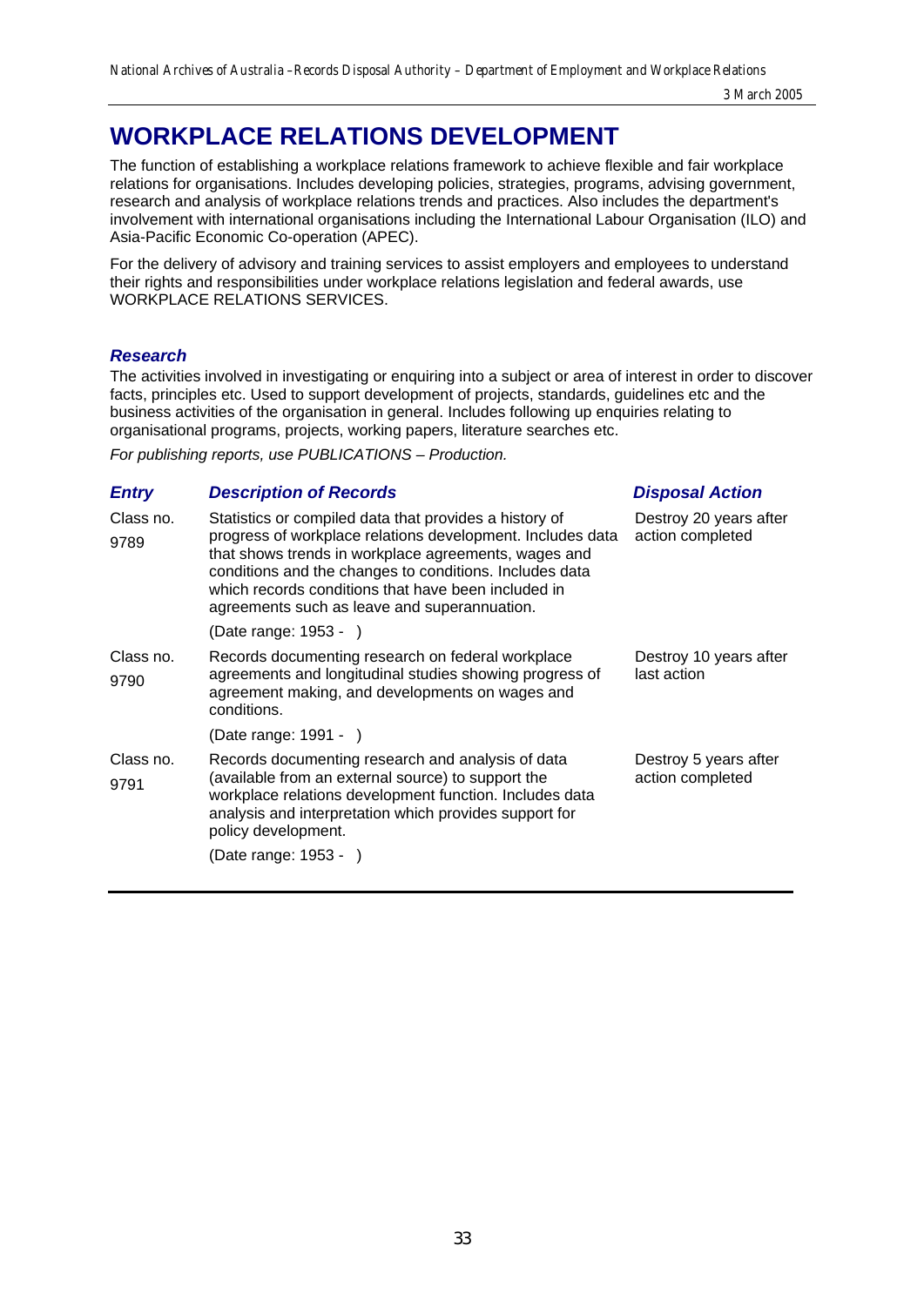# WORKPLACE RELATIONS DEVELOPMENT

The function of establishing a workplace relations framework to achieve flexible and fair workplace relations for organisations. Includes developing policies, strategies, programs, advising government, research and analysis of workplace relations trends and practices. Also includes the department's involvement with international organisations including the International Labour Organisation (ILO) and Asia-Pacific Economic Co-operation (APEC).

For the delivery of advisory and training services to assist employers and employees to understand their rights and responsibilities under workplace relations legislation and federal awards, use WORKPLACE RELATIONS SERVICES.

### *Research*

The activities involved in investigating or enquiring into a subject or area of interest in order to discover facts, principles etc. Used to support development of projects, standards, guidelines etc and the business activities of the organisation in general. Includes following up enquiries relating to organisational programs, projects, working papers, literature searches etc.

*For publishing reports, use PUBLICATIONS – Production.*

| *Entry* | *Description of Records* | *Disposal Action* |
|---|---|---|
| Class no. 9789 | Statistics or compiled data that provides a history of progress of workplace relations development. Includes data that shows trends in workplace agreements, wages and conditions and the changes to conditions. Includes data which records conditions that have been included in agreements such as leave and superannuation.<br><br>(Date range: 1953 - ) | Destroy 20 years after action completed |
| Class no. 9790 | Records documenting research on federal workplace agreements and longitudinal studies showing progress of agreement making, and developments on wages and conditions.<br><br>(Date range: 1991 - ) | Destroy 10 years after last action |
| Class no. 9791 | Records documenting research and analysis of data (available from an external source) to support the workplace relations development function. Includes data analysis and interpretation which provides support for policy development.<br><br>(Date range: 1953 - ) | Destroy 5 years after action completed |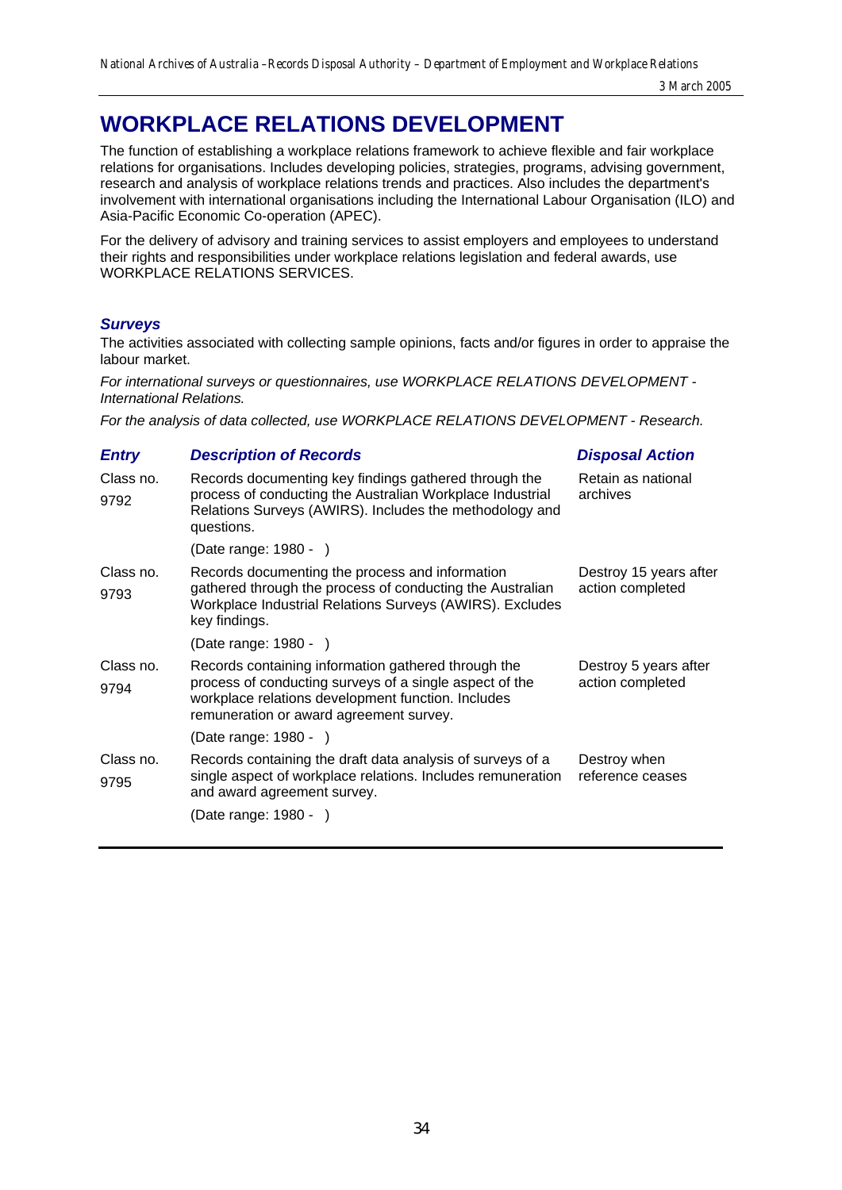# WORKPLACE RELATIONS DEVELOPMENT

The function of establishing a workplace relations framework to achieve flexible and fair workplace relations for organisations. Includes developing policies, strategies, programs, advising government, research and analysis of workplace relations trends and practices. Also includes the department's involvement with international organisations including the International Labour Organisation (ILO) and Asia-Pacific Economic Co-operation (APEC).

For the delivery of advisory and training services to assist employers and employees to understand their rights and responsibilities under workplace relations legislation and federal awards, use WORKPLACE RELATIONS SERVICES.

### *Surveys*

The activities associated with collecting sample opinions, facts and/or figures in order to appraise the labour market.

*For international surveys or questionnaires, use WORKPLACE RELATIONS DEVELOPMENT - International Relations.*

*For the analysis of data collected, use WORKPLACE RELATIONS DEVELOPMENT - Research.*

| ***Entry*** | ***Description of Records*** | ***Disposal Action*** |
|---|---|---|
| Class no. 9792 | Records documenting key findings gathered through the process of conducting the Australian Workplace Industrial Relations Surveys (AWIRS). Includes the methodology and questions.<br><br>(Date range: 1980 - ) | Retain as national archives |
| Class no. 9793 | Records documenting the process and information gathered through the process of conducting the Australian Workplace Industrial Relations Surveys (AWIRS). Excludes key findings.<br><br>(Date range: 1980 - ) | Destroy 15 years after action completed |
| Class no. 9794 | Records containing information gathered through the process of conducting surveys of a single aspect of the workplace relations development function. Includes remuneration or award agreement survey.<br><br>(Date range: 1980 - ) | Destroy 5 years after action completed |
| Class no. 9795 | Records containing the draft data analysis of surveys of a single aspect of workplace relations. Includes remuneration and award agreement survey.<br><br>(Date range: 1980 - ) | Destroy when reference ceases |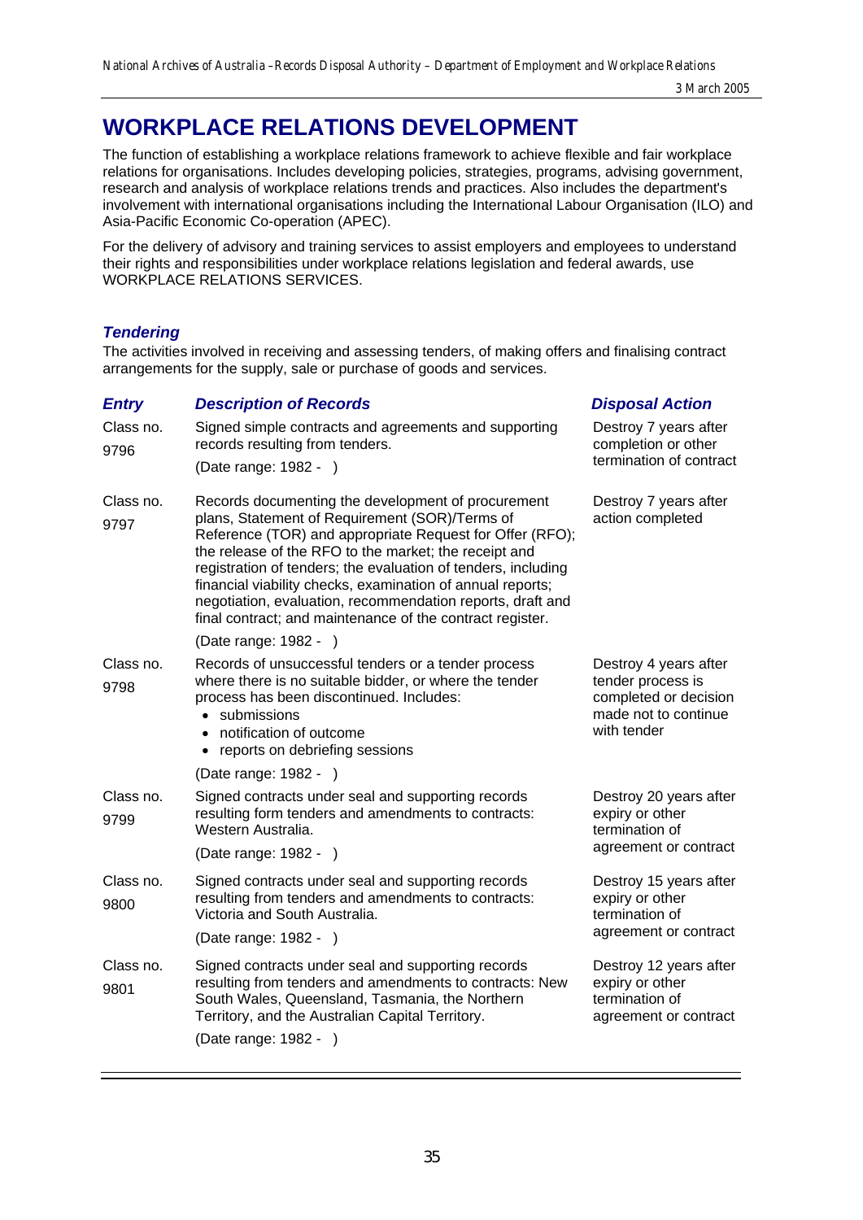# WORKPLACE RELATIONS DEVELOPMENT

The function of establishing a workplace relations framework to achieve flexible and fair workplace relations for organisations. Includes developing policies, strategies, programs, advising government, research and analysis of workplace relations trends and practices. Also includes the department's involvement with international organisations including the International Labour Organisation (ILO) and Asia-Pacific Economic Co-operation (APEC).

For the delivery of advisory and training services to assist employers and employees to understand their rights and responsibilities under workplace relations legislation and federal awards, use WORKPLACE RELATIONS SERVICES.

### *Tendering*

The activities involved in receiving and assessing tenders, of making offers and finalising contract arrangements for the supply, sale or purchase of goods and services.

| *Entry* | *Description of Records* | *Disposal Action* |
|---|---|---|
| Class no. 9796 | Signed simple contracts and agreements and supporting records resulting from tenders.<br>(Date range: 1982 - ) | Destroy 7 years after completion or other termination of contract |
| Class no. 9797 | Records documenting the development of procurement plans, Statement of Requirement (SOR)/Terms of Reference (TOR) and appropriate Request for Offer (RFO); the release of the RFO to the market; the receipt and registration of tenders; the evaluation of tenders, including financial viability checks, examination of annual reports; negotiation, evaluation, recommendation reports, draft and final contract; and maintenance of the contract register.<br>(Date range: 1982 - ) | Destroy 7 years after action completed |
| Class no. 9798 | Records of unsuccessful tenders or a tender process where there is no suitable bidder, or where the tender process has been discontinued. Includes:<br>• submissions<br>• notification of outcome<br>• reports on debriefing sessions<br>(Date range: 1982 - ) | Destroy 4 years after tender process is completed or decision made not to continue with tender |
| Class no. 9799 | Signed contracts under seal and supporting records resulting form tenders and amendments to contracts: Western Australia.<br>(Date range: 1982 - ) | Destroy 20 years after expiry or other termination of agreement or contract |
| Class no. 9800 | Signed contracts under seal and supporting records resulting from tenders and amendments to contracts: Victoria and South Australia.<br>(Date range: 1982 - ) | Destroy 15 years after expiry or other termination of agreement or contract |
| Class no. 9801 | Signed contracts under seal and supporting records resulting from tenders and amendments to contracts: New South Wales, Queensland, Tasmania, the Northern Territory, and the Australian Capital Territory.<br>(Date range: 1982 - ) | Destroy 12 years after expiry or other termination of agreement or contract |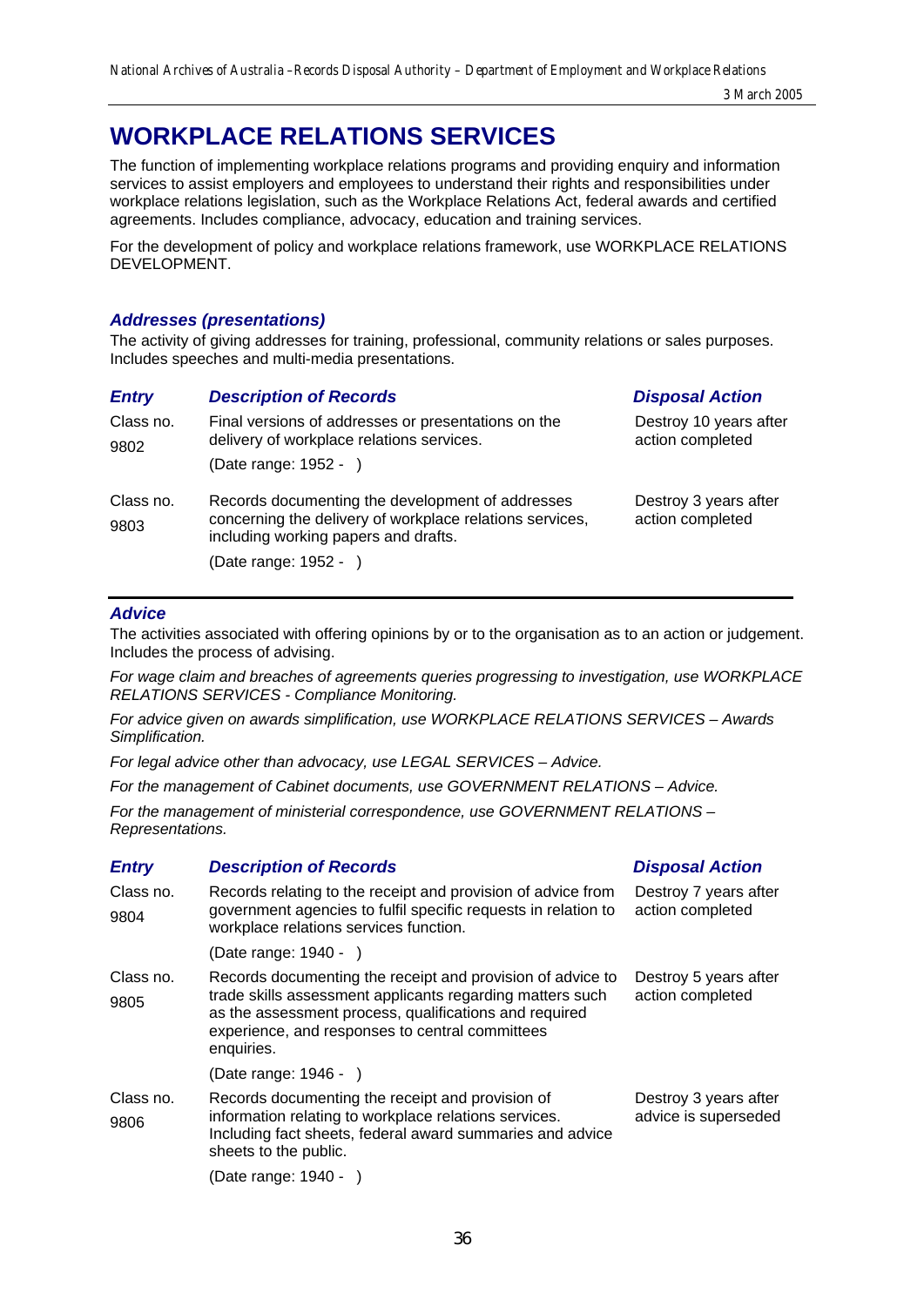# WORKPLACE RELATIONS SERVICES

The function of implementing workplace relations programs and providing enquiry and information services to assist employers and employees to understand their rights and responsibilities under workplace relations legislation, such as the Workplace Relations Act, federal awards and certified agreements. Includes compliance, advocacy, education and training services.

For the development of policy and workplace relations framework, use WORKPLACE RELATIONS DEVELOPMENT.

### *Addresses (presentations)*

The activity of giving addresses for training, professional, community relations or sales purposes. Includes speeches and multi-media presentations.

| *Entry* | *Description of Records* | *Disposal Action* |
|---|---|---|
| Class no. 9802 | Final versions of addresses or presentations on the delivery of workplace relations services. (Date range: 1952 - ) | Destroy 10 years after action completed |
| Class no. 9803 | Records documenting the development of addresses concerning the delivery of workplace relations services, including working papers and drafts. (Date range: 1952 - ) | Destroy 3 years after action completed |

### *Advice*

The activities associated with offering opinions by or to the organisation as to an action or judgement. Includes the process of advising.

*For wage claim and breaches of agreements queries progressing to investigation, use WORKPLACE RELATIONS SERVICES - Compliance Monitoring.*

*For advice given on awards simplification, use WORKPLACE RELATIONS SERVICES – Awards Simplification.*

*For legal advice other than advocacy, use LEGAL SERVICES – Advice.*

*For the management of Cabinet documents, use GOVERNMENT RELATIONS – Advice.*

*For the management of ministerial correspondence, use GOVERNMENT RELATIONS – Representations.*

| *Entry* | *Description of Records* | *Disposal Action* |
|---|---|---|
| Class no. 9804 | Records relating to the receipt and provision of advice from government agencies to fulfil specific requests in relation to workplace relations services function. (Date range: 1940 - ) | Destroy 7 years after action completed |
| Class no. 9805 | Records documenting the receipt and provision of advice to trade skills assessment applicants regarding matters such as the assessment process, qualifications and required experience, and responses to central committees enquiries. (Date range: 1946 - ) | Destroy 5 years after action completed |
| Class no. 9806 | Records documenting the receipt and provision of information relating to workplace relations services. Including fact sheets, federal award summaries and advice sheets to the public. (Date range: 1940 - ) | Destroy 3 years after advice is superseded |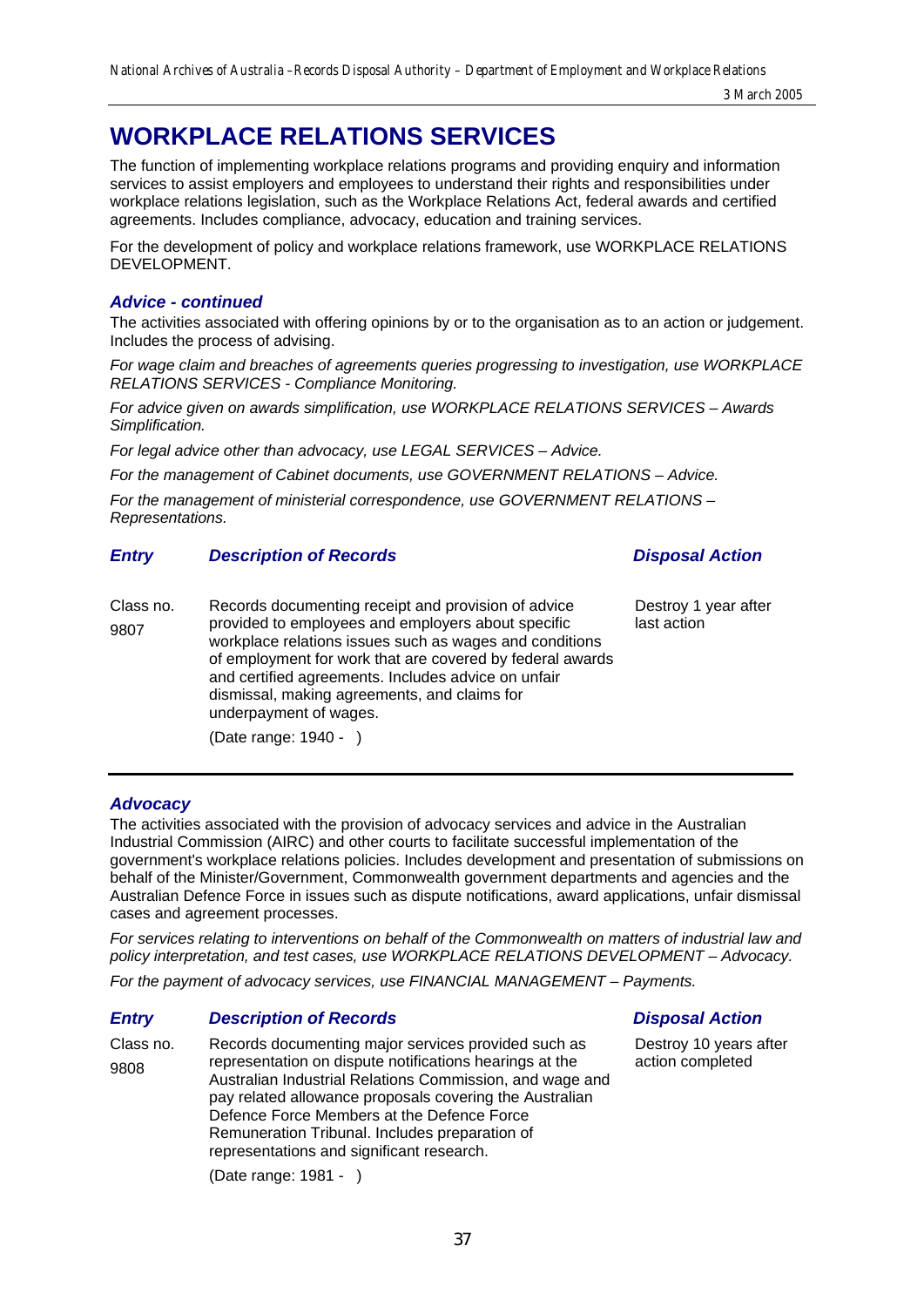# WORKPLACE RELATIONS SERVICES

The function of implementing workplace relations programs and providing enquiry and information services to assist employers and employees to understand their rights and responsibilities under workplace relations legislation, such as the Workplace Relations Act, federal awards and certified agreements. Includes compliance, advocacy, education and training services.

For the development of policy and workplace relations framework, use WORKPLACE RELATIONS DEVELOPMENT.

### *Advice - continued*

The activities associated with offering opinions by or to the organisation as to an action or judgement. Includes the process of advising.

*For wage claim and breaches of agreements queries progressing to investigation, use WORKPLACE RELATIONS SERVICES - Compliance Monitoring.*

*For advice given on awards simplification, use WORKPLACE RELATIONS SERVICES – Awards Simplification.*

*For legal advice other than advocacy, use LEGAL SERVICES – Advice.*

*For the management of Cabinet documents, use GOVERNMENT RELATIONS – Advice.*

*For the management of ministerial correspondence, use GOVERNMENT RELATIONS – Representations.*

| *Entry* | *Description of Records* | *Disposal Action* |
|---|---|---|
| Class no. 9807 | Records documenting receipt and provision of advice provided to employees and employers about specific workplace relations issues such as wages and conditions of employment for work that are covered by federal awards and certified agreements. Includes advice on unfair dismissal, making agreements, and claims for underpayment of wages. (Date range: 1940 - ) | Destroy 1 year after last action |

### *Advocacy*

The activities associated with the provision of advocacy services and advice in the Australian Industrial Commission (AIRC) and other courts to facilitate successful implementation of the government's workplace relations policies. Includes development and presentation of submissions on behalf of the Minister/Government, Commonwealth government departments and agencies and the Australian Defence Force in issues such as dispute notifications, award applications, unfair dismissal cases and agreement processes.

*For services relating to interventions on behalf of the Commonwealth on matters of industrial law and policy interpretation, and test cases, use WORKPLACE RELATIONS DEVELOPMENT – Advocacy.*

*For the payment of advocacy services, use FINANCIAL MANAGEMENT – Payments.*

| *Entry* | *Description of Records* | *Disposal Action* |
|---|---|---|
| Class no. 9808 | Records documenting major services provided such as representation on dispute notifications hearings at the Australian Industrial Relations Commission, and wage and pay related allowance proposals covering the Australian Defence Force Members at the Defence Force Remuneration Tribunal. Includes preparation of representations and significant research. (Date range: 1981 - ) | Destroy 10 years after action completed |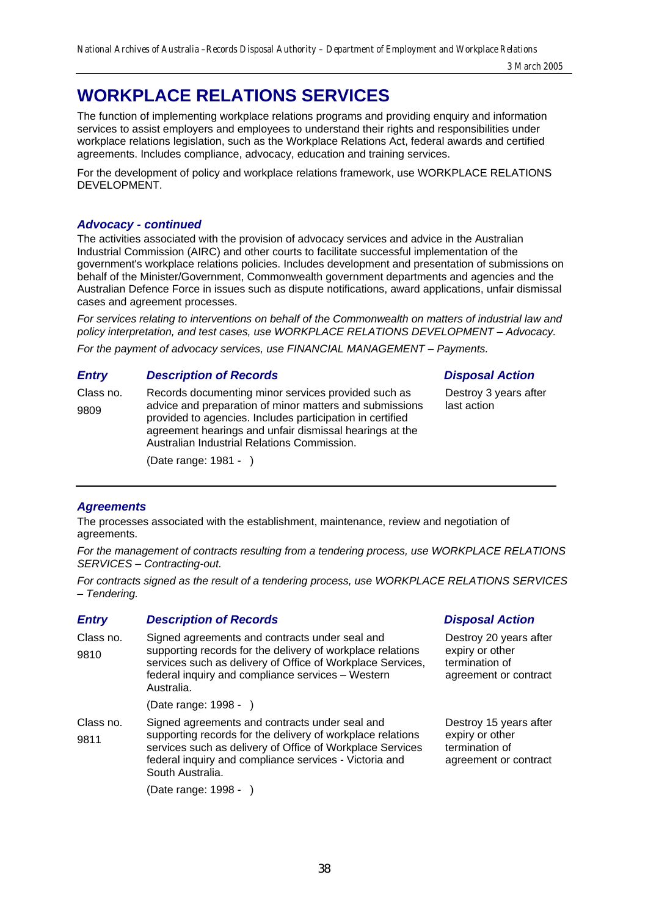# WORKPLACE RELATIONS SERVICES

The function of implementing workplace relations programs and providing enquiry and information services to assist employers and employees to understand their rights and responsibilities under workplace relations legislation, such as the Workplace Relations Act, federal awards and certified agreements. Includes compliance, advocacy, education and training services.

For the development of policy and workplace relations framework, use WORKPLACE RELATIONS DEVELOPMENT.

### *Advocacy - continued*

The activities associated with the provision of advocacy services and advice in the Australian Industrial Commission (AIRC) and other courts to facilitate successful implementation of the government's workplace relations policies. Includes development and presentation of submissions on behalf of the Minister/Government, Commonwealth government departments and agencies and the Australian Defence Force in issues such as dispute notifications, award applications, unfair dismissal cases and agreement processes.

*For services relating to interventions on behalf of the Commonwealth on matters of industrial law and policy interpretation, and test cases, use WORKPLACE RELATIONS DEVELOPMENT – Advocacy.*

*For the payment of advocacy services, use FINANCIAL MANAGEMENT – Payments.*

| *Entry* | *Description of Records* | *Disposal Action* |
|---|---|---|
| Class no. 9809 | Records documenting minor services provided such as advice and preparation of minor matters and submissions provided to agencies. Includes participation in certified agreement hearings and unfair dismissal hearings at the Australian Industrial Relations Commission. (Date range: 1981 - ) | Destroy 3 years after last action |

### *Agreements*

The processes associated with the establishment, maintenance, review and negotiation of agreements.

*For the management of contracts resulting from a tendering process, use WORKPLACE RELATIONS SERVICES – Contracting-out.*

*For contracts signed as the result of a tendering process, use WORKPLACE RELATIONS SERVICES – Tendering.*

| *Entry* | *Description of Records* | *Disposal Action* |
|---|---|---|
| Class no. 9810 | Signed agreements and contracts under seal and supporting records for the delivery of workplace relations services such as delivery of Office of Workplace Services, federal inquiry and compliance services – Western Australia. (Date range: 1998 - ) | Destroy 20 years after expiry or other termination of agreement or contract |
| Class no. 9811 | Signed agreements and contracts under seal and supporting records for the delivery of workplace relations services such as delivery of Office of Workplace Services federal inquiry and compliance services - Victoria and South Australia. (Date range: 1998 - ) | Destroy 15 years after expiry or other termination of agreement or contract |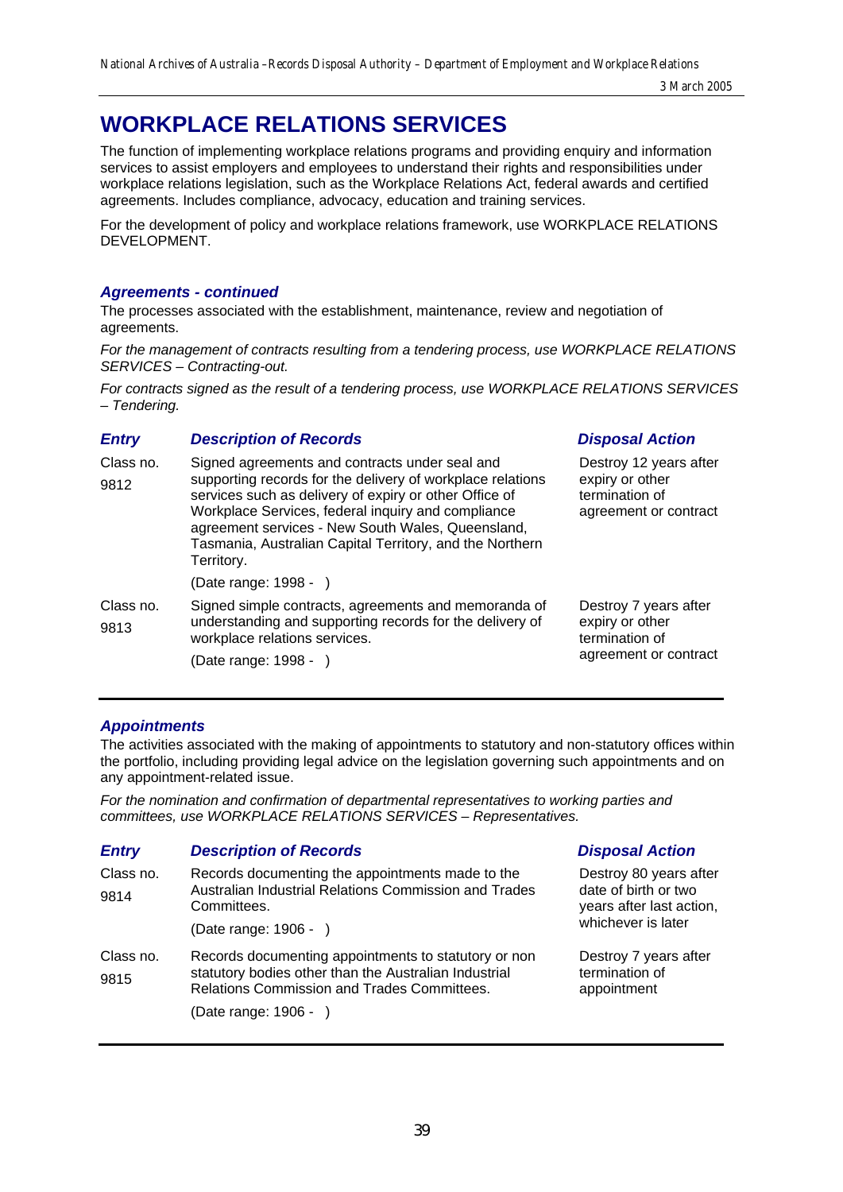# WORKPLACE RELATIONS SERVICES

The function of implementing workplace relations programs and providing enquiry and information services to assist employers and employees to understand their rights and responsibilities under workplace relations legislation, such as the Workplace Relations Act, federal awards and certified agreements. Includes compliance, advocacy, education and training services.

For the development of policy and workplace relations framework, use WORKPLACE RELATIONS DEVELOPMENT.

### *Agreements - continued*

The processes associated with the establishment, maintenance, review and negotiation of agreements.

*For the management of contracts resulting from a tendering process, use WORKPLACE RELATIONS SERVICES – Contracting-out.*

*For contracts signed as the result of a tendering process, use WORKPLACE RELATIONS SERVICES – Tendering.*

| *Entry* | *Description of Records* | *Disposal Action* |
|---|---|---|
| Class no. 9812 | Signed agreements and contracts under seal and supporting records for the delivery of workplace relations services such as delivery of expiry or other Office of Workplace Services, federal inquiry and compliance agreement services - New South Wales, Queensland, Tasmania, Australian Capital Territory, and the Northern Territory. (Date range: 1998 - ) | Destroy 12 years after expiry or other termination of agreement or contract |
| Class no. 9813 | Signed simple contracts, agreements and memoranda of understanding and supporting records for the delivery of workplace relations services. (Date range: 1998 - ) | Destroy 7 years after expiry or other termination of agreement or contract |

### *Appointments*

The activities associated with the making of appointments to statutory and non-statutory offices within the portfolio, including providing legal advice on the legislation governing such appointments and on any appointment-related issue.

*For the nomination and confirmation of departmental representatives to working parties and committees, use WORKPLACE RELATIONS SERVICES – Representatives.*

| *Entry* | *Description of Records* | *Disposal Action* |
|---|---|---|
| Class no. 9814 | Records documenting the appointments made to the Australian Industrial Relations Commission and Trades Committees. (Date range: 1906 - ) | Destroy 80 years after date of birth or two years after last action, whichever is later |
| Class no. 9815 | Records documenting appointments to statutory or non statutory bodies other than the Australian Industrial Relations Commission and Trades Committees. (Date range: 1906 - ) | Destroy 7 years after termination of appointment |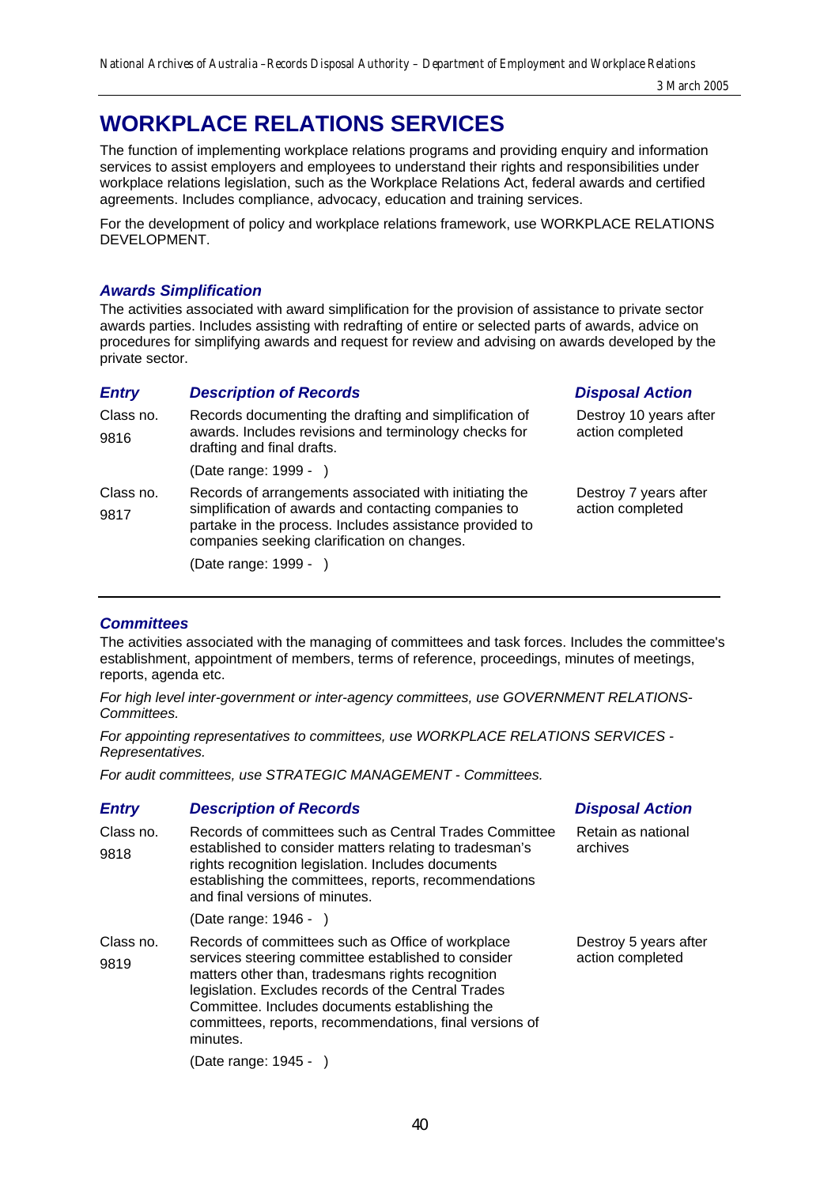# WORKPLACE RELATIONS SERVICES

The function of implementing workplace relations programs and providing enquiry and information services to assist employers and employees to understand their rights and responsibilities under workplace relations legislation, such as the Workplace Relations Act, federal awards and certified agreements. Includes compliance, advocacy, education and training services.

For the development of policy and workplace relations framework, use WORKPLACE RELATIONS DEVELOPMENT.

## *Awards Simplification*

The activities associated with award simplification for the provision of assistance to private sector awards parties. Includes assisting with redrafting of entire or selected parts of awards, advice on procedures for simplifying awards and request for review and advising on awards developed by the private sector.

| *Entry* | *Description of Records* | *Disposal Action* |
|---|---|---|
| Class no. 9816 | Records documenting the drafting and simplification of awards. Includes revisions and terminology checks for drafting and final drafts. (Date range: 1999 - ) | Destroy 10 years after action completed |
| Class no. 9817 | Records of arrangements associated with initiating the simplification of awards and contacting companies to partake in the process. Includes assistance provided to companies seeking clarification on changes. (Date range: 1999 - ) | Destroy 7 years after action completed |

## *Committees*

The activities associated with the managing of committees and task forces. Includes the committee's establishment, appointment of members, terms of reference, proceedings, minutes of meetings, reports, agenda etc.

*For high level inter-government or inter-agency committees, use GOVERNMENT RELATIONS-Committees.*

*For appointing representatives to committees, use WORKPLACE RELATIONS SERVICES - Representatives.*

*For audit committees, use STRATEGIC MANAGEMENT - Committees.*

| *Entry* | *Description of Records* | *Disposal Action* |
|---|---|---|
| Class no. 9818 | Records of committees such as Central Trades Committee established to consider matters relating to tradesman's rights recognition legislation. Includes documents establishing the committees, reports, recommendations and final versions of minutes. (Date range: 1946 - ) | Retain as national archives |
| Class no. 9819 | Records of committees such as Office of workplace services steering committee established to consider matters other than, tradesmans rights recognition legislation. Excludes records of the Central Trades Committee. Includes documents establishing the committees, reports, recommendations, final versions of minutes. (Date range: 1945 - ) | Destroy 5 years after action completed |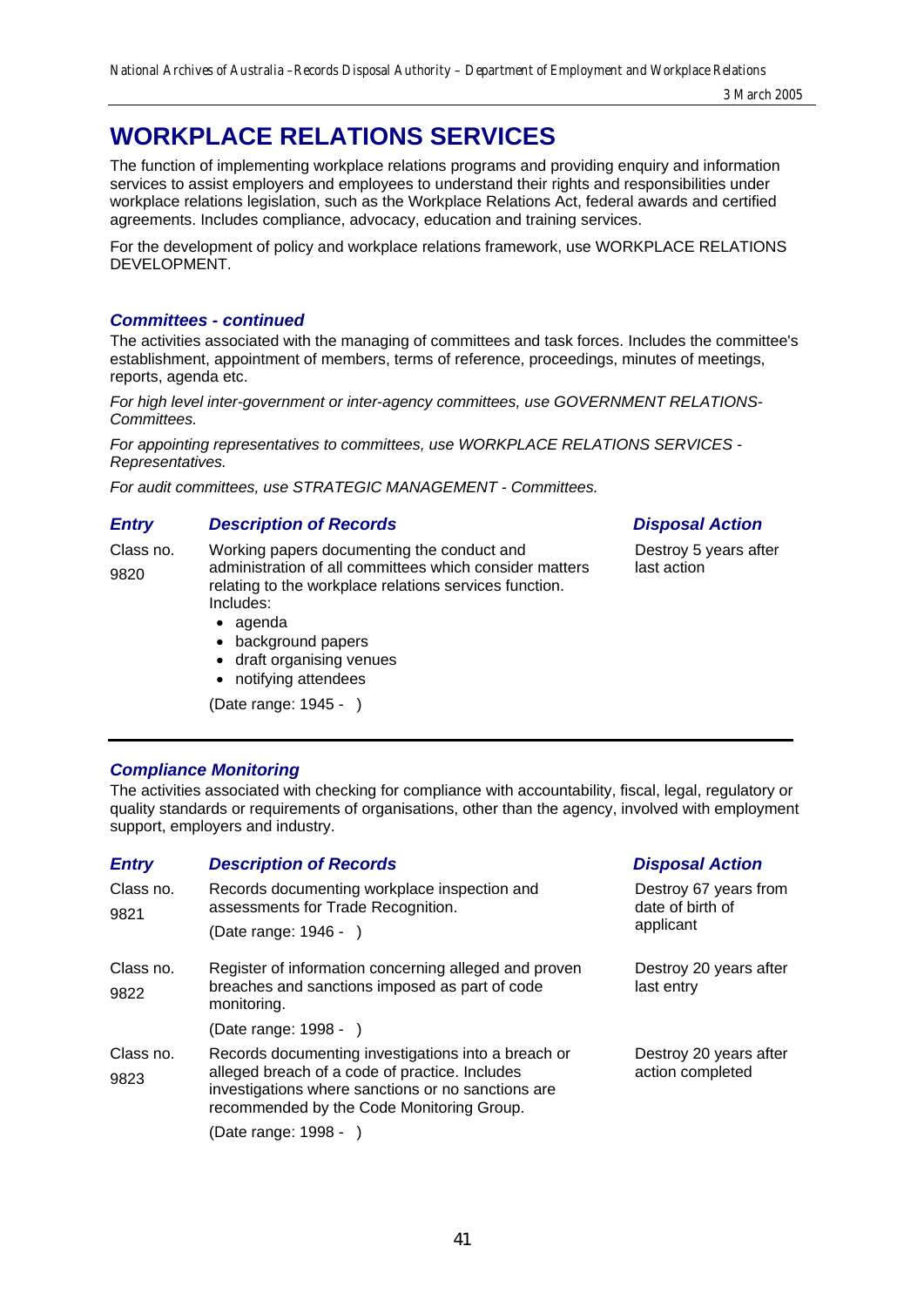# WORKPLACE RELATIONS SERVICES

The function of implementing workplace relations programs and providing enquiry and information services to assist employers and employees to understand their rights and responsibilities under workplace relations legislation, such as the Workplace Relations Act, federal awards and certified agreements. Includes compliance, advocacy, education and training services.

For the development of policy and workplace relations framework, use WORKPLACE RELATIONS DEVELOPMENT.

### *Committees - continued*

The activities associated with the managing of committees and task forces. Includes the committee's establishment, appointment of members, terms of reference, proceedings, minutes of meetings, reports, agenda etc.

*For high level inter-government or inter-agency committees, use GOVERNMENT RELATIONS-Committees.*

*For appointing representatives to committees, use WORKPLACE RELATIONS SERVICES - Representatives.*

*For audit committees, use STRATEGIC MANAGEMENT - Committees.*

| *Entry* | *Description of Records* | *Disposal Action* |
|---|---|---|
| Class no. 9820 | Working papers documenting the conduct and administration of all committees which consider matters relating to the workplace relations services function. Includes:<br>• agenda<br>• background papers<br>• draft organising venues<br>• notifying attendees<br><br>(Date range: 1945 - ) | Destroy 5 years after last action |

### *Compliance Monitoring*

The activities associated with checking for compliance with accountability, fiscal, legal, regulatory or quality standards or requirements of organisations, other than the agency, involved with employment support, employers and industry.

| *Entry* | *Description of Records* | *Disposal Action* |
|---|---|---|
| Class no. 9821 | Records documenting workplace inspection and assessments for Trade Recognition.<br><br>(Date range: 1946 - ) | Destroy 67 years from date of birth of applicant |
| Class no. 9822 | Register of information concerning alleged and proven breaches and sanctions imposed as part of code monitoring.<br><br>(Date range: 1998 - ) | Destroy 20 years after last entry |
| Class no. 9823 | Records documenting investigations into a breach or alleged breach of a code of practice. Includes investigations where sanctions or no sanctions are recommended by the Code Monitoring Group.<br><br>(Date range: 1998 - ) | Destroy 20 years after action completed |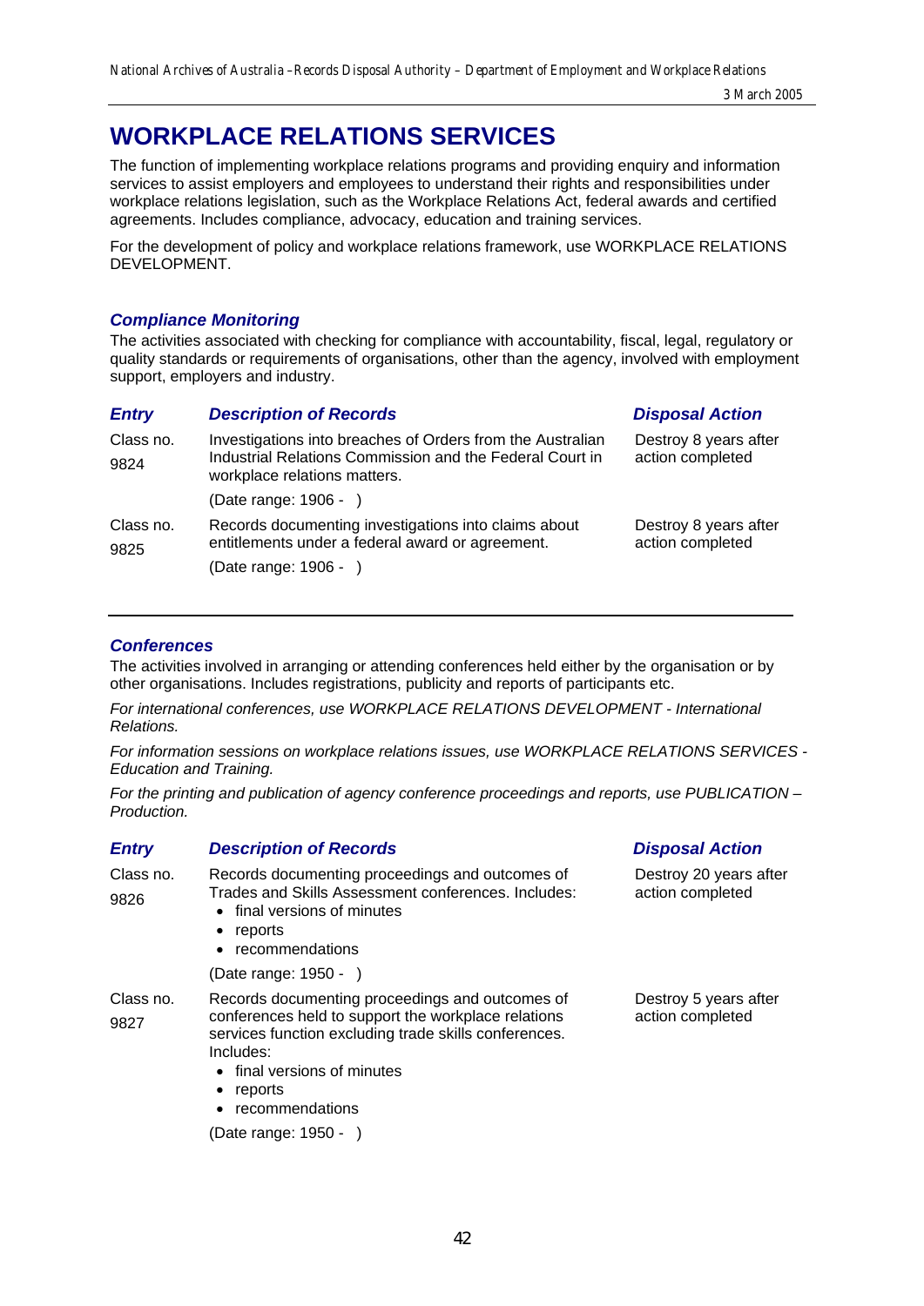# WORKPLACE RELATIONS SERVICES

The function of implementing workplace relations programs and providing enquiry and information services to assist employers and employees to understand their rights and responsibilities under workplace relations legislation, such as the Workplace Relations Act, federal awards and certified agreements. Includes compliance, advocacy, education and training services.

For the development of policy and workplace relations framework, use WORKPLACE RELATIONS DEVELOPMENT.

## Compliance Monitoring

The activities associated with checking for compliance with accountability, fiscal, legal, regulatory or quality standards or requirements of organisations, other than the agency, involved with employment support, employers and industry.

| Entry | Description of Records | Disposal Action |
|---|---|---|
| Class no. 9824 | Investigations into breaches of Orders from the Australian Industrial Relations Commission and the Federal Court in workplace relations matters.<br><br>(Date range: 1906 - ) | Destroy 8 years after action completed |
| Class no. 9825 | Records documenting investigations into claims about entitlements under a federal award or agreement.<br><br>(Date range: 1906 - ) | Destroy 8 years after action completed |

## Conferences

The activities involved in arranging or attending conferences held either by the organisation or by other organisations. Includes registrations, publicity and reports of participants etc.

*For international conferences, use WORKPLACE RELATIONS DEVELOPMENT - International Relations.*

*For information sessions on workplace relations issues, use WORKPLACE RELATIONS SERVICES - Education and Training.*

*For the printing and publication of agency conference proceedings and reports, use PUBLICATION – Production.*

| Entry | Description of Records | Disposal Action |
|---|---|---|
| Class no. 9826 | Records documenting proceedings and outcomes of Trades and Skills Assessment conferences. Includes:<br>• final versions of minutes<br>• reports<br>• recommendations<br><br>(Date range: 1950 - ) | Destroy 20 years after action completed |
| Class no. 9827 | Records documenting proceedings and outcomes of conferences held to support the workplace relations services function excluding trade skills conferences. Includes:<br>• final versions of minutes<br>• reports<br>• recommendations<br><br>(Date range: 1950 - ) | Destroy 5 years after action completed |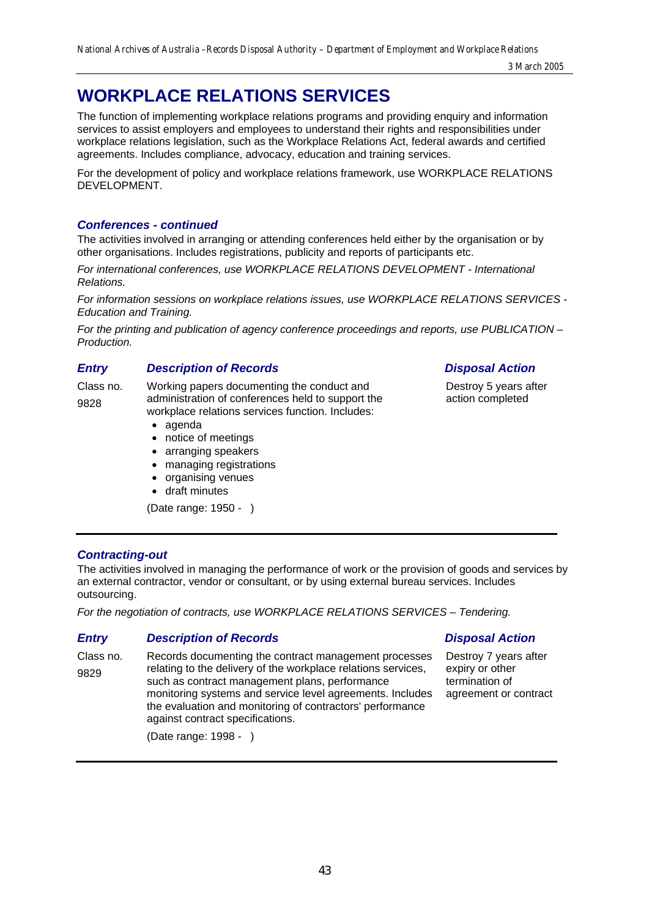# WORKPLACE RELATIONS SERVICES

The function of implementing workplace relations programs and providing enquiry and information services to assist employers and employees to understand their rights and responsibilities under workplace relations legislation, such as the Workplace Relations Act, federal awards and certified agreements. Includes compliance, advocacy, education and training services.

For the development of policy and workplace relations framework, use WORKPLACE RELATIONS DEVELOPMENT.

## *Conferences - continued*

The activities involved in arranging or attending conferences held either by the organisation or by other organisations. Includes registrations, publicity and reports of participants etc.

*For international conferences, use WORKPLACE RELATIONS DEVELOPMENT - International Relations.*

*For information sessions on workplace relations issues, use WORKPLACE RELATIONS SERVICES - Education and Training.*

*For the printing and publication of agency conference proceedings and reports, use PUBLICATION – Production.*

| *Entry* | *Description of Records* | *Disposal Action* |
|---|---|---|
| Class no. 9828 | Working papers documenting the conduct and administration of conferences held to support the workplace relations services function. Includes:<br>• agenda<br>• notice of meetings<br>• arranging speakers<br>• managing registrations<br>• organising venues<br>• draft minutes<br><br>(Date range: 1950 - ) | Destroy 5 years after action completed |

## *Contracting-out*

The activities involved in managing the performance of work or the provision of goods and services by an external contractor, vendor or consultant, or by using external bureau services. Includes outsourcing.

*For the negotiation of contracts, use WORKPLACE RELATIONS SERVICES – Tendering.*

| *Entry* | *Description of Records* | *Disposal Action* |
|---|---|---|
| Class no. 9829 | Records documenting the contract management processes relating to the delivery of the workplace relations services, such as contract management plans, performance monitoring systems and service level agreements. Includes the evaluation and monitoring of contractors' performance against contract specifications.<br><br>(Date range: 1998 - ) | Destroy 7 years after expiry or other termination of agreement or contract |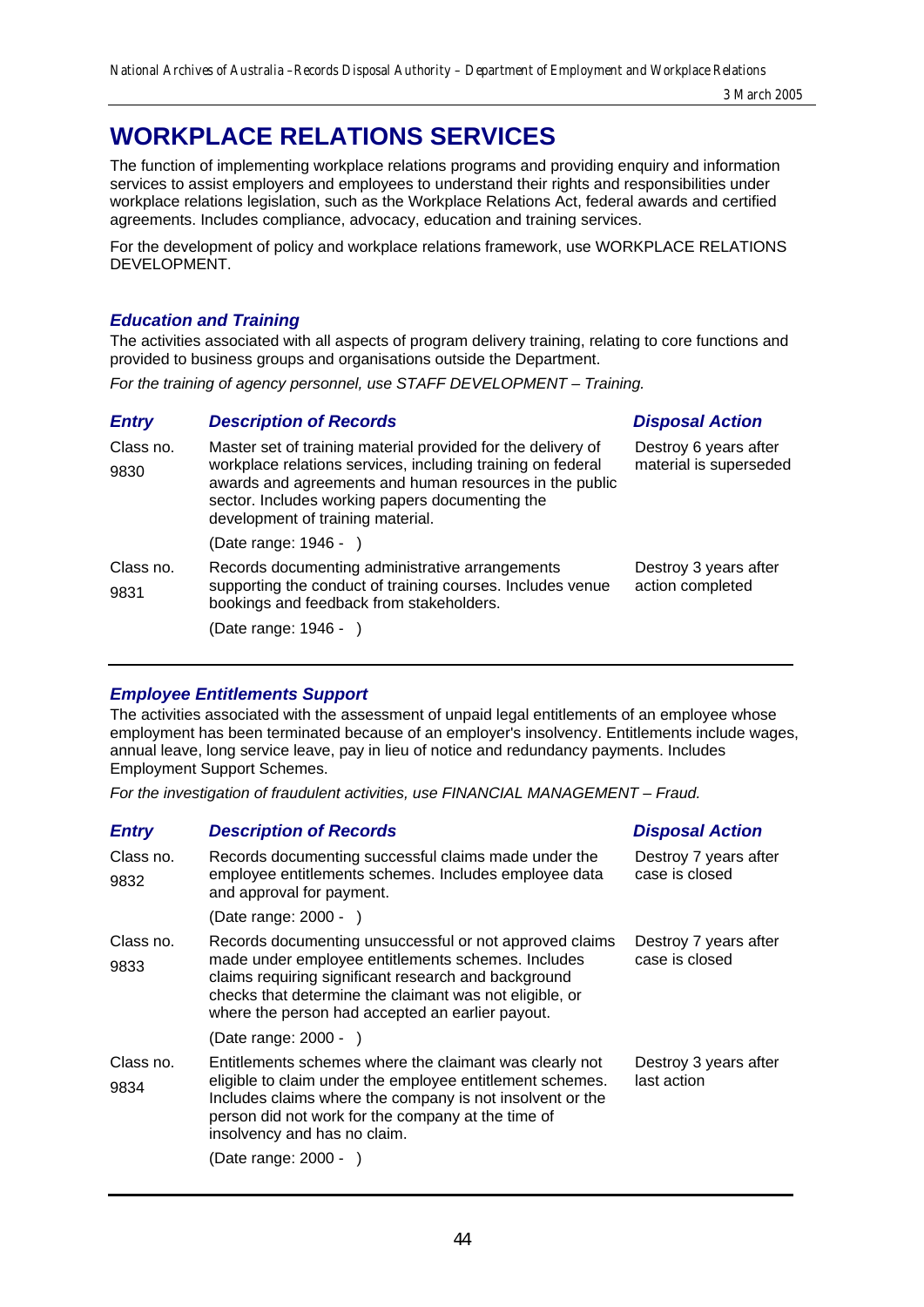# WORKPLACE RELATIONS SERVICES

The function of implementing workplace relations programs and providing enquiry and information services to assist employers and employees to understand their rights and responsibilities under workplace relations legislation, such as the Workplace Relations Act, federal awards and certified agreements. Includes compliance, advocacy, education and training services.

For the development of policy and workplace relations framework, use WORKPLACE RELATIONS DEVELOPMENT.

## *Education and Training*

The activities associated with all aspects of program delivery training, relating to core functions and provided to business groups and organisations outside the Department.

*For the training of agency personnel, use STAFF DEVELOPMENT – Training.*

| *Entry* | *Description of Records* | *Disposal Action* |
|---|---|---|
| Class no. 9830 | Master set of training material provided for the delivery of workplace relations services, including training on federal awards and agreements and human resources in the public sector. Includes working papers documenting the development of training material.<br><br>(Date range: 1946 - ) | Destroy 6 years after material is superseded |
| Class no. 9831 | Records documenting administrative arrangements supporting the conduct of training courses. Includes venue bookings and feedback from stakeholders.<br><br>(Date range: 1946 - ) | Destroy 3 years after action completed |

## *Employee Entitlements Support*

The activities associated with the assessment of unpaid legal entitlements of an employee whose employment has been terminated because of an employer's insolvency. Entitlements include wages, annual leave, long service leave, pay in lieu of notice and redundancy payments. Includes Employment Support Schemes.

*For the investigation of fraudulent activities, use FINANCIAL MANAGEMENT – Fraud.*

| *Entry* | *Description of Records* | *Disposal Action* |
|---|---|---|
| Class no. 9832 | Records documenting successful claims made under the employee entitlements schemes. Includes employee data and approval for payment.<br><br>(Date range: 2000 - ) | Destroy 7 years after case is closed |
| Class no. 9833 | Records documenting unsuccessful or not approved claims made under employee entitlements schemes. Includes claims requiring significant research and background checks that determine the claimant was not eligible, or where the person had accepted an earlier payout.<br><br>(Date range: 2000 - ) | Destroy 7 years after case is closed |
| Class no. 9834 | Entitlements schemes where the claimant was clearly not eligible to claim under the employee entitlement schemes. Includes claims where the company is not insolvent or the person did not work for the company at the time of insolvency and has no claim.<br><br>(Date range: 2000 - ) | Destroy 3 years after last action |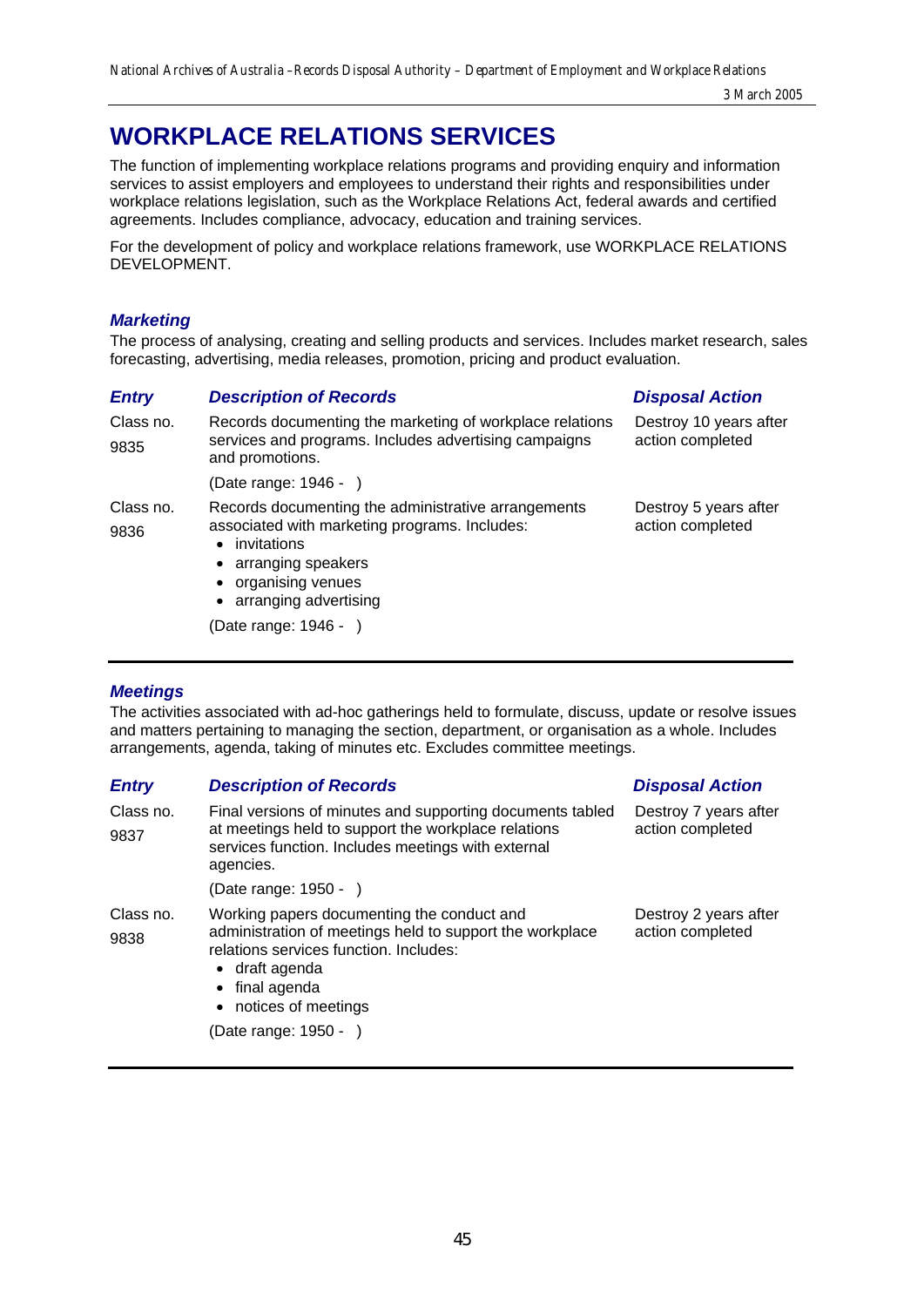# WORKPLACE RELATIONS SERVICES

The function of implementing workplace relations programs and providing enquiry and information services to assist employers and employees to understand their rights and responsibilities under workplace relations legislation, such as the Workplace Relations Act, federal awards and certified agreements. Includes compliance, advocacy, education and training services.

For the development of policy and workplace relations framework, use WORKPLACE RELATIONS DEVELOPMENT.

### *Marketing*

The process of analysing, creating and selling products and services. Includes market research, sales forecasting, advertising, media releases, promotion, pricing and product evaluation.

| *Entry* | *Description of Records* | *Disposal Action* |
|---|---|---|
| Class no. 9835 | Records documenting the marketing of workplace relations services and programs. Includes advertising campaigns and promotions.<br><br>(Date range: 1946 - ) | Destroy 10 years after action completed |
| Class no. 9836 | Records documenting the administrative arrangements associated with marketing programs. Includes:<br>• invitations<br>• arranging speakers<br>• organising venues<br>• arranging advertising<br><br>(Date range: 1946 - ) | Destroy 5 years after action completed |

### *Meetings*

The activities associated with ad-hoc gatherings held to formulate, discuss, update or resolve issues and matters pertaining to managing the section, department, or organisation as a whole. Includes arrangements, agenda, taking of minutes etc. Excludes committee meetings.

| *Entry* | *Description of Records* | *Disposal Action* |
|---|---|---|
| Class no. 9837 | Final versions of minutes and supporting documents tabled at meetings held to support the workplace relations services function. Includes meetings with external agencies.<br><br>(Date range: 1950 - ) | Destroy 7 years after action completed |
| Class no. 9838 | Working papers documenting the conduct and administration of meetings held to support the workplace relations services function. Includes:<br>• draft agenda<br>• final agenda<br>• notices of meetings<br><br>(Date range: 1950 - ) | Destroy 2 years after action completed |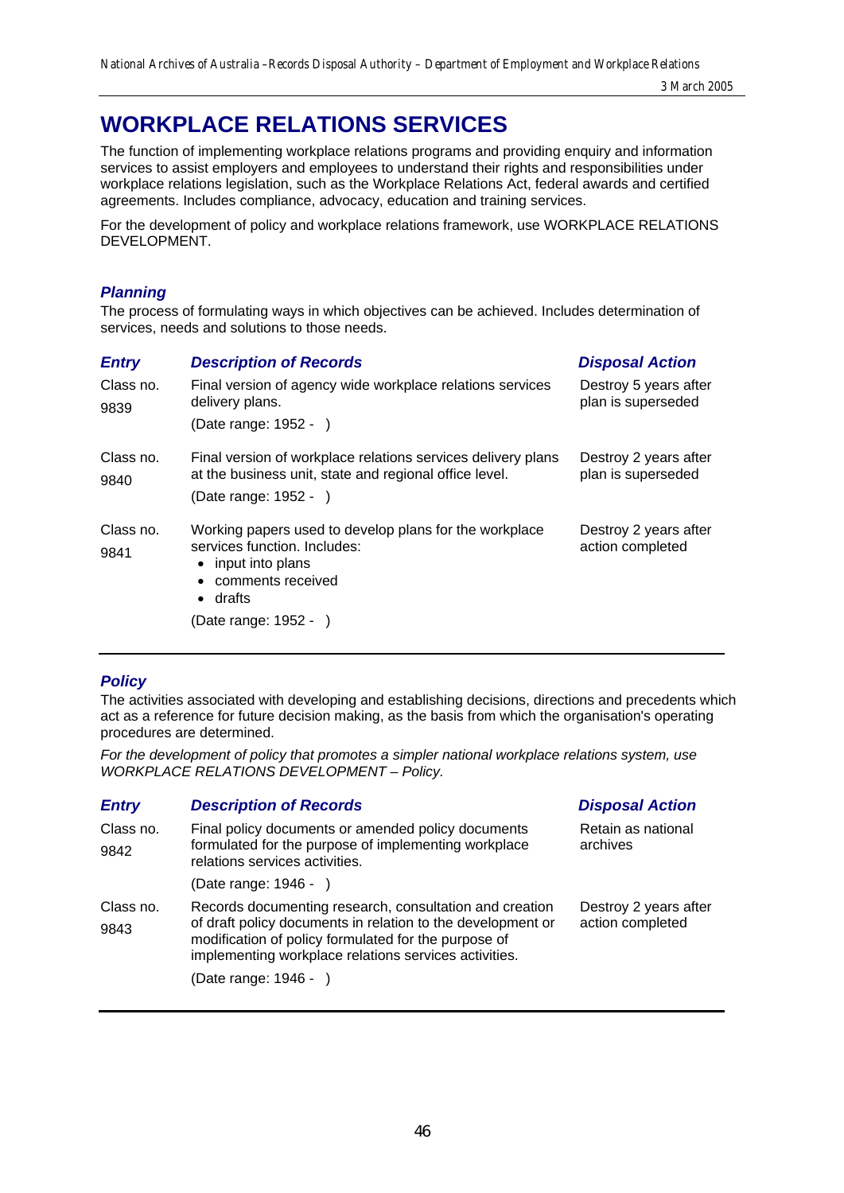# WORKPLACE RELATIONS SERVICES

The function of implementing workplace relations programs and providing enquiry and information services to assist employers and employees to understand their rights and responsibilities under workplace relations legislation, such as the Workplace Relations Act, federal awards and certified agreements. Includes compliance, advocacy, education and training services.

For the development of policy and workplace relations framework, use WORKPLACE RELATIONS DEVELOPMENT.

## *Planning*

The process of formulating ways in which objectives can be achieved. Includes determination of services, needs and solutions to those needs.

| *Entry* | *Description of Records* | *Disposal Action* |
|---|---|---|
| Class no. 9839 | Final version of agency wide workplace relations services delivery plans. (Date range: 1952 - ) | Destroy 5 years after plan is superseded |
| Class no. 9840 | Final version of workplace relations services delivery plans at the business unit, state and regional office level. (Date range: 1952 - ) | Destroy 2 years after plan is superseded |
| Class no. 9841 | Working papers used to develop plans for the workplace services function. Includes: • input into plans • comments received • drafts (Date range: 1952 - ) | Destroy 2 years after action completed |

## *Policy*

The activities associated with developing and establishing decisions, directions and precedents which act as a reference for future decision making, as the basis from which the organisation's operating procedures are determined.

*For the development of policy that promotes a simpler national workplace relations system, use WORKPLACE RELATIONS DEVELOPMENT – Policy.*

| *Entry* | *Description of Records* | *Disposal Action* |
|---|---|---|
| Class no. 9842 | Final policy documents or amended policy documents formulated for the purpose of implementing workplace relations services activities. (Date range: 1946 - ) | Retain as national archives |
| Class no. 9843 | Records documenting research, consultation and creation of draft policy documents in relation to the development or modification of policy formulated for the purpose of implementing workplace relations services activities. (Date range: 1946 - ) | Destroy 2 years after action completed |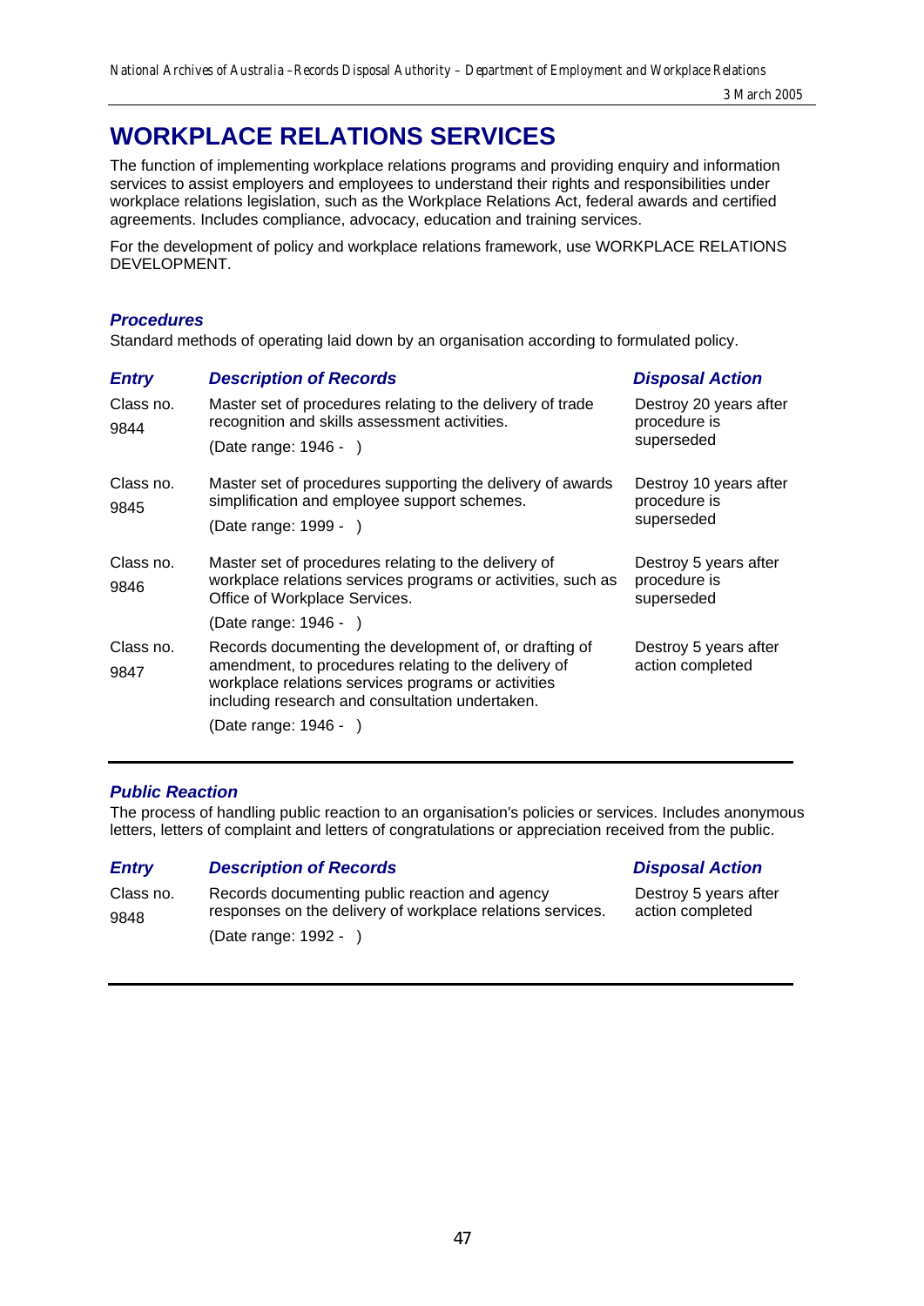# WORKPLACE RELATIONS SERVICES

The function of implementing workplace relations programs and providing enquiry and information services to assist employers and employees to understand their rights and responsibilities under workplace relations legislation, such as the Workplace Relations Act, federal awards and certified agreements. Includes compliance, advocacy, education and training services.

For the development of policy and workplace relations framework, use WORKPLACE RELATIONS DEVELOPMENT.

## *Procedures*

Standard methods of operating laid down by an organisation according to formulated policy.

| *Entry* | *Description of Records* | *Disposal Action* |
|---|---|---|
| Class no. 9844 | Master set of procedures relating to the delivery of trade recognition and skills assessment activities.<br>(Date range: 1946 - ) | Destroy 20 years after procedure is superseded |
| Class no. 9845 | Master set of procedures supporting the delivery of awards simplification and employee support schemes.<br>(Date range: 1999 - ) | Destroy 10 years after procedure is superseded |
| Class no. 9846 | Master set of procedures relating to the delivery of workplace relations services programs or activities, such as Office of Workplace Services.<br>(Date range: 1946 - ) | Destroy 5 years after procedure is superseded |
| Class no. 9847 | Records documenting the development of, or drafting of amendment, to procedures relating to the delivery of workplace relations services programs or activities including research and consultation undertaken.<br>(Date range: 1946 - ) | Destroy 5 years after action completed |

## *Public Reaction*

The process of handling public reaction to an organisation's policies or services. Includes anonymous letters, letters of complaint and letters of congratulations or appreciation received from the public.

| *Entry* | *Description of Records* | *Disposal Action* |
|---|---|---|
| Class no. 9848 | Records documenting public reaction and agency responses on the delivery of workplace relations services.<br>(Date range: 1992 - ) | Destroy 5 years after action completed |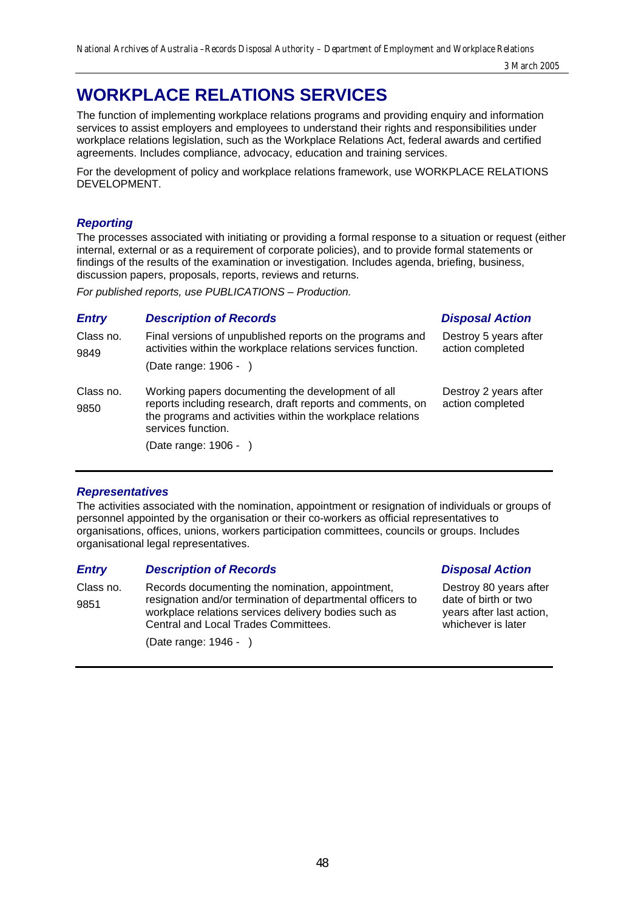# WORKPLACE RELATIONS SERVICES

The function of implementing workplace relations programs and providing enquiry and information services to assist employers and employees to understand their rights and responsibilities under workplace relations legislation, such as the Workplace Relations Act, federal awards and certified agreements. Includes compliance, advocacy, education and training services.

For the development of policy and workplace relations framework, use WORKPLACE RELATIONS DEVELOPMENT.

## *Reporting*

The processes associated with initiating or providing a formal response to a situation or request (either internal, external or as a requirement of corporate policies), and to provide formal statements or findings of the results of the examination or investigation. Includes agenda, briefing, business, discussion papers, proposals, reports, reviews and returns.

*For published reports, use PUBLICATIONS – Production.*

| *Entry* | *Description of Records* | *Disposal Action* |
|---|---|---|
| Class no. 9849 | Final versions of unpublished reports on the programs and activities within the workplace relations services function.<br><br>(Date range: 1906 - ) | Destroy 5 years after action completed |
| Class no. 9850 | Working papers documenting the development of all reports including research, draft reports and comments, on the programs and activities within the workplace relations services function.<br><br>(Date range: 1906 - ) | Destroy 2 years after action completed |

## *Representatives*

The activities associated with the nomination, appointment or resignation of individuals or groups of personnel appointed by the organisation or their co-workers as official representatives to organisations, offices, unions, workers participation committees, councils or groups. Includes organisational legal representatives.

| *Entry* | *Description of Records* | *Disposal Action* |
|---|---|---|
| Class no. 9851 | Records documenting the nomination, appointment, resignation and/or termination of departmental officers to workplace relations services delivery bodies such as Central and Local Trades Committees.<br><br>(Date range: 1946 - ) | Destroy 80 years after date of birth or two years after last action, whichever is later |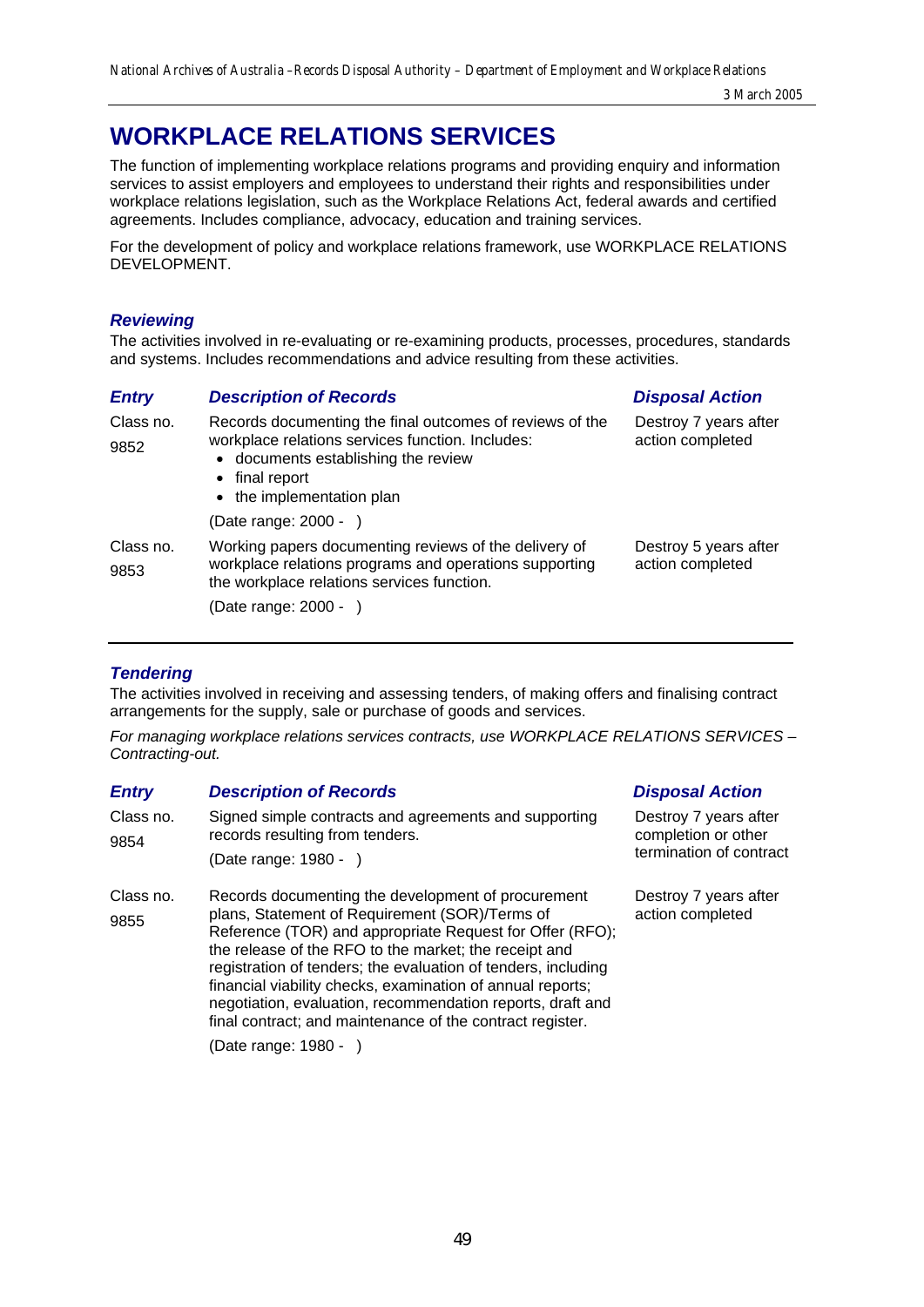# WORKPLACE RELATIONS SERVICES

The function of implementing workplace relations programs and providing enquiry and information services to assist employers and employees to understand their rights and responsibilities under workplace relations legislation, such as the Workplace Relations Act, federal awards and certified agreements. Includes compliance, advocacy, education and training services.

For the development of policy and workplace relations framework, use WORKPLACE RELATIONS DEVELOPMENT.

## *Reviewing*

The activities involved in re-evaluating or re-examining products, processes, procedures, standards and systems. Includes recommendations and advice resulting from these activities.

| *Entry* | *Description of Records* | *Disposal Action* |
|---|---|---|
| Class no. 9852 | Records documenting the final outcomes of reviews of the workplace relations services function. Includes:<br>• documents establishing the review<br>• final report<br>• the implementation plan<br>(Date range: 2000 - ) | Destroy 7 years after action completed |
| Class no. 9853 | Working papers documenting reviews of the delivery of workplace relations programs and operations supporting the workplace relations services function.<br>(Date range: 2000 - ) | Destroy 5 years after action completed |

## *Tendering*

The activities involved in receiving and assessing tenders, of making offers and finalising contract arrangements for the supply, sale or purchase of goods and services.

*For managing workplace relations services contracts, use WORKPLACE RELATIONS SERVICES – Contracting-out.*

| *Entry* | *Description of Records* | *Disposal Action* |
|---|---|---|
| Class no. 9854 | Signed simple contracts and agreements and supporting records resulting from tenders.<br>(Date range: 1980 - ) | Destroy 7 years after completion or other termination of contract |
| Class no. 9855 | Records documenting the development of procurement plans, Statement of Requirement (SOR)/Terms of Reference (TOR) and appropriate Request for Offer (RFO); the release of the RFO to the market; the receipt and registration of tenders; the evaluation of tenders, including financial viability checks, examination of annual reports; negotiation, evaluation, recommendation reports, draft and final contract; and maintenance of the contract register.<br>(Date range: 1980 - ) | Destroy 7 years after action completed |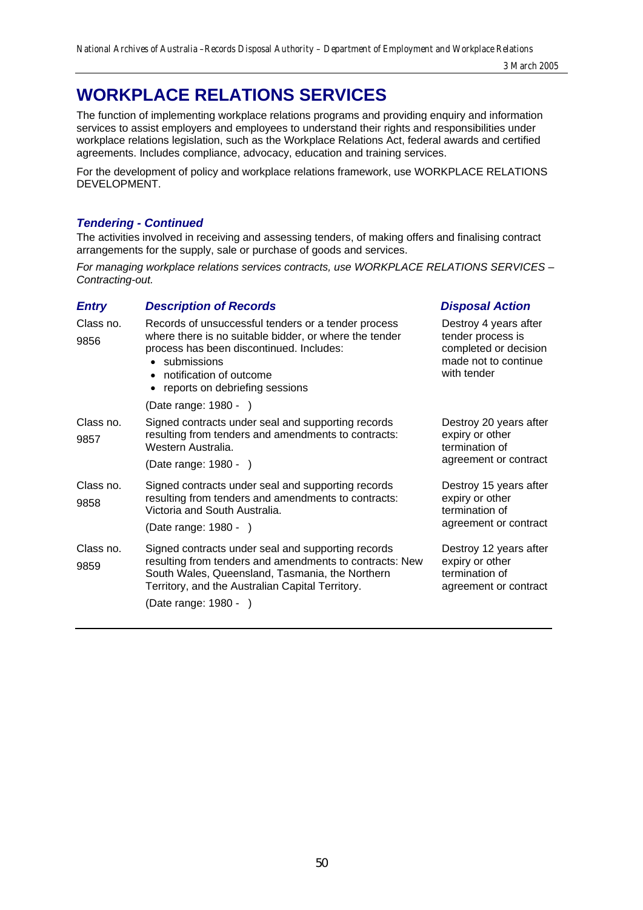# WORKPLACE RELATIONS SERVICES

The function of implementing workplace relations programs and providing enquiry and information services to assist employers and employees to understand their rights and responsibilities under workplace relations legislation, such as the Workplace Relations Act, federal awards and certified agreements. Includes compliance, advocacy, education and training services.

For the development of policy and workplace relations framework, use WORKPLACE RELATIONS DEVELOPMENT.

## *Tendering - Continued*

The activities involved in receiving and assessing tenders, of making offers and finalising contract arrangements for the supply, sale or purchase of goods and services.

*For managing workplace relations services contracts, use WORKPLACE RELATIONS SERVICES – Contracting-out.*

| *Entry* | *Description of Records* | *Disposal Action* |
|---|---|---|
| Class no. 9856 | Records of unsuccessful tenders or a tender process where there is no suitable bidder, or where the tender process has been discontinued. Includes: <br>• submissions <br>• notification of outcome <br>• reports on debriefing sessions <br>(Date range: 1980 - ) | Destroy 4 years after tender process is completed or decision made not to continue with tender |
| Class no. 9857 | Signed contracts under seal and supporting records resulting from tenders and amendments to contracts: Western Australia. <br>(Date range: 1980 - ) | Destroy 20 years after expiry or other termination of agreement or contract |
| Class no. 9858 | Signed contracts under seal and supporting records resulting from tenders and amendments to contracts: Victoria and South Australia. <br>(Date range: 1980 - ) | Destroy 15 years after expiry or other termination of agreement or contract |
| Class no. 9859 | Signed contracts under seal and supporting records resulting from tenders and amendments to contracts: New South Wales, Queensland, Tasmania, the Northern Territory, and the Australian Capital Territory. <br>(Date range: 1980 - ) | Destroy 12 years after expiry or other termination of agreement or contract |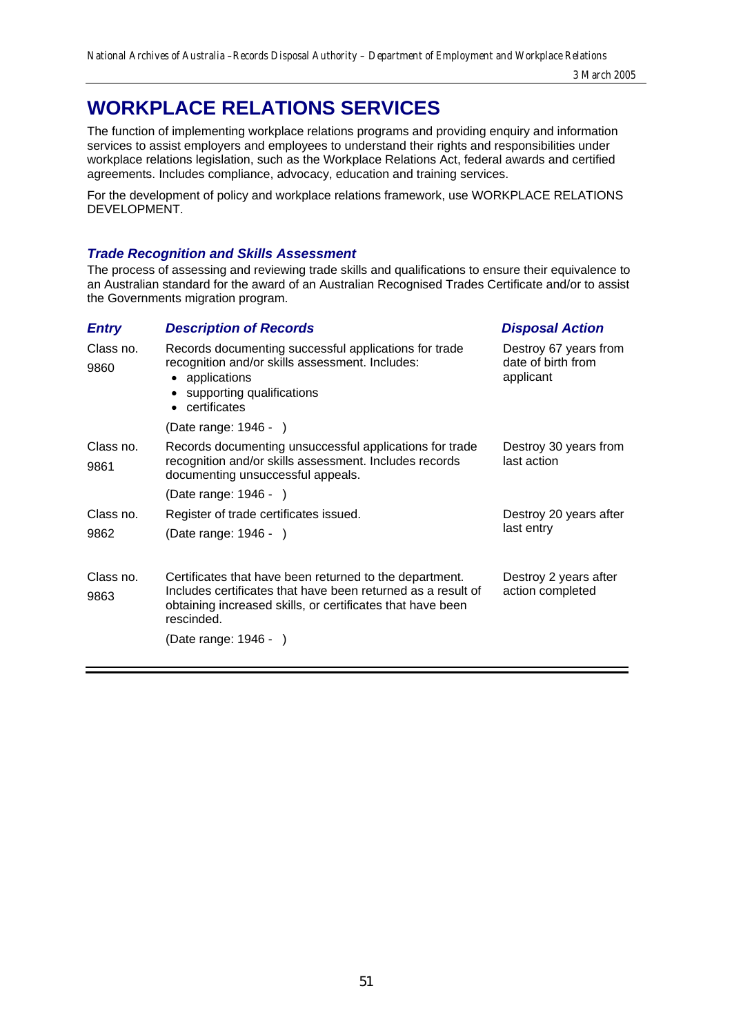# WORKPLACE RELATIONS SERVICES

The function of implementing workplace relations programs and providing enquiry and information services to assist employers and employees to understand their rights and responsibilities under workplace relations legislation, such as the Workplace Relations Act, federal awards and certified agreements. Includes compliance, advocacy, education and training services.

For the development of policy and workplace relations framework, use WORKPLACE RELATIONS DEVELOPMENT.

### *Trade Recognition and Skills Assessment*

The process of assessing and reviewing trade skills and qualifications to ensure their equivalence to an Australian standard for the award of an Australian Recognised Trades Certificate and/or to assist the Governments migration program.

| *Entry* | *Description of Records* | *Disposal Action* |
|---|---|---|
| Class no. 9860 | Records documenting successful applications for trade recognition and/or skills assessment. Includes:<br>• applications<br>• supporting qualifications<br>• certificates<br><br>(Date range: 1946 - ) | Destroy 67 years from date of birth from applicant |
| Class no. 9861 | Records documenting unsuccessful applications for trade recognition and/or skills assessment. Includes records documenting unsuccessful appeals.<br><br>(Date range: 1946 - ) | Destroy 30 years from last action |
| Class no. 9862 | Register of trade certificates issued.<br><br>(Date range: 1946 - ) | Destroy 20 years after last entry |
| Class no. 9863 | Certificates that have been returned to the department. Includes certificates that have been returned as a result of obtaining increased skills, or certificates that have been rescinded.<br><br>(Date range: 1946 - ) | Destroy 2 years after action completed |